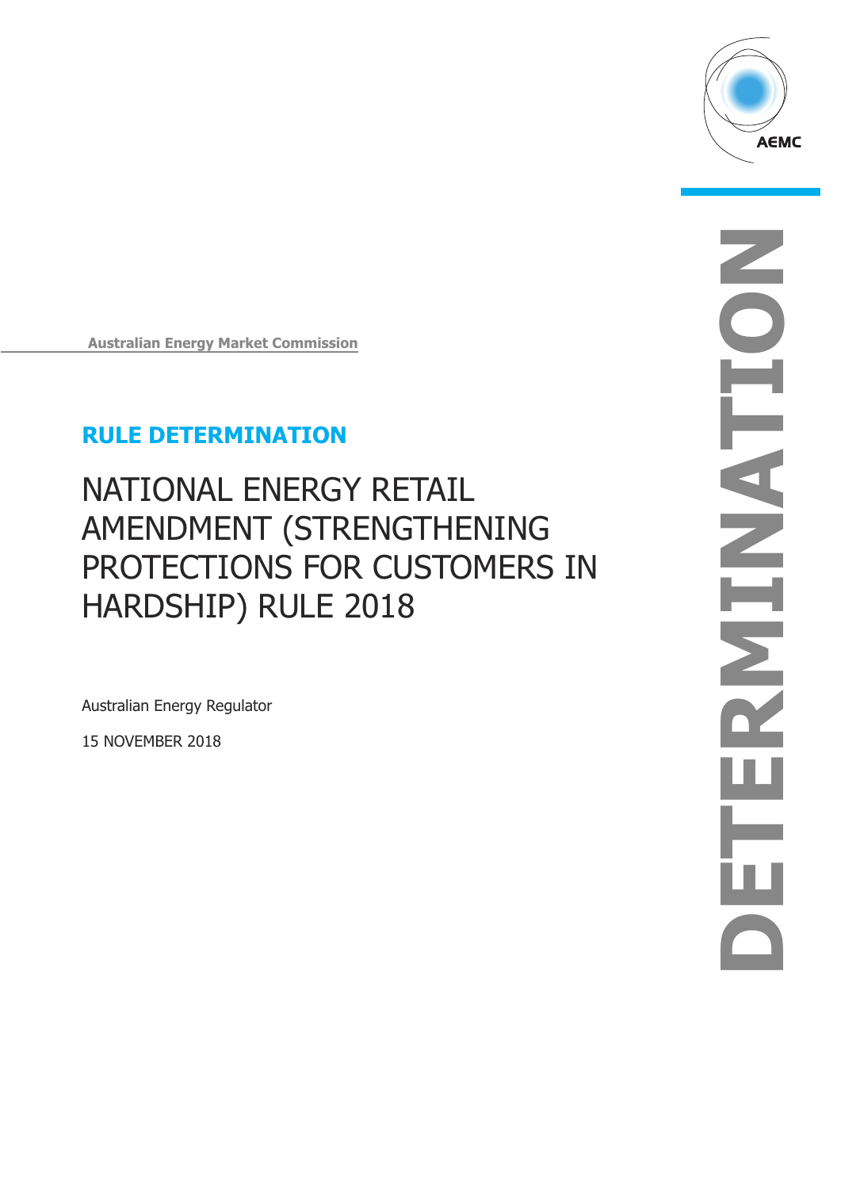AEMC

DETERMINATION

Australian Energy Market Commission

## RULE DETERMINATION

# NATIONAL ENERGY RETAIL AMENDMENT (STRENGTHENING PROTECTIONS FOR CUSTOMERS IN HARDSHIP) RULE 2018

Australian Energy Regulator

15 NOVEMBER 2018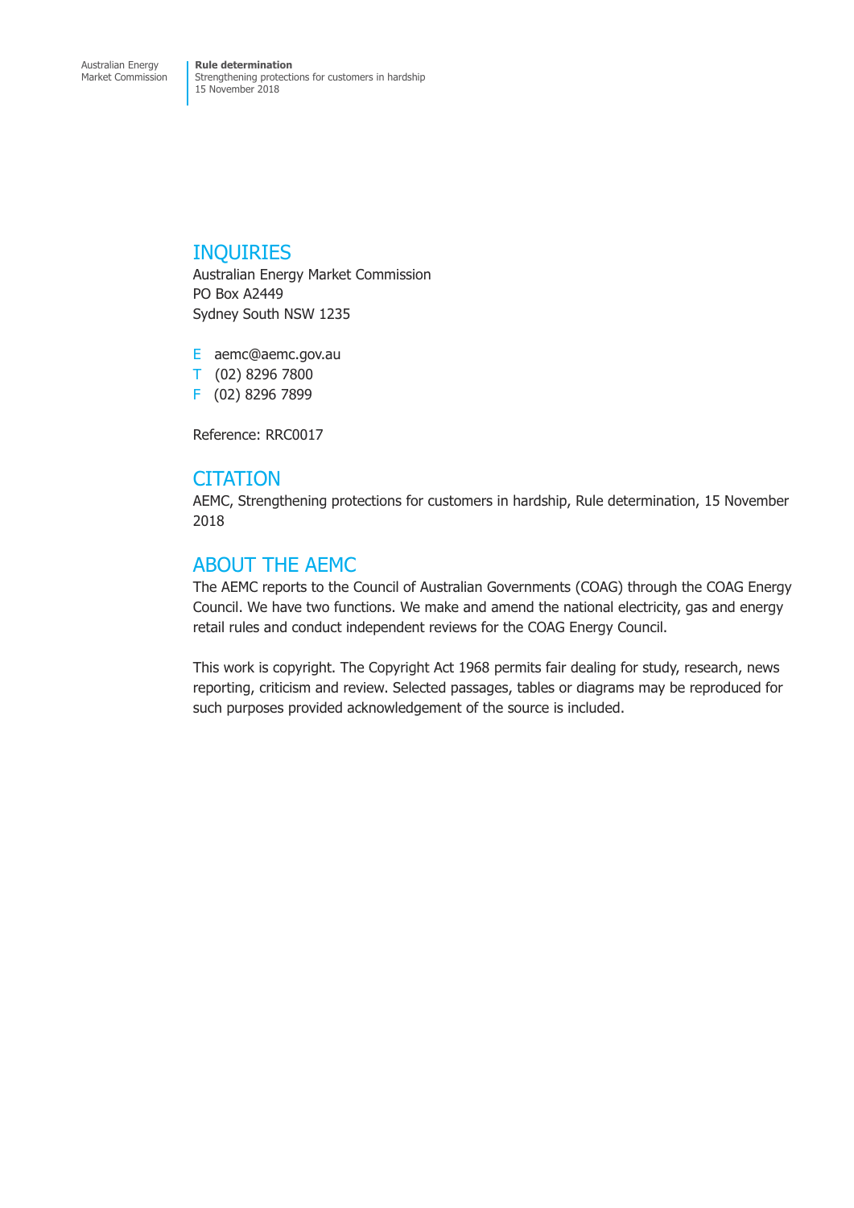## INQUIRIES

Australian Energy Market Commission
PO Box A2449
Sydney South NSW 1235

E aemc@aemc.gov.au
T (02) 8296 7800
F (02) 8296 7899

Reference: RRC0017

## CITATION

AEMC, Strengthening protections for customers in hardship, Rule determination, 15 November 2018

## ABOUT THE AEMC

The AEMC reports to the Council of Australian Governments (COAG) through the COAG Energy Council. We have two functions. We make and amend the national electricity, gas and energy retail rules and conduct independent reviews for the COAG Energy Council.

This work is copyright. The Copyright Act 1968 permits fair dealing for study, research, news reporting, criticism and review. Selected passages, tables or diagrams may be reproduced for such purposes provided acknowledgement of the source is included.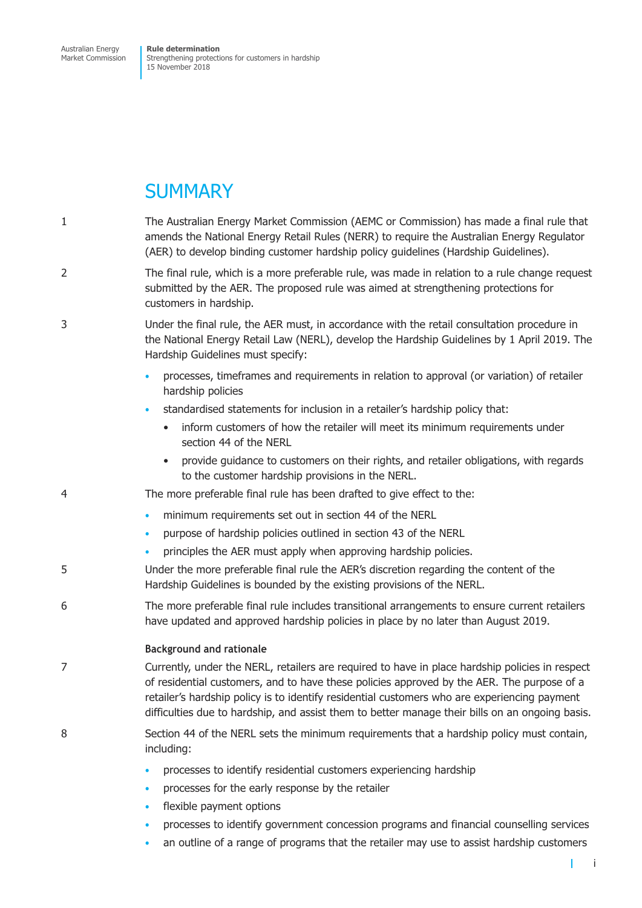# SUMMARY

1 The Australian Energy Market Commission (AEMC or Commission) has made a final rule that amends the National Energy Retail Rules (NERR) to require the Australian Energy Regulator (AER) to develop binding customer hardship policy guidelines (Hardship Guidelines).

2 The final rule, which is a more preferable rule, was made in relation to a rule change request submitted by the AER. The proposed rule was aimed at strengthening protections for customers in hardship.

3 Under the final rule, the AER must, in accordance with the retail consultation procedure in the National Energy Retail Law (NERL), develop the Hardship Guidelines by 1 April 2019. The Hardship Guidelines must specify:

- processes, timeframes and requirements in relation to approval (or variation) of retailer hardship policies
- standardised statements for inclusion in a retailer's hardship policy that:
  - inform customers of how the retailer will meet its minimum requirements under section 44 of the NERL
  - provide guidance to customers on their rights, and retailer obligations, with regards to the customer hardship provisions in the NERL.

4 The more preferable final rule has been drafted to give effect to the:

- minimum requirements set out in section 44 of the NERL
- purpose of hardship policies outlined in section 43 of the NERL
- principles the AER must apply when approving hardship policies.

5 Under the more preferable final rule the AER's discretion regarding the content of the Hardship Guidelines is bounded by the existing provisions of the NERL.

6 The more preferable final rule includes transitional arrangements to ensure current retailers have updated and approved hardship policies in place by no later than August 2019.

### Background and rationale

7 Currently, under the NERL, retailers are required to have in place hardship policies in respect of residential customers, and to have these policies approved by the AER. The purpose of a retailer's hardship policy is to identify residential customers who are experiencing payment difficulties due to hardship, and assist them to better manage their bills on an ongoing basis.

8 Section 44 of the NERL sets the minimum requirements that a hardship policy must contain, including:

- processes to identify residential customers experiencing hardship
- processes for the early response by the retailer
- flexible payment options
- processes to identify government concession programs and financial counselling services
- an outline of a range of programs that the retailer may use to assist hardship customers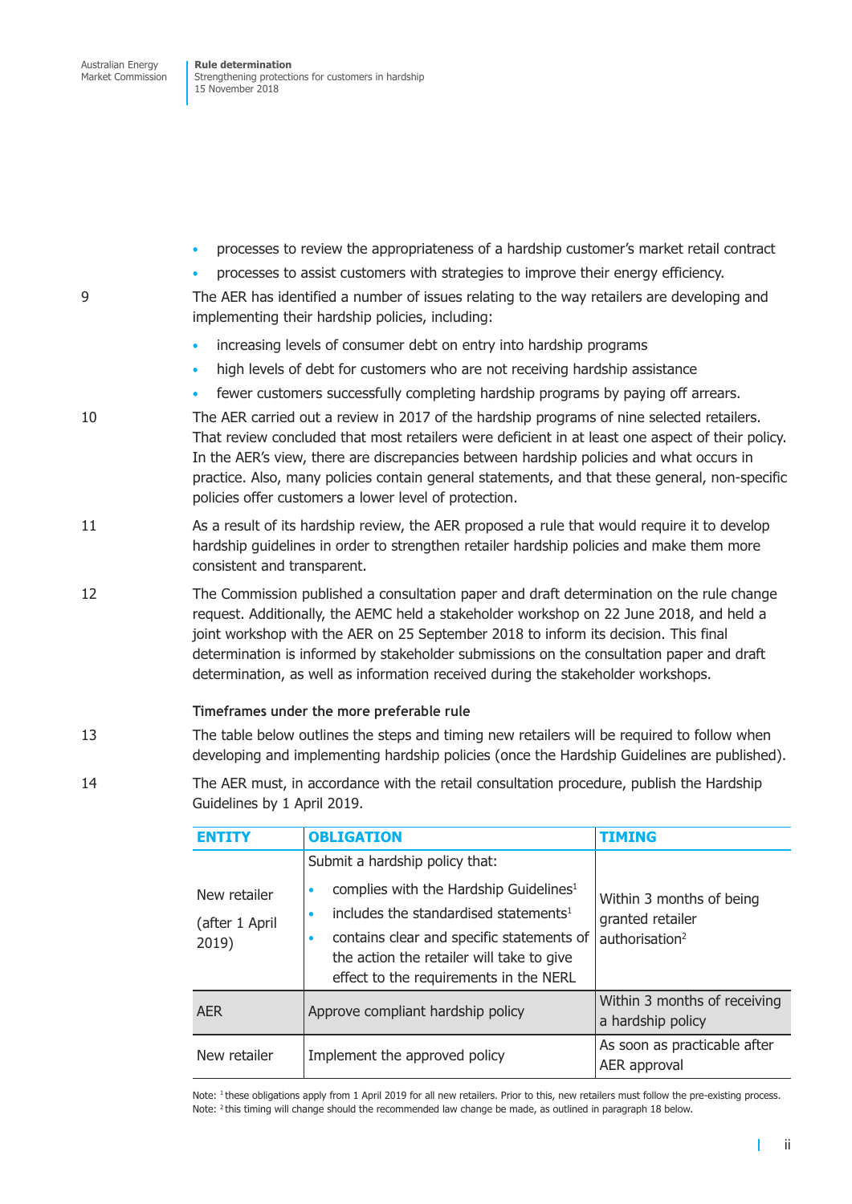- processes to review the appropriateness of a hardship customer's market retail contract
- processes to assist customers with strategies to improve their energy efficiency.

9 The AER has identified a number of issues relating to the way retailers are developing and implementing their hardship policies, including:

- increasing levels of consumer debt on entry into hardship programs
- high levels of debt for customers who are not receiving hardship assistance
- fewer customers successfully completing hardship programs by paying off arrears.

10 The AER carried out a review in 2017 of the hardship programs of nine selected retailers. That review concluded that most retailers were deficient in at least one aspect of their policy. In the AER's view, there are discrepancies between hardship policies and what occurs in practice. Also, many policies contain general statements, and that these general, non-specific policies offer customers a lower level of protection.

11 As a result of its hardship review, the AER proposed a rule that would require it to develop hardship guidelines in order to strengthen retailer hardship policies and make them more consistent and transparent.

12 The Commission published a consultation paper and draft determination on the rule change request. Additionally, the AEMC held a stakeholder workshop on 22 June 2018, and held a joint workshop with the AER on 25 September 2018 to inform its decision. This final determination is informed by stakeholder submissions on the consultation paper and draft determination, as well as information received during the stakeholder workshops.

#### Timeframes under the more preferable rule

13 The table below outlines the steps and timing new retailers will be required to follow when developing and implementing hardship policies (once the Hardship Guidelines are published).

14 The AER must, in accordance with the retail consultation procedure, publish the Hardship Guidelines by 1 April 2019.

| ENTITY | OBLIGATION | TIMING |
|---|---|---|
| New retailer (after 1 April 2019) | Submit a hardship policy that:<br>• complies with the Hardship Guidelines[1]<br>• includes the standardised statements[1]<br>• contains clear and specific statements of the action the retailer will take to give effect to the requirements in the NERL | Within 3 months of being granted retailer authorisation[2] |
| AER | Approve compliant hardship policy | Within 3 months of receiving a hardship policy |
| New retailer | Implement the approved policy | As soon as practicable after AER approval |

Note: [1] these obligations apply from 1 April 2019 for all new retailers. Prior to this, new retailers must follow the pre-existing process.
Note: [2] this timing will change should the recommended law change be made, as outlined in paragraph 18 below.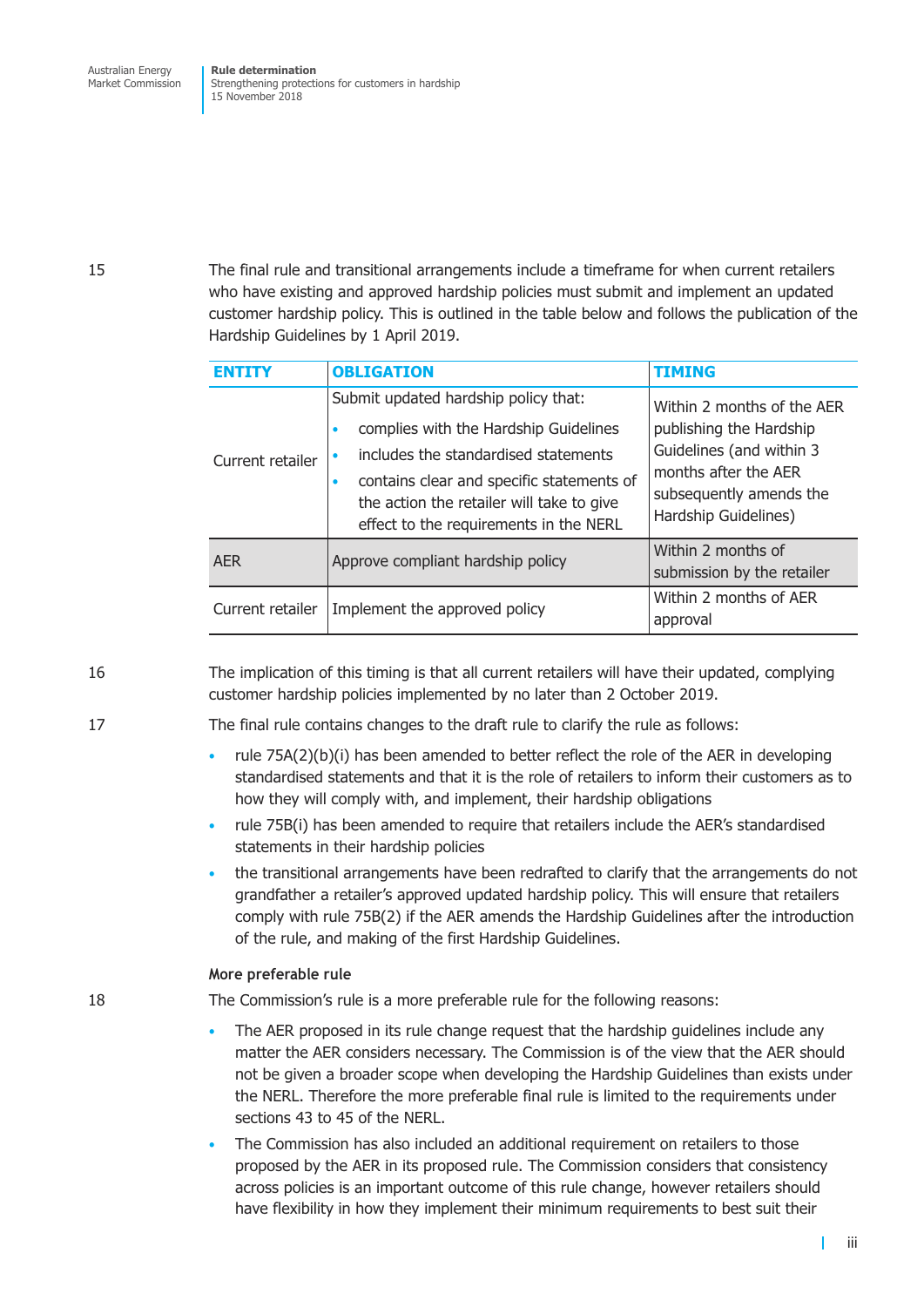15 The final rule and transitional arrangements include a timeframe for when current retailers who have existing and approved hardship policies must submit and implement an updated customer hardship policy. This is outlined in the table below and follows the publication of the Hardship Guidelines by 1 April 2019.

| ENTITY | OBLIGATION | TIMING |
|---|---|---|
| Current retailer | Submit updated hardship policy that:<br>• complies with the Hardship Guidelines<br>• includes the standardised statements<br>• contains clear and specific statements of the action the retailer will take to give effect to the requirements in the NERL | Within 2 months of the AER publishing the Hardship Guidelines (and within 3 months after the AER subsequently amends the Hardship Guidelines) |
| AER | Approve compliant hardship policy | Within 2 months of submission by the retailer |
| Current retailer | Implement the approved policy | Within 2 months of AER approval |

16 The implication of this timing is that all current retailers will have their updated, complying customer hardship policies implemented by no later than 2 October 2019.

17 The final rule contains changes to the draft rule to clarify the rule as follows:

- rule 75A(2)(b)(i) has been amended to better reflect the role of the AER in developing standardised statements and that it is the role of retailers to inform their customers as to how they will comply with, and implement, their hardship obligations
- rule 75B(i) has been amended to require that retailers include the AER's standardised statements in their hardship policies
- the transitional arrangements have been redrafted to clarify that the arrangements do not grandfather a retailer's approved updated hardship policy. This will ensure that retailers comply with rule 75B(2) if the AER amends the Hardship Guidelines after the introduction of the rule, and making of the first Hardship Guidelines.

#### More preferable rule

18 The Commission's rule is a more preferable rule for the following reasons:

- The AER proposed in its rule change request that the hardship guidelines include any matter the AER considers necessary. The Commission is of the view that the AER should not be given a broader scope when developing the Hardship Guidelines than exists under the NERL. Therefore the more preferable final rule is limited to the requirements under sections 43 to 45 of the NERL.
- The Commission has also included an additional requirement on retailers to those proposed by the AER in its proposed rule. The Commission considers that consistency across policies is an important outcome of this rule change, however retailers should have flexibility in how they implement their minimum requirements to best suit their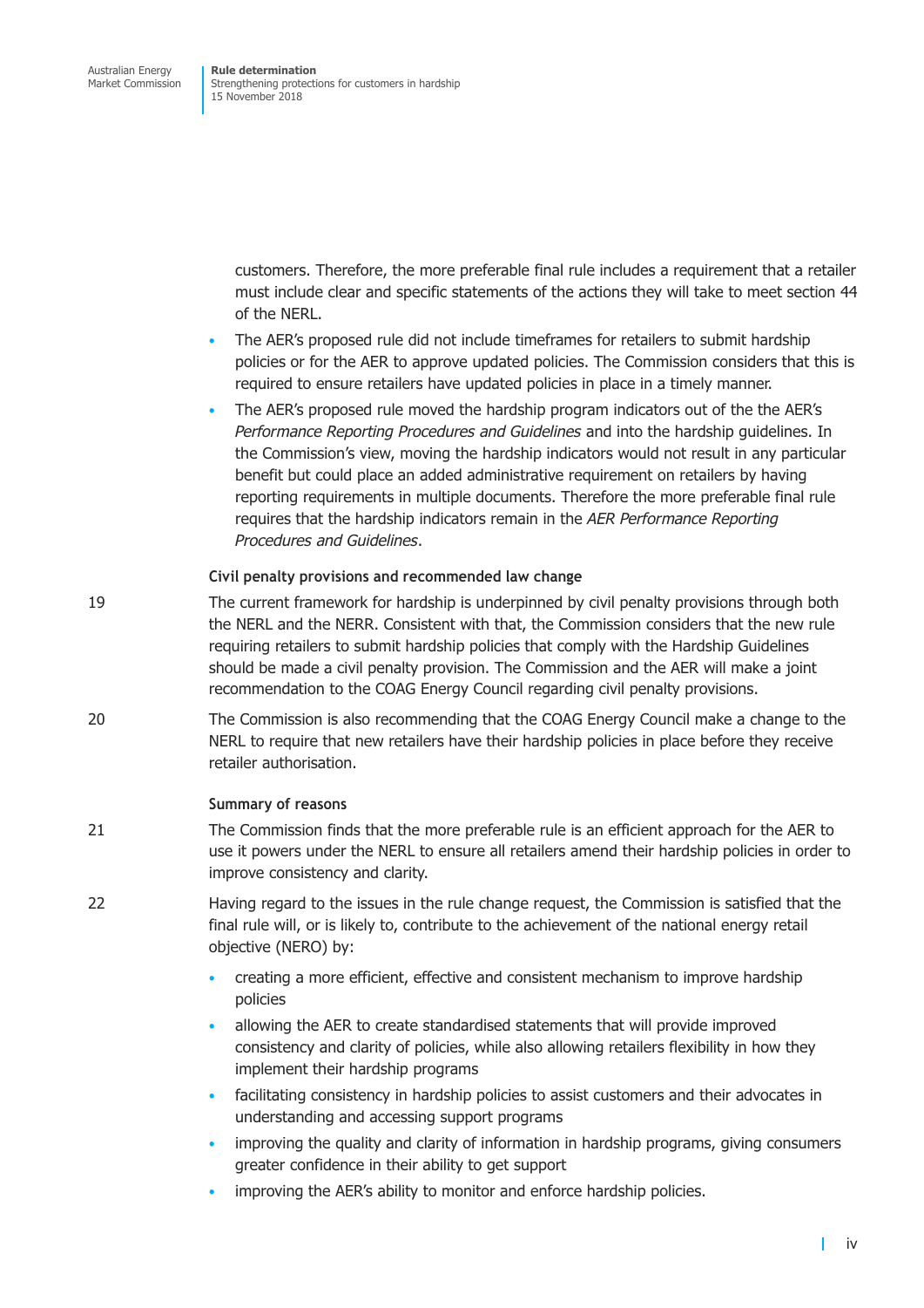customers. Therefore, the more preferable final rule includes a requirement that a retailer must include clear and specific statements of the actions they will take to meet section 44 of the NERL.

- The AER's proposed rule did not include timeframes for retailers to submit hardship policies or for the AER to approve updated policies. The Commission considers that this is required to ensure retailers have updated policies in place in a timely manner.
- The AER's proposed rule moved the hardship program indicators out of the the AER's *Performance Reporting Procedures and Guidelines* and into the hardship guidelines. In the Commission's view, moving the hardship indicators would not result in any particular benefit but could place an added administrative requirement on retailers by having reporting requirements in multiple documents. Therefore the more preferable final rule requires that the hardship indicators remain in the *AER Performance Reporting Procedures and Guidelines*.

### Civil penalty provisions and recommended law change

19 The current framework for hardship is underpinned by civil penalty provisions through both the NERL and the NERR. Consistent with that, the Commission considers that the new rule requiring retailers to submit hardship policies that comply with the Hardship Guidelines should be made a civil penalty provision. The Commission and the AER will make a joint recommendation to the COAG Energy Council regarding civil penalty provisions.

20 The Commission is also recommending that the COAG Energy Council make a change to the NERL to require that new retailers have their hardship policies in place before they receive retailer authorisation.

### Summary of reasons

21 The Commission finds that the more preferable rule is an efficient approach for the AER to use it powers under the NERL to ensure all retailers amend their hardship policies in order to improve consistency and clarity.

22 Having regard to the issues in the rule change request, the Commission is satisfied that the final rule will, or is likely to, contribute to the achievement of the national energy retail objective (NERO) by:

- creating a more efficient, effective and consistent mechanism to improve hardship policies
- allowing the AER to create standardised statements that will provide improved consistency and clarity of policies, while also allowing retailers flexibility in how they implement their hardship programs
- facilitating consistency in hardship policies to assist customers and their advocates in understanding and accessing support programs
- improving the quality and clarity of information in hardship programs, giving consumers greater confidence in their ability to get support
- improving the AER's ability to monitor and enforce hardship policies.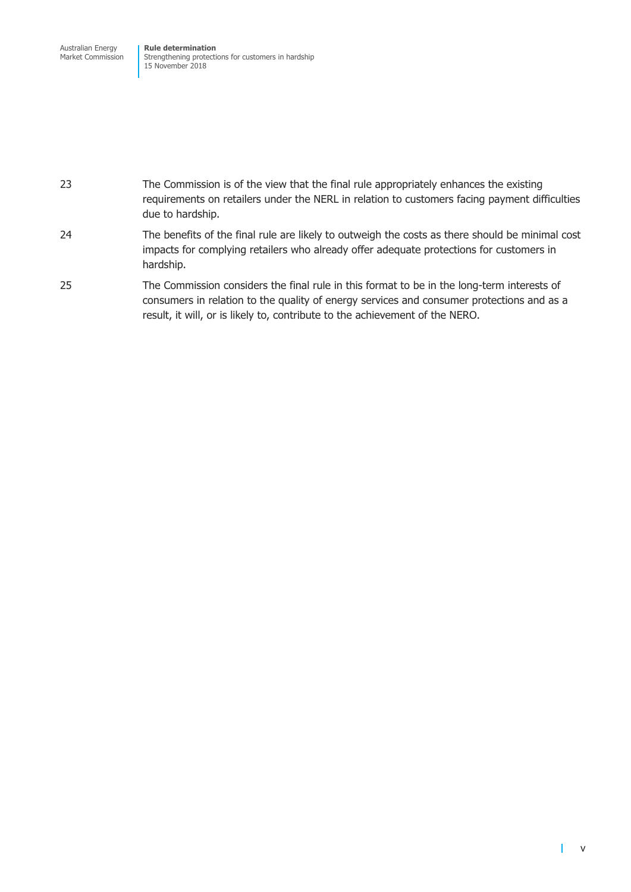23 The Commission is of the view that the final rule appropriately enhances the existing requirements on retailers under the NERL in relation to customers facing payment difficulties due to hardship.

24 The benefits of the final rule are likely to outweigh the costs as there should be minimal cost impacts for complying retailers who already offer adequate protections for customers in hardship.

25 The Commission considers the final rule in this format to be in the long-term interests of consumers in relation to the quality of energy services and consumer protections and as a result, it will, or is likely to, contribute to the achievement of the NERO.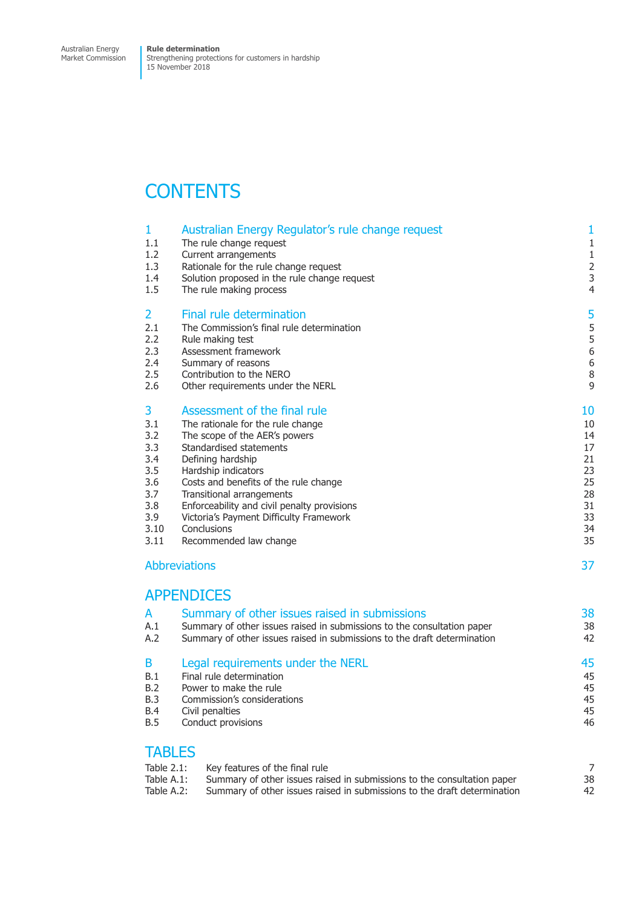# CONTENTS

| | | |
|---|---|---|
| **1** | **Australian Energy Regulator's rule change request** | **1** |
| 1.1 | The rule change request | 1 |
| 1.2 | Current arrangements | 1 |
| 1.3 | Rationale for the rule change request | 2 |
| 1.4 | Solution proposed in the rule change request | 3 |
| 1.5 | The rule making process | 4 |
| **2** | **Final rule determination** | **5** |
| 2.1 | The Commission's final rule determination | 5 |
| 2.2 | Rule making test | 5 |
| 2.3 | Assessment framework | 6 |
| 2.4 | Summary of reasons | 6 |
| 2.5 | Contribution to the NERO | 8 |
| 2.6 | Other requirements under the NERL | 9 |
| **3** | **Assessment of the final rule** | **10** |
| 3.1 | The rationale for the rule change | 10 |
| 3.2 | The scope of the AER's powers | 14 |
| 3.3 | Standardised statements | 17 |
| 3.4 | Defining hardship | 21 |
| 3.5 | Hardship indicators | 23 |
| 3.6 | Costs and benefits of the rule change | 25 |
| 3.7 | Transitional arrangements | 28 |
| 3.8 | Enforceability and civil penalty provisions | 31 |
| 3.9 | Victoria's Payment Difficulty Framework | 33 |
| 3.10 | Conclusions | 34 |
| 3.11 | Recommended law change | 35 |
| | **Abbreviations** | **37** |

## APPENDICES

| | | |
|---|---|---|
| **A** | **Summary of other issues raised in submissions** | **38** |
| A.1 | Summary of other issues raised in submissions to the consultation paper | 38 |
| A.2 | Summary of other issues raised in submissions to the draft determination | 42 |
| **B** | **Legal requirements under the NERL** | **45** |
| B.1 | Final rule determination | 45 |
| B.2 | Power to make the rule | 45 |
| B.3 | Commission's considerations | 45 |
| B.4 | Civil penalties | 45 |
| B.5 | Conduct provisions | 46 |

## TABLES

| | | |
|---|---|---|
| Table 2.1: | Key features of the final rule | 7 |
| Table A.1: | Summary of other issues raised in submissions to the consultation paper | 38 |
| Table A.2: | Summary of other issues raised in submissions to the draft determination | 42 |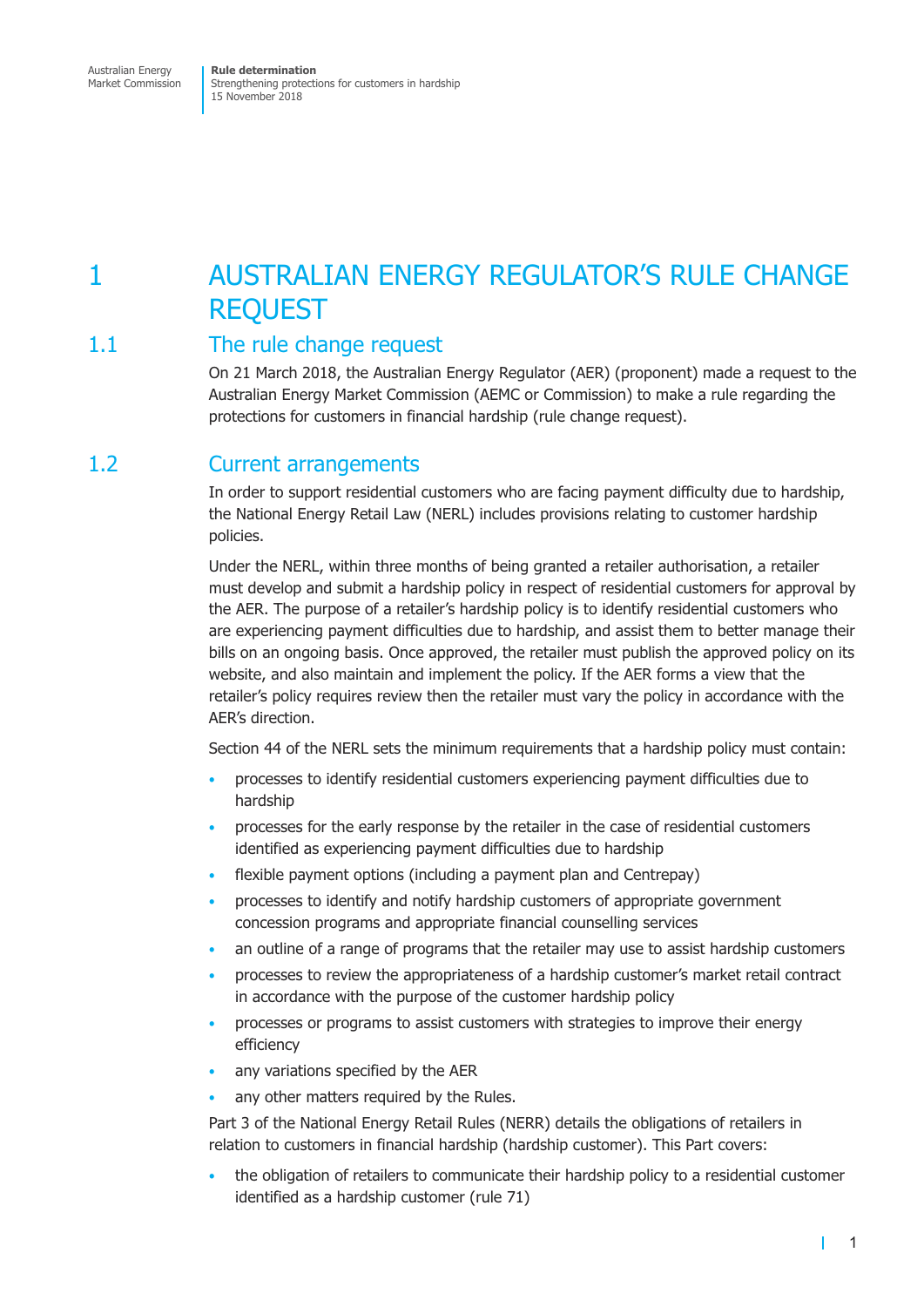# 1 AUSTRALIAN ENERGY REGULATOR'S RULE CHANGE REQUEST

## 1.1 The rule change request

On 21 March 2018, the Australian Energy Regulator (AER) (proponent) made a request to the Australian Energy Market Commission (AEMC or Commission) to make a rule regarding the protections for customers in financial hardship (rule change request).

## 1.2 Current arrangements

In order to support residential customers who are facing payment difficulty due to hardship, the National Energy Retail Law (NERL) includes provisions relating to customer hardship policies.

Under the NERL, within three months of being granted a retailer authorisation, a retailer must develop and submit a hardship policy in respect of residential customers for approval by the AER. The purpose of a retailer's hardship policy is to identify residential customers who are experiencing payment difficulties due to hardship, and assist them to better manage their bills on an ongoing basis. Once approved, the retailer must publish the approved policy on its website, and also maintain and implement the policy. If the AER forms a view that the retailer's policy requires review then the retailer must vary the policy in accordance with the AER's direction.

Section 44 of the NERL sets the minimum requirements that a hardship policy must contain:

- processes to identify residential customers experiencing payment difficulties due to hardship
- processes for the early response by the retailer in the case of residential customers identified as experiencing payment difficulties due to hardship
- flexible payment options (including a payment plan and Centrepay)
- processes to identify and notify hardship customers of appropriate government concession programs and appropriate financial counselling services
- an outline of a range of programs that the retailer may use to assist hardship customers
- processes to review the appropriateness of a hardship customer's market retail contract in accordance with the purpose of the customer hardship policy
- processes or programs to assist customers with strategies to improve their energy efficiency
- any variations specified by the AER
- any other matters required by the Rules.

Part 3 of the National Energy Retail Rules (NERR) details the obligations of retailers in relation to customers in financial hardship (hardship customer). This Part covers:

- the obligation of retailers to communicate their hardship policy to a residential customer identified as a hardship customer (rule 71)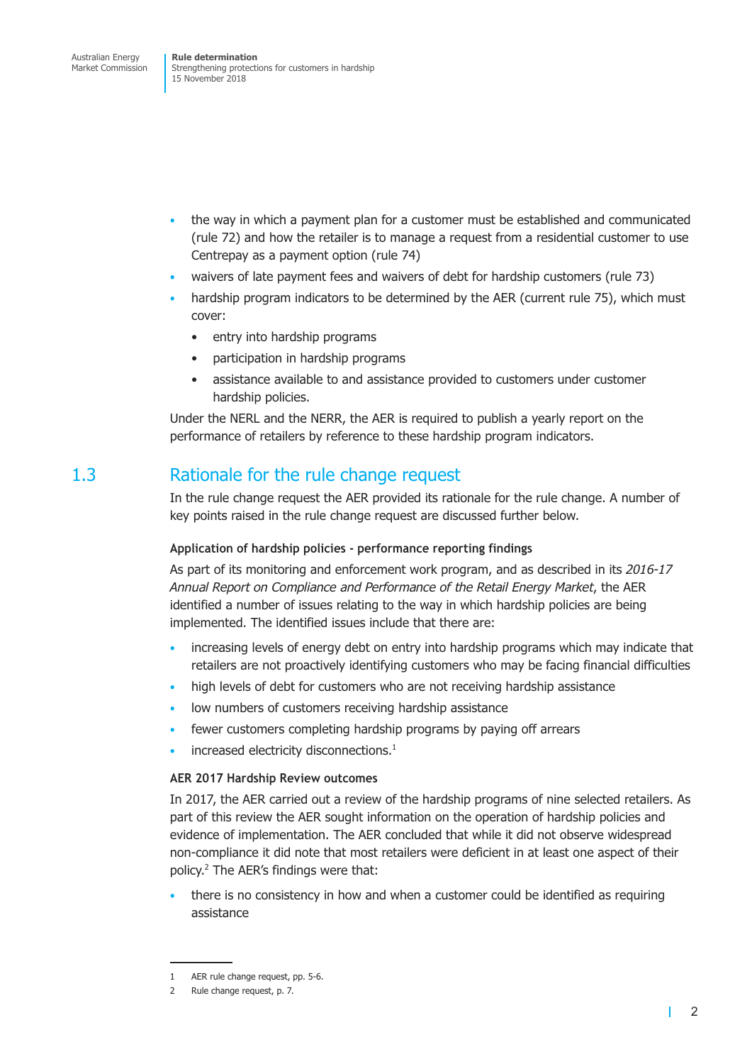- the way in which a payment plan for a customer must be established and communicated (rule 72) and how the retailer is to manage a request from a residential customer to use Centrepay as a payment option (rule 74)
- waivers of late payment fees and waivers of debt for hardship customers (rule 73)
- hardship program indicators to be determined by the AER (current rule 75), which must cover:
  - entry into hardship programs
  - participation in hardship programs
  - assistance available to and assistance provided to customers under customer hardship policies.

Under the NERL and the NERR, the AER is required to publish a yearly report on the performance of retailers by reference to these hardship program indicators.

## 1.3 Rationale for the rule change request

In the rule change request the AER provided its rationale for the rule change. A number of key points raised in the rule change request are discussed further below.

**Application of hardship policies - performance reporting findings**

As part of its monitoring and enforcement work program, and as described in its *2016-17 Annual Report on Compliance and Performance of the Retail Energy Market*, the AER identified a number of issues relating to the way in which hardship policies are being implemented. The identified issues include that there are:

- increasing levels of energy debt on entry into hardship programs which may indicate that retailers are not proactively identifying customers who may be facing financial difficulties
- high levels of debt for customers who are not receiving hardship assistance
- low numbers of customers receiving hardship assistance
- fewer customers completing hardship programs by paying off arrears
- increased electricity disconnections.[1]

**AER 2017 Hardship Review outcomes**

In 2017, the AER carried out a review of the hardship programs of nine selected retailers. As part of this review the AER sought information on the operation of hardship policies and evidence of implementation. The AER concluded that while it did not observe widespread non-compliance it did note that most retailers were deficient in at least one aspect of their policy.[2] The AER's findings were that:

- there is no consistency in how and when a customer could be identified as requiring assistance

1 AER rule change request, pp. 5-6.

2 Rule change request, p. 7.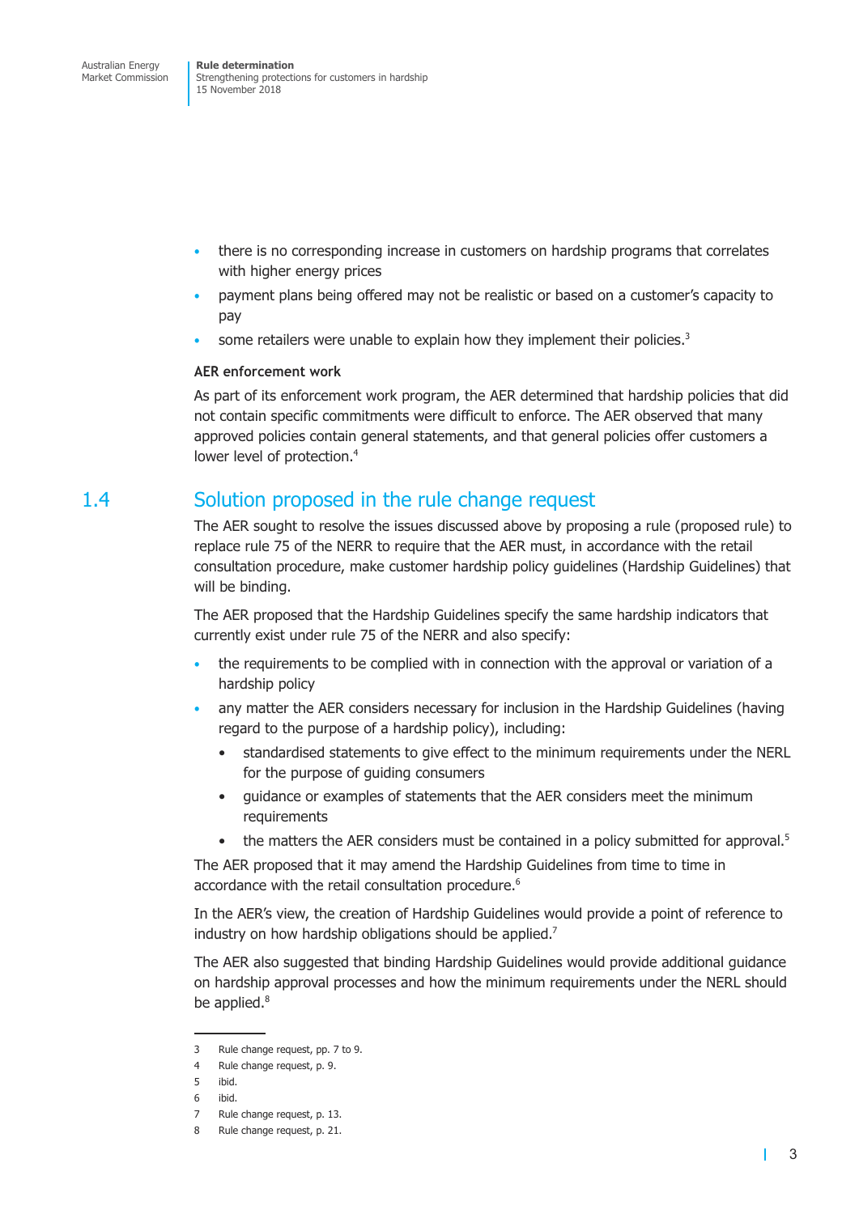- there is no corresponding increase in customers on hardship programs that correlates with higher energy prices
- payment plans being offered may not be realistic or based on a customer's capacity to pay
- some retailers were unable to explain how they implement their policies.[3]

**AER enforcement work**

As part of its enforcement work program, the AER determined that hardship policies that did not contain specific commitments were difficult to enforce. The AER observed that many approved policies contain general statements, and that general policies offer customers a lower level of protection.[4]

## 1.4 Solution proposed in the rule change request

The AER sought to resolve the issues discussed above by proposing a rule (proposed rule) to replace rule 75 of the NERR to require that the AER must, in accordance with the retail consultation procedure, make customer hardship policy guidelines (Hardship Guidelines) that will be binding.

The AER proposed that the Hardship Guidelines specify the same hardship indicators that currently exist under rule 75 of the NERR and also specify:

- the requirements to be complied with in connection with the approval or variation of a hardship policy
- any matter the AER considers necessary for inclusion in the Hardship Guidelines (having regard to the purpose of a hardship policy), including:
  - standardised statements to give effect to the minimum requirements under the NERL for the purpose of guiding consumers
  - guidance or examples of statements that the AER considers meet the minimum requirements
  - the matters the AER considers must be contained in a policy submitted for approval.[5]

The AER proposed that it may amend the Hardship Guidelines from time to time in accordance with the retail consultation procedure.[6]

In the AER's view, the creation of Hardship Guidelines would provide a point of reference to industry on how hardship obligations should be applied.[7]

The AER also suggested that binding Hardship Guidelines would provide additional guidance on hardship approval processes and how the minimum requirements under the NERL should be applied.[8]

---

3 Rule change request, pp. 7 to 9.

4 Rule change request, p. 9.

5 ibid.

6 ibid.

7 Rule change request, p. 13.

8 Rule change request, p. 21.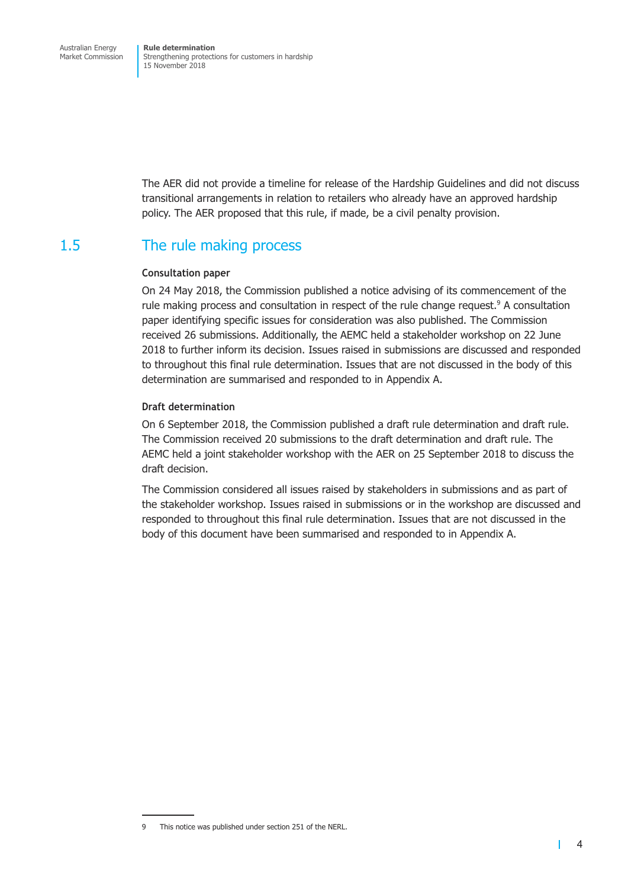The AER did not provide a timeline for release of the Hardship Guidelines and did not discuss transitional arrangements in relation to retailers who already have an approved hardship policy. The AER proposed that this rule, if made, be a civil penalty provision.

## 1.5 The rule making process

**Consultation paper**

On 24 May 2018, the Commission published a notice advising of its commencement of the rule making process and consultation in respect of the rule change request.[9] A consultation paper identifying specific issues for consideration was also published. The Commission received 26 submissions. Additionally, the AEMC held a stakeholder workshop on 22 June 2018 to further inform its decision. Issues raised in submissions are discussed and responded to throughout this final rule determination. Issues that are not discussed in the body of this determination are summarised and responded to in Appendix A.

**Draft determination**

On 6 September 2018, the Commission published a draft rule determination and draft rule. The Commission received 20 submissions to the draft determination and draft rule. The AEMC held a joint stakeholder workshop with the AER on 25 September 2018 to discuss the draft decision.

The Commission considered all issues raised by stakeholders in submissions and as part of the stakeholder workshop. Issues raised in submissions or in the workshop are discussed and responded to throughout this final rule determination. Issues that are not discussed in the body of this document have been summarised and responded to in Appendix A.

---

9 This notice was published under section 251 of the NERL.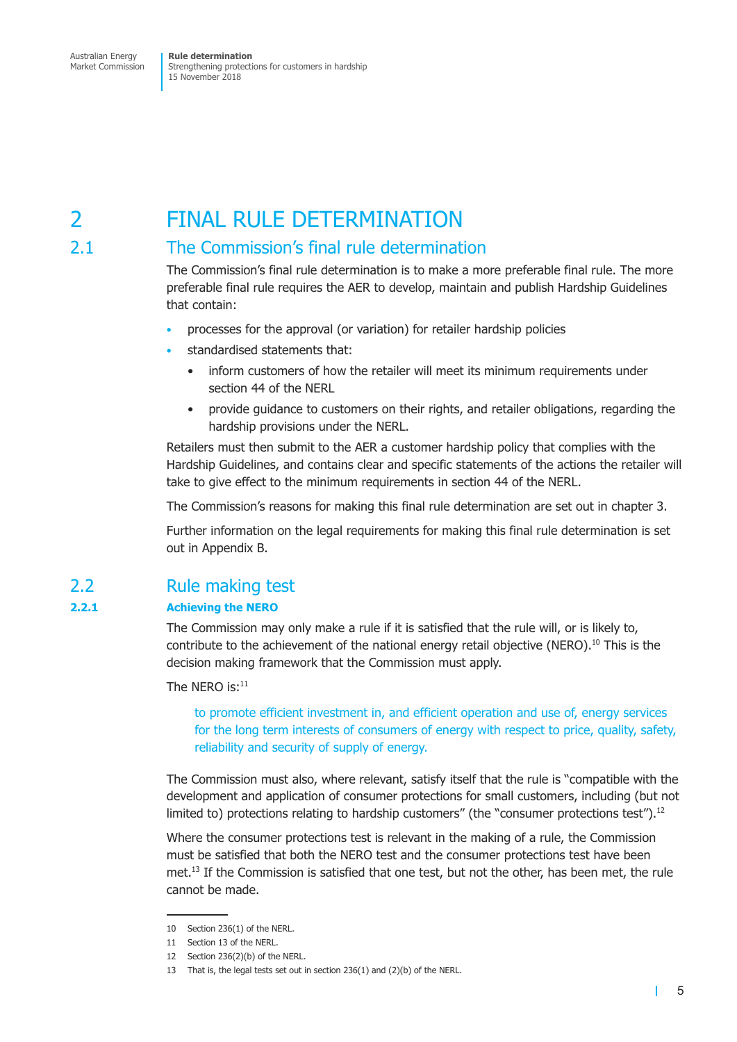# 2 FINAL RULE DETERMINATION

## 2.1 The Commission's final rule determination

The Commission's final rule determination is to make a more preferable final rule. The more preferable final rule requires the AER to develop, maintain and publish Hardship Guidelines that contain:

- processes for the approval (or variation) for retailer hardship policies
- standardised statements that:
  - inform customers of how the retailer will meet its minimum requirements under section 44 of the NERL
  - provide guidance to customers on their rights, and retailer obligations, regarding the hardship provisions under the NERL.

Retailers must then submit to the AER a customer hardship policy that complies with the Hardship Guidelines, and contains clear and specific statements of the actions the retailer will take to give effect to the minimum requirements in section 44 of the NERL.

The Commission's reasons for making this final rule determination are set out in chapter 3.

Further information on the legal requirements for making this final rule determination is set out in Appendix B.

## 2.2 Rule making test

### 2.2.1 Achieving the NERO

The Commission may only make a rule if it is satisfied that the rule will, or is likely to, contribute to the achievement of the national energy retail objective (NERO).[10] This is the decision making framework that the Commission must apply.

The NERO is:[11]

> to promote efficient investment in, and efficient operation and use of, energy services for the long term interests of consumers of energy with respect to price, quality, safety, reliability and security of supply of energy.

The Commission must also, where relevant, satisfy itself that the rule is "compatible with the development and application of consumer protections for small customers, including (but not limited to) protections relating to hardship customers" (the "consumer protections test").[12]

Where the consumer protections test is relevant in the making of a rule, the Commission must be satisfied that both the NERO test and the consumer protections test have been met.[13] If the Commission is satisfied that one test, but not the other, has been met, the rule cannot be made.

---

10 Section 236(1) of the NERL.

11 Section 13 of the NERL.

12 Section 236(2)(b) of the NERL.

13 That is, the legal tests set out in section 236(1) and (2)(b) of the NERL.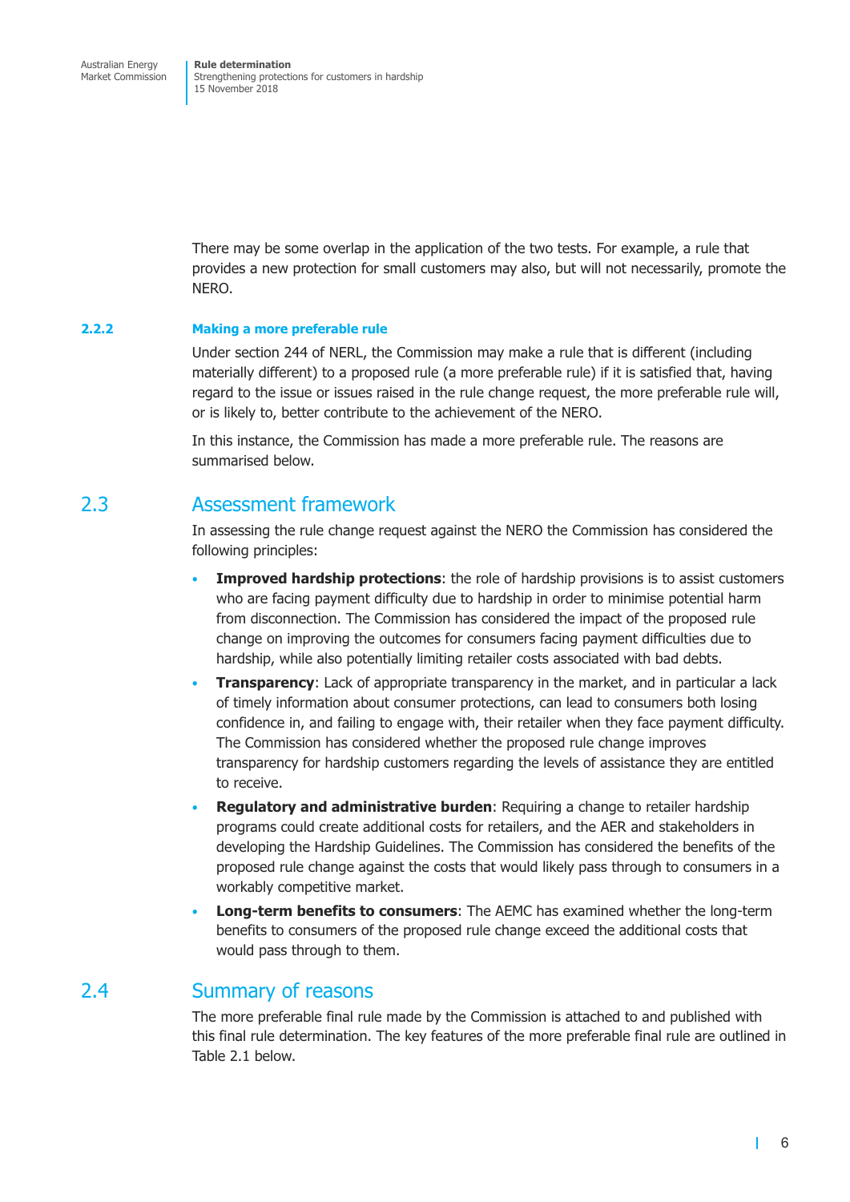There may be some overlap in the application of the two tests. For example, a rule that provides a new protection for small customers may also, but will not necessarily, promote the NERO.

#### 2.2.2 Making a more preferable rule

Under section 244 of NERL, the Commission may make a rule that is different (including materially different) to a proposed rule (a more preferable rule) if it is satisfied that, having regard to the issue or issues raised in the rule change request, the more preferable rule will, or is likely to, better contribute to the achievement of the NERO.

In this instance, the Commission has made a more preferable rule. The reasons are summarised below.

## 2.3 Assessment framework

In assessing the rule change request against the NERO the Commission has considered the following principles:

- **Improved hardship protections**: the role of hardship provisions is to assist customers who are facing payment difficulty due to hardship in order to minimise potential harm from disconnection. The Commission has considered the impact of the proposed rule change on improving the outcomes for consumers facing payment difficulties due to hardship, while also potentially limiting retailer costs associated with bad debts.
- **Transparency**: Lack of appropriate transparency in the market, and in particular a lack of timely information about consumer protections, can lead to consumers both losing confidence in, and failing to engage with, their retailer when they face payment difficulty. The Commission has considered whether the proposed rule change improves transparency for hardship customers regarding the levels of assistance they are entitled to receive.
- **Regulatory and administrative burden**: Requiring a change to retailer hardship programs could create additional costs for retailers, and the AER and stakeholders in developing the Hardship Guidelines. The Commission has considered the benefits of the proposed rule change against the costs that would likely pass through to consumers in a workably competitive market.
- **Long-term benefits to consumers**: The AEMC has examined whether the long-term benefits to consumers of the proposed rule change exceed the additional costs that would pass through to them.

## 2.4 Summary of reasons

The more preferable final rule made by the Commission is attached to and published with this final rule determination. The key features of the more preferable final rule are outlined in Table 2.1 below.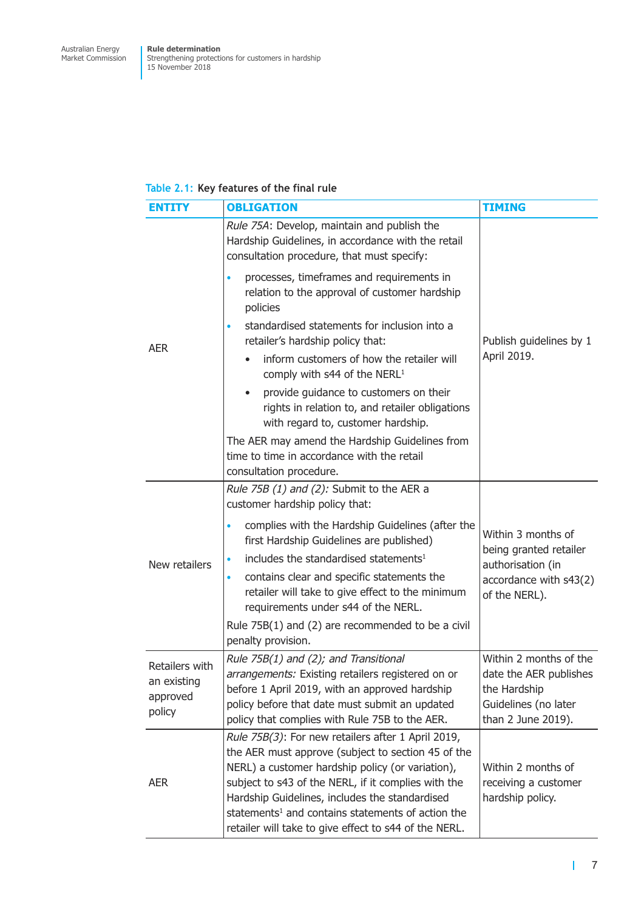Table 2.1: Key features of the final rule

| ENTITY | OBLIGATION | TIMING |
|---|---|---|
| AER | *Rule 75A*: Develop, maintain and publish the Hardship Guidelines, in accordance with the retail consultation procedure, that must specify:<br>• processes, timeframes and requirements in relation to the approval of customer hardship policies<br>• standardised statements for inclusion into a retailer's hardship policy that:<br>  ◦ inform customers of how the retailer will comply with s44 of the NERL[1]<br>  ◦ provide guidance to customers on their rights in relation to, and retailer obligations with regard to, customer hardship.<br>The AER may amend the Hardship Guidelines from time to time in accordance with the retail consultation procedure. | Publish guidelines by 1 April 2019. |
| New retailers | *Rule 75B (1) and (2):* Submit to the AER a customer hardship policy that:<br>• complies with the Hardship Guidelines (after the first Hardship Guidelines are published)<br>• includes the standardised statements[1]<br>• contains clear and specific statements the retailer will take to give effect to the minimum requirements under s44 of the NERL.<br>Rule 75B(1) and (2) are recommended to be a civil penalty provision. | Within 3 months of being granted retailer authorisation (in accordance with s43(2) of the NERL). |
| Retailers with an existing approved policy | *Rule 75B(1) and (2); and Transitional arrangements:* Existing retailers registered on or before 1 April 2019, with an approved hardship policy before that date must submit an updated policy that complies with Rule 75B to the AER. | Within 2 months of the date the AER publishes the Hardship Guidelines (no later than 2 June 2019). |
| AER | *Rule 75B(3)*: For new retailers after 1 April 2019, the AER must approve (subject to section 45 of the NERL) a customer hardship policy (or variation), subject to s43 of the NERL, if it complies with the Hardship Guidelines, includes the standardised statements[1] and contains statements of action the retailer will take to give effect to s44 of the NERL. | Within 2 months of receiving a customer hardship policy. |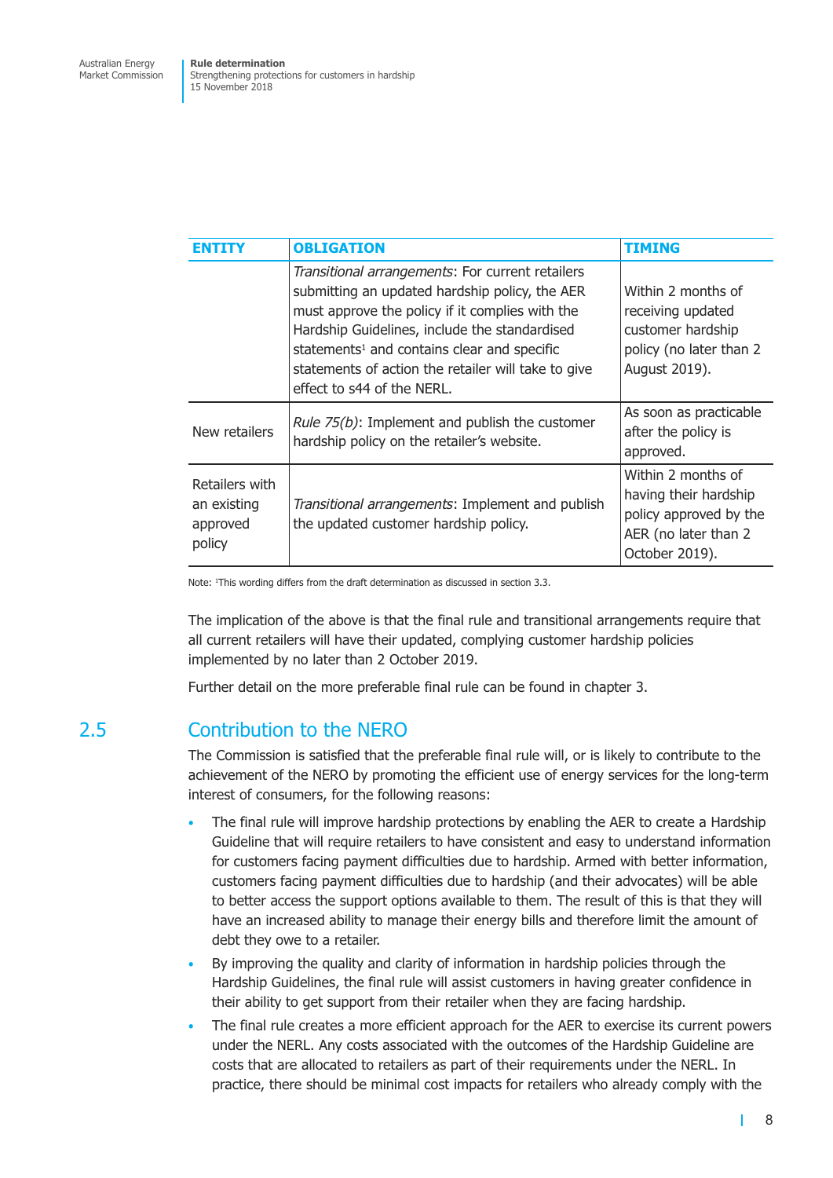| ENTITY | OBLIGATION | TIMING |
|---|---|---|
| | *Transitional arrangements*: For current retailers submitting an updated hardship policy, the AER must approve the policy if it complies with the Hardship Guidelines, include the standardised statements[1] and contains clear and specific statements of action the retailer will take to give effect to s44 of the NERL. | Within 2 months of receiving updated customer hardship policy (no later than 2 August 2019). |
| New retailers | *Rule 75(b)*: Implement and publish the customer hardship policy on the retailer's website. | As soon as practicable after the policy is approved. |
| Retailers with an existing approved policy | *Transitional arrangements*: Implement and publish the updated customer hardship policy. | Within 2 months of having their hardship policy approved by the AER (no later than 2 October 2019). |

Note: [1]This wording differs from the draft determination as discussed in section 3.3.

The implication of the above is that the final rule and transitional arrangements require that all current retailers will have their updated, complying customer hardship policies implemented by no later than 2 October 2019.

Further detail on the more preferable final rule can be found in chapter 3.

## 2.5 Contribution to the NERO

The Commission is satisfied that the preferable final rule will, or is likely to contribute to the achievement of the NERO by promoting the efficient use of energy services for the long-term interest of consumers, for the following reasons:

- The final rule will improve hardship protections by enabling the AER to create a Hardship Guideline that will require retailers to have consistent and easy to understand information for customers facing payment difficulties due to hardship. Armed with better information, customers facing payment difficulties due to hardship (and their advocates) will be able to better access the support options available to them. The result of this is that they will have an increased ability to manage their energy bills and therefore limit the amount of debt they owe to a retailer.
- By improving the quality and clarity of information in hardship policies through the Hardship Guidelines, the final rule will assist customers in having greater confidence in their ability to get support from their retailer when they are facing hardship.
- The final rule creates a more efficient approach for the AER to exercise its current powers under the NERL. Any costs associated with the outcomes of the Hardship Guideline are costs that are allocated to retailers as part of their requirements under the NERL. In practice, there should be minimal cost impacts for retailers who already comply with the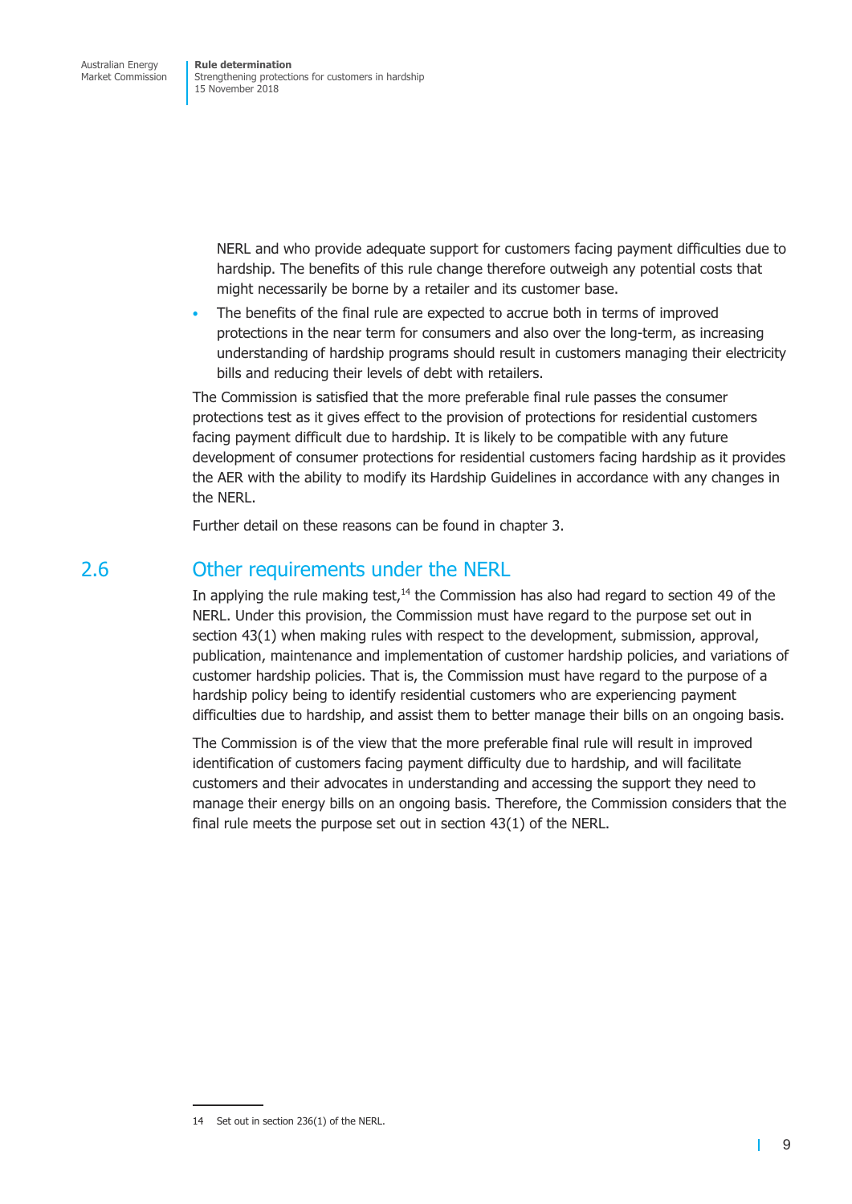NERL and who provide adequate support for customers facing payment difficulties due to hardship. The benefits of this rule change therefore outweigh any potential costs that might necessarily be borne by a retailer and its customer base.

- The benefits of the final rule are expected to accrue both in terms of improved protections in the near term for consumers and also over the long-term, as increasing understanding of hardship programs should result in customers managing their electricity bills and reducing their levels of debt with retailers.

The Commission is satisfied that the more preferable final rule passes the consumer protections test as it gives effect to the provision of protections for residential customers facing payment difficult due to hardship. It is likely to be compatible with any future development of consumer protections for residential customers facing hardship as it provides the AER with the ability to modify its Hardship Guidelines in accordance with any changes in the NERL.

Further detail on these reasons can be found in chapter 3.

## 2.6 Other requirements under the NERL

In applying the rule making test,[14] the Commission has also had regard to section 49 of the NERL. Under this provision, the Commission must have regard to the purpose set out in section 43(1) when making rules with respect to the development, submission, approval, publication, maintenance and implementation of customer hardship policies, and variations of customer hardship policies. That is, the Commission must have regard to the purpose of a hardship policy being to identify residential customers who are experiencing payment difficulties due to hardship, and assist them to better manage their bills on an ongoing basis.

The Commission is of the view that the more preferable final rule will result in improved identification of customers facing payment difficulty due to hardship, and will facilitate customers and their advocates in understanding and accessing the support they need to manage their energy bills on an ongoing basis. Therefore, the Commission considers that the final rule meets the purpose set out in section 43(1) of the NERL.

14 Set out in section 236(1) of the NERL.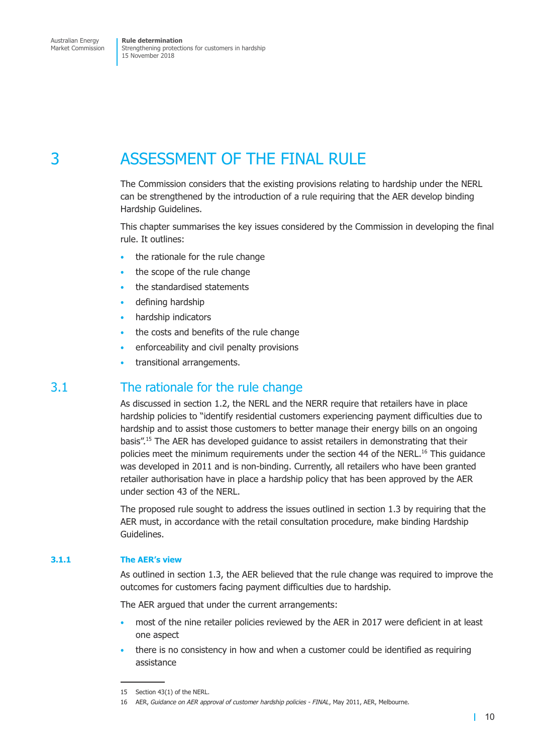# 3 ASSESSMENT OF THE FINAL RULE

The Commission considers that the existing provisions relating to hardship under the NERL can be strengthened by the introduction of a rule requiring that the AER develop binding Hardship Guidelines.

This chapter summarises the key issues considered by the Commission in developing the final rule. It outlines:

- the rationale for the rule change
- the scope of the rule change
- the standardised statements
- defining hardship
- hardship indicators
- the costs and benefits of the rule change
- enforceability and civil penalty provisions
- transitional arrangements.

## 3.1 The rationale for the rule change

As discussed in section 1.2, the NERL and the NERR require that retailers have in place hardship policies to "identify residential customers experiencing payment difficulties due to hardship and to assist those customers to better manage their energy bills on an ongoing basis".[15] The AER has developed guidance to assist retailers in demonstrating that their policies meet the minimum requirements under the section 44 of the NERL.[16] This guidance was developed in 2011 and is non-binding. Currently, all retailers who have been granted retailer authorisation have in place a hardship policy that has been approved by the AER under section 43 of the NERL.

The proposed rule sought to address the issues outlined in section 1.3 by requiring that the AER must, in accordance with the retail consultation procedure, make binding Hardship Guidelines.

### 3.1.1 The AER's view

As outlined in section 1.3, the AER believed that the rule change was required to improve the outcomes for customers facing payment difficulties due to hardship.

The AER argued that under the current arrangements:

- most of the nine retailer policies reviewed by the AER in 2017 were deficient in at least one aspect
- there is no consistency in how and when a customer could be identified as requiring assistance

---

15 Section 43(1) of the NERL.

16 AER, *Guidance on AER approval of customer hardship policies - FINAL*, May 2011, AER, Melbourne.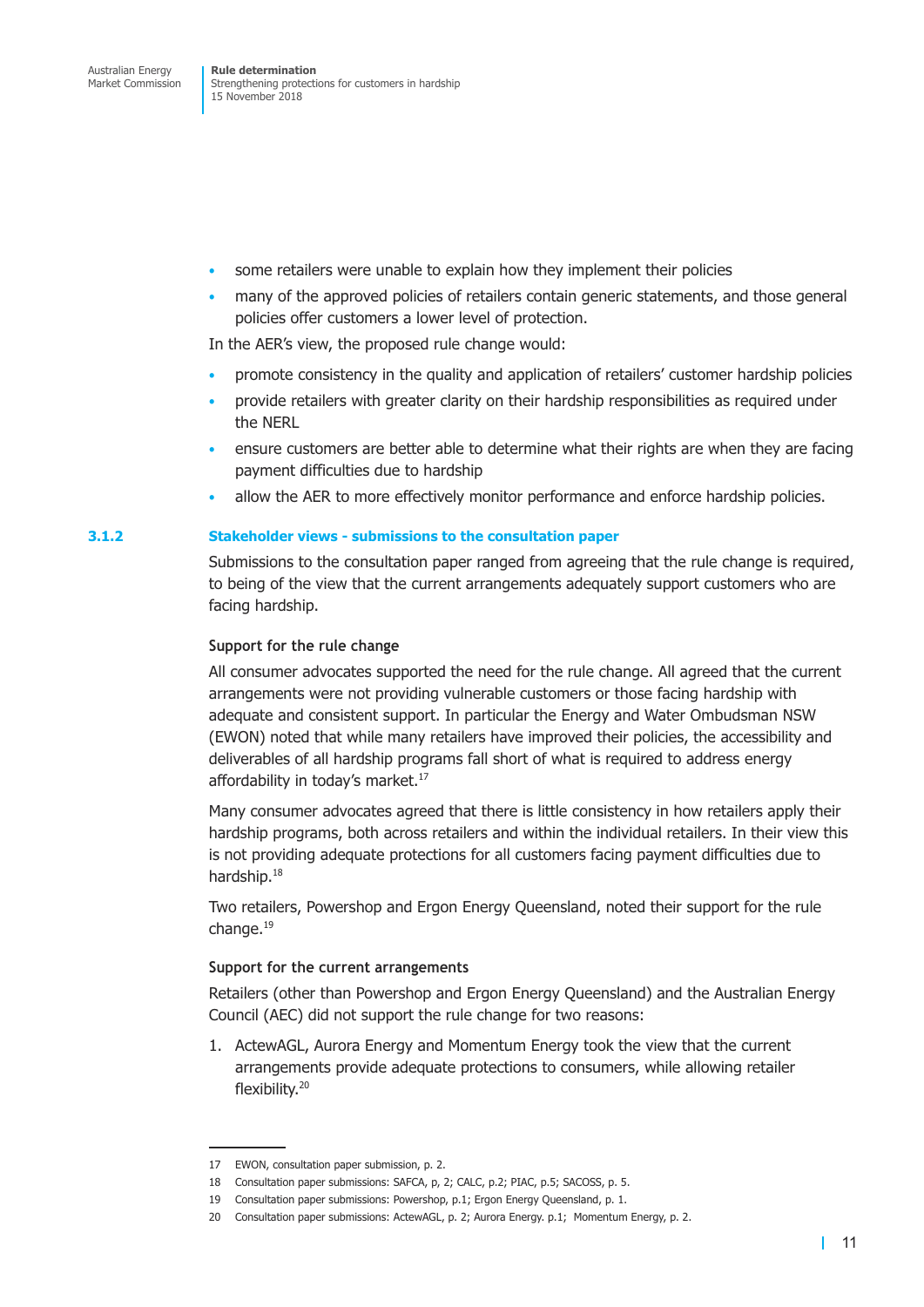- some retailers were unable to explain how they implement their policies
- many of the approved policies of retailers contain generic statements, and those general policies offer customers a lower level of protection.

In the AER's view, the proposed rule change would:

- promote consistency in the quality and application of retailers' customer hardship policies
- provide retailers with greater clarity on their hardship responsibilities as required under the NERL
- ensure customers are better able to determine what their rights are when they are facing payment difficulties due to hardship
- allow the AER to more effectively monitor performance and enforce hardship policies.

### 3.1.2 Stakeholder views - submissions to the consultation paper

Submissions to the consultation paper ranged from agreeing that the rule change is required, to being of the view that the current arrangements adequately support customers who are facing hardship.

#### Support for the rule change

All consumer advocates supported the need for the rule change. All agreed that the current arrangements were not providing vulnerable customers or those facing hardship with adequate and consistent support. In particular the Energy and Water Ombudsman NSW (EWON) noted that while many retailers have improved their policies, the accessibility and deliverables of all hardship programs fall short of what is required to address energy affordability in today's market.[17]

Many consumer advocates agreed that there is little consistency in how retailers apply their hardship programs, both across retailers and within the individual retailers. In their view this is not providing adequate protections for all customers facing payment difficulties due to hardship.[18]

Two retailers, Powershop and Ergon Energy Queensland, noted their support for the rule change.[19]

#### Support for the current arrangements

Retailers (other than Powershop and Ergon Energy Queensland) and the Australian Energy Council (AEC) did not support the rule change for two reasons:

1. ActewAGL, Aurora Energy and Momentum Energy took the view that the current arrangements provide adequate protections to consumers, while allowing retailer flexibility.[20]

---

17 EWON, consultation paper submission, p. 2.

18 Consultation paper submissions: SAFCA, p, 2; CALC, p.2; PIAC, p.5; SACOSS, p. 5.

19 Consultation paper submissions: Powershop, p.1; Ergon Energy Queensland, p. 1.

20 Consultation paper submissions: ActewAGL, p. 2; Aurora Energy. p.1; Momentum Energy, p. 2.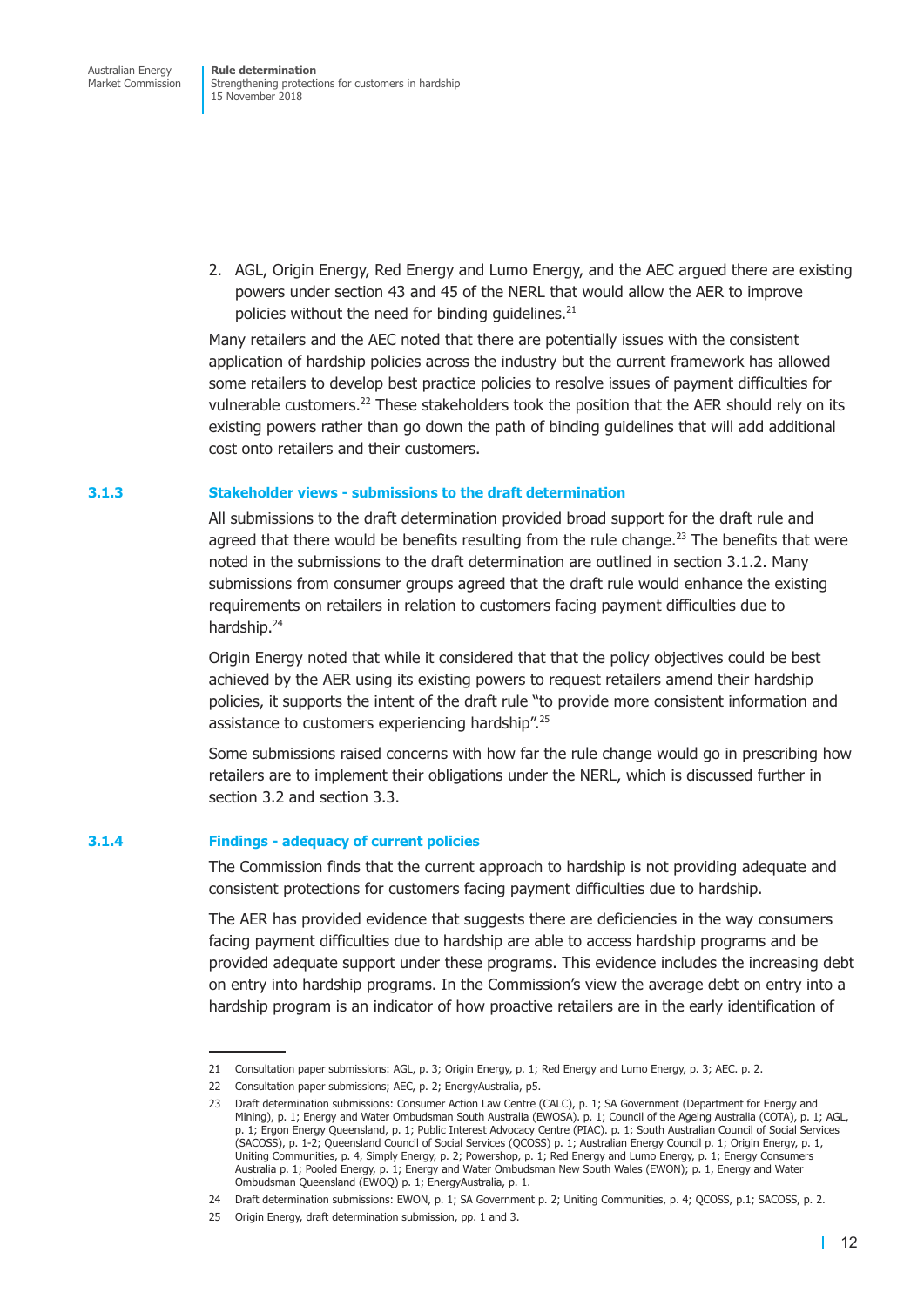2. AGL, Origin Energy, Red Energy and Lumo Energy, and the AEC argued there are existing powers under section 43 and 45 of the NERL that would allow the AER to improve policies without the need for binding guidelines.[21]

Many retailers and the AEC noted that there are potentially issues with the consistent application of hardship policies across the industry but the current framework has allowed some retailers to develop best practice policies to resolve issues of payment difficulties for vulnerable customers.[22] These stakeholders took the position that the AER should rely on its existing powers rather than go down the path of binding guidelines that will add additional cost onto retailers and their customers.

### 3.1.3 Stakeholder views - submissions to the draft determination

All submissions to the draft determination provided broad support for the draft rule and agreed that there would be benefits resulting from the rule change.[23] The benefits that were noted in the submissions to the draft determination are outlined in section 3.1.2. Many submissions from consumer groups agreed that the draft rule would enhance the existing requirements on retailers in relation to customers facing payment difficulties due to hardship.[24]

Origin Energy noted that while it considered that that the policy objectives could be best achieved by the AER using its existing powers to request retailers amend their hardship policies, it supports the intent of the draft rule "to provide more consistent information and assistance to customers experiencing hardship".[25]

Some submissions raised concerns with how far the rule change would go in prescribing how retailers are to implement their obligations under the NERL, which is discussed further in section 3.2 and section 3.3.

### 3.1.4 Findings - adequacy of current policies

The Commission finds that the current approach to hardship is not providing adequate and consistent protections for customers facing payment difficulties due to hardship.

The AER has provided evidence that suggests there are deficiencies in the way consumers facing payment difficulties due to hardship are able to access hardship programs and be provided adequate support under these programs. This evidence includes the increasing debt on entry into hardship programs. In the Commission's view the average debt on entry into a hardship program is an indicator of how proactive retailers are in the early identification of

---

21 Consultation paper submissions: AGL, p. 3; Origin Energy, p. 1; Red Energy and Lumo Energy, p. 3; AEC. p. 2.

22 Consultation paper submissions; AEC, p. 2; EnergyAustralia, p5.

23 Draft determination submissions: Consumer Action Law Centre (CALC), p. 1; SA Government (Department for Energy and Mining), p. 1; Energy and Water Ombudsman South Australia (EWOSA). p. 1; Council of the Ageing Australia (COTA), p. 1; AGL, p. 1; Ergon Energy Queensland, p. 1; Public Interest Advocacy Centre (PIAC). p. 1; South Australian Council of Social Services (SACOSS), p. 1-2; Queensland Council of Social Services (QCOSS) p. 1; Australian Energy Council p. 1; Origin Energy, p. 1, Uniting Communities, p. 4, Simply Energy, p. 2; Powershop, p. 1; Red Energy and Lumo Energy, p. 1; Energy Consumers Australia p. 1; Pooled Energy, p. 1; Energy and Water Ombudsman New South Wales (EWON); p. 1, Energy and Water Ombudsman Queensland (EWOQ) p. 1; EnergyAustralia, p. 1.

24 Draft determination submissions: EWON, p. 1; SA Government p. 2; Uniting Communities, p. 4; QCOSS, p.1; SACOSS, p. 2.

25 Origin Energy, draft determination submission, pp. 1 and 3.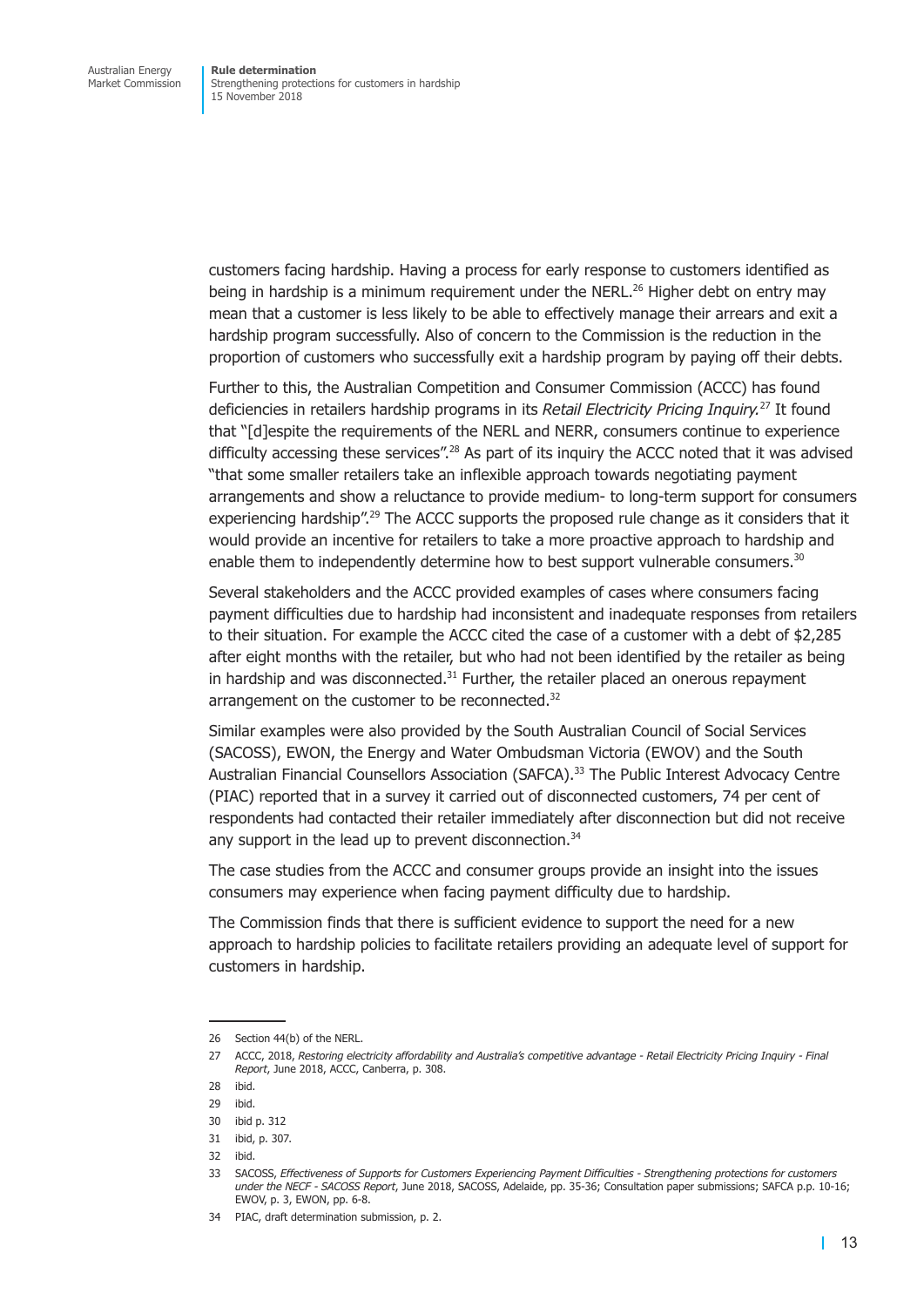customers facing hardship. Having a process for early response to customers identified as being in hardship is a minimum requirement under the NERL.[26] Higher debt on entry may mean that a customer is less likely to be able to effectively manage their arrears and exit a hardship program successfully. Also of concern to the Commission is the reduction in the proportion of customers who successfully exit a hardship program by paying off their debts.

Further to this, the Australian Competition and Consumer Commission (ACCC) has found deficiencies in retailers hardship programs in its *Retail Electricity Pricing Inquiry.*[27] It found that "[d]espite the requirements of the NERL and NERR, consumers continue to experience difficulty accessing these services".[28] As part of its inquiry the ACCC noted that it was advised "that some smaller retailers take an inflexible approach towards negotiating payment arrangements and show a reluctance to provide medium- to long-term support for consumers experiencing hardship".[29] The ACCC supports the proposed rule change as it considers that it would provide an incentive for retailers to take a more proactive approach to hardship and enable them to independently determine how to best support vulnerable consumers.[30]

Several stakeholders and the ACCC provided examples of cases where consumers facing payment difficulties due to hardship had inconsistent and inadequate responses from retailers to their situation. For example the ACCC cited the case of a customer with a debt of $2,285 after eight months with the retailer, but who had not been identified by the retailer as being in hardship and was disconnected.[31] Further, the retailer placed an onerous repayment arrangement on the customer to be reconnected.[32]

Similar examples were also provided by the South Australian Council of Social Services (SACOSS), EWON, the Energy and Water Ombudsman Victoria (EWOV) and the South Australian Financial Counsellors Association (SAFCA).[33] The Public Interest Advocacy Centre (PIAC) reported that in a survey it carried out of disconnected customers, 74 per cent of respondents had contacted their retailer immediately after disconnection but did not receive any support in the lead up to prevent disconnection.[34]

The case studies from the ACCC and consumer groups provide an insight into the issues consumers may experience when facing payment difficulty due to hardship.

The Commission finds that there is sufficient evidence to support the need for a new approach to hardship policies to facilitate retailers providing an adequate level of support for customers in hardship.

---

26 Section 44(b) of the NERL.

27 ACCC, 2018, *Restoring electricity affordability and Australia's competitive advantage - Retail Electricity Pricing Inquiry - Final Report*, June 2018, ACCC, Canberra, p. 308.

28 ibid.

29 ibid.

30 ibid p. 312

31 ibid, p. 307.

32 ibid.

33 SACOSS, *Effectiveness of Supports for Customers Experiencing Payment Difficulties - Strengthening protections for customers under the NECF - SACOSS Report*, June 2018, SACOSS, Adelaide, pp. 35-36; Consultation paper submissions; SAFCA p.p. 10-16; EWOV, p. 3, EWON, pp. 6-8.

34 PIAC, draft determination submission, p. 2.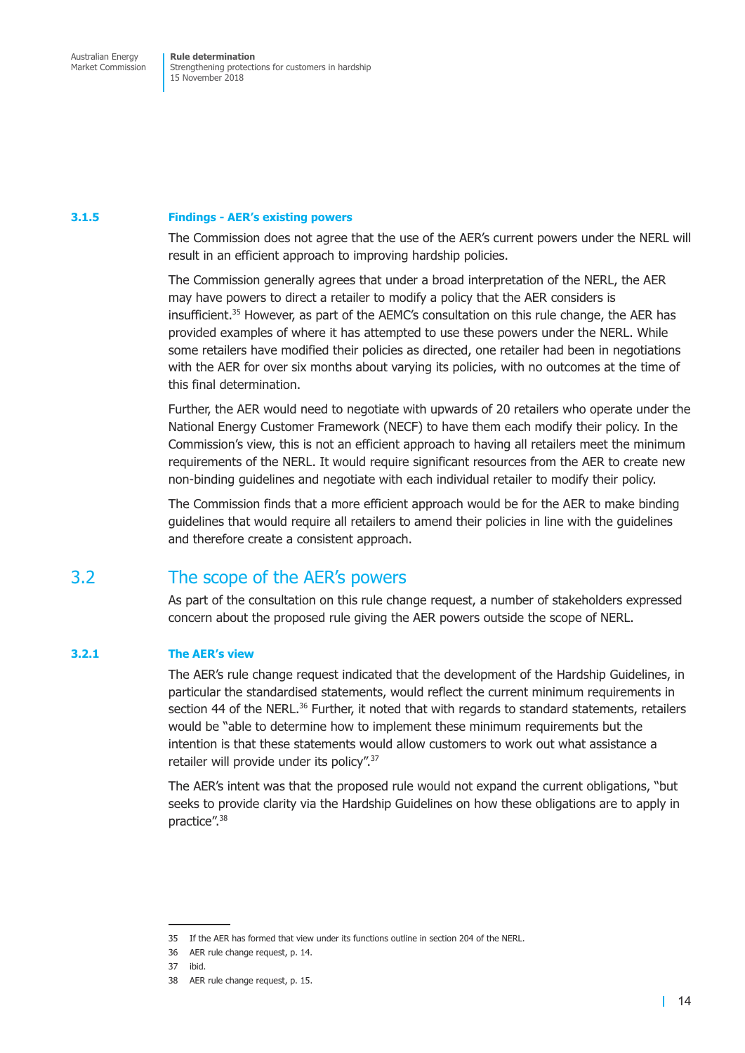#### 3.1.5 Findings - AER's existing powers

The Commission does not agree that the use of the AER's current powers under the NERL will result in an efficient approach to improving hardship policies.

The Commission generally agrees that under a broad interpretation of the NERL, the AER may have powers to direct a retailer to modify a policy that the AER considers is insufficient.[35] However, as part of the AEMC's consultation on this rule change, the AER has provided examples of where it has attempted to use these powers under the NERL. While some retailers have modified their policies as directed, one retailer had been in negotiations with the AER for over six months about varying its policies, with no outcomes at the time of this final determination.

Further, the AER would need to negotiate with upwards of 20 retailers who operate under the National Energy Customer Framework (NECF) to have them each modify their policy. In the Commission's view, this is not an efficient approach to having all retailers meet the minimum requirements of the NERL. It would require significant resources from the AER to create new non-binding guidelines and negotiate with each individual retailer to modify their policy.

The Commission finds that a more efficient approach would be for the AER to make binding guidelines that would require all retailers to amend their policies in line with the guidelines and therefore create a consistent approach.

## 3.2 The scope of the AER's powers

As part of the consultation on this rule change request, a number of stakeholders expressed concern about the proposed rule giving the AER powers outside the scope of NERL.

#### 3.2.1 The AER's view

The AER's rule change request indicated that the development of the Hardship Guidelines, in particular the standardised statements, would reflect the current minimum requirements in section 44 of the NERL.[36] Further, it noted that with regards to standard statements, retailers would be "able to determine how to implement these minimum requirements but the intention is that these statements would allow customers to work out what assistance a retailer will provide under its policy".[37]

The AER's intent was that the proposed rule would not expand the current obligations, "but seeks to provide clarity via the Hardship Guidelines on how these obligations are to apply in practice".[38]

---

35 If the AER has formed that view under its functions outline in section 204 of the NERL.

36 AER rule change request, p. 14.

37 ibid.

38 AER rule change request, p. 15.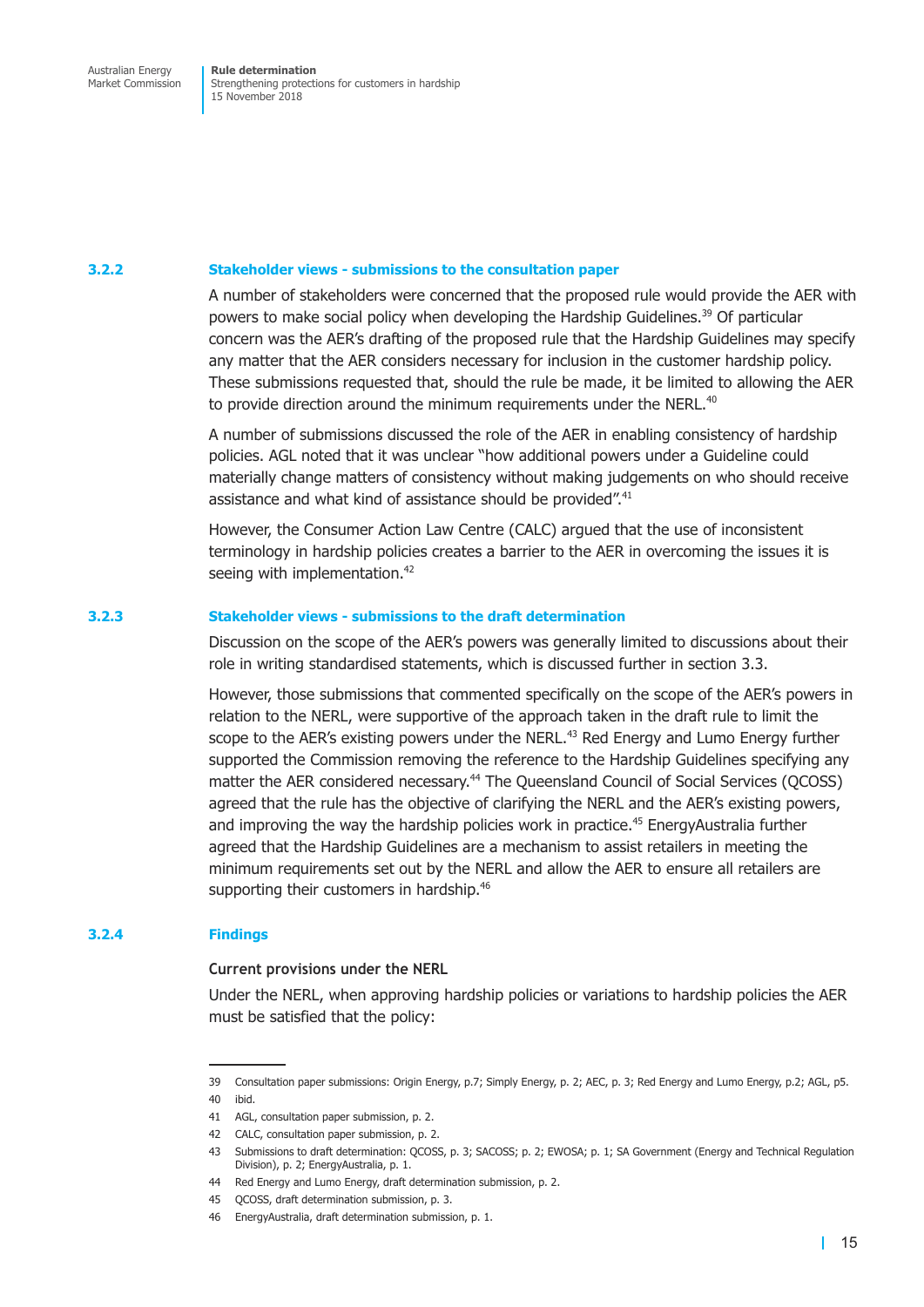### 3.2.2 Stakeholder views - submissions to the consultation paper

A number of stakeholders were concerned that the proposed rule would provide the AER with powers to make social policy when developing the Hardship Guidelines.[39] Of particular concern was the AER's drafting of the proposed rule that the Hardship Guidelines may specify any matter that the AER considers necessary for inclusion in the customer hardship policy. These submissions requested that, should the rule be made, it be limited to allowing the AER to provide direction around the minimum requirements under the NERL.[40]

A number of submissions discussed the role of the AER in enabling consistency of hardship policies. AGL noted that it was unclear "how additional powers under a Guideline could materially change matters of consistency without making judgements on who should receive assistance and what kind of assistance should be provided".[41]

However, the Consumer Action Law Centre (CALC) argued that the use of inconsistent terminology in hardship policies creates a barrier to the AER in overcoming the issues it is seeing with implementation.[42]

### 3.2.3 Stakeholder views - submissions to the draft determination

Discussion on the scope of the AER's powers was generally limited to discussions about their role in writing standardised statements, which is discussed further in section 3.3.

However, those submissions that commented specifically on the scope of the AER's powers in relation to the NERL, were supportive of the approach taken in the draft rule to limit the scope to the AER's existing powers under the NERL.[43] Red Energy and Lumo Energy further supported the Commission removing the reference to the Hardship Guidelines specifying any matter the AER considered necessary.[44] The Queensland Council of Social Services (QCOSS) agreed that the rule has the objective of clarifying the NERL and the AER's existing powers, and improving the way the hardship policies work in practice.[45] EnergyAustralia further agreed that the Hardship Guidelines are a mechanism to assist retailers in meeting the minimum requirements set out by the NERL and allow the AER to ensure all retailers are supporting their customers in hardship.[46]

### 3.2.4 Findings

**Current provisions under the NERL**

Under the NERL, when approving hardship policies or variations to hardship policies the AER must be satisfied that the policy:

---

39 Consultation paper submissions: Origin Energy, p.7; Simply Energy, p. 2; AEC, p. 3; Red Energy and Lumo Energy, p.2; AGL, p5.

40 ibid.

41 AGL, consultation paper submission, p. 2.

42 CALC, consultation paper submission, p. 2.

43 Submissions to draft determination: QCOSS, p. 3; SACOSS; p. 2; EWOSA; p. 1; SA Government (Energy and Technical Regulation Division), p. 2; EnergyAustralia, p. 1.

44 Red Energy and Lumo Energy, draft determination submission, p. 2.

45 QCOSS, draft determination submission, p. 3.

46 EnergyAustralia, draft determination submission, p. 1.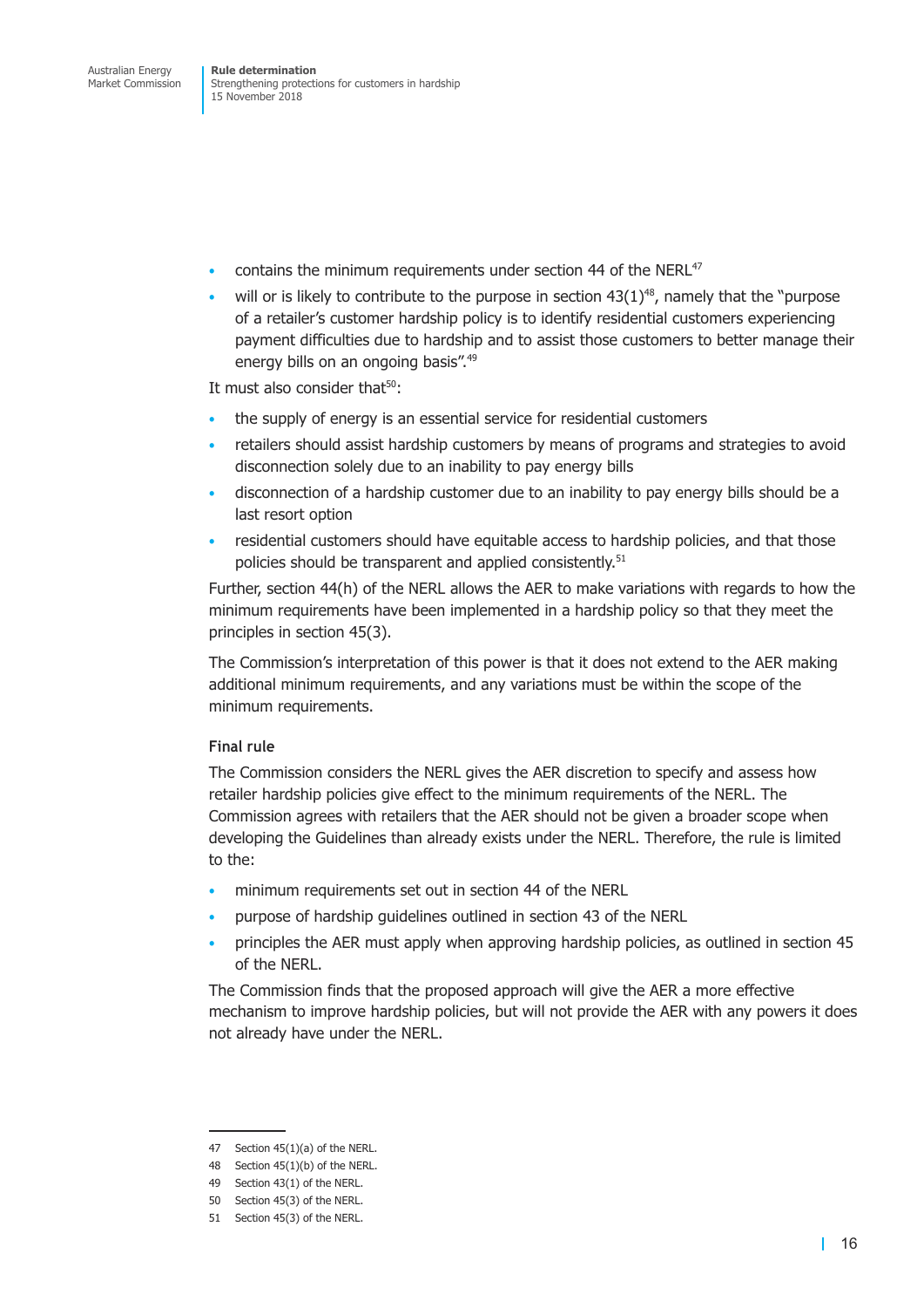- contains the minimum requirements under section 44 of the NERL[47]
- will or is likely to contribute to the purpose in section 43(1)[48], namely that the "purpose of a retailer's customer hardship policy is to identify residential customers experiencing payment difficulties due to hardship and to assist those customers to better manage their energy bills on an ongoing basis".[49]

It must also consider that[50]:

- the supply of energy is an essential service for residential customers
- retailers should assist hardship customers by means of programs and strategies to avoid disconnection solely due to an inability to pay energy bills
- disconnection of a hardship customer due to an inability to pay energy bills should be a last resort option
- residential customers should have equitable access to hardship policies, and that those policies should be transparent and applied consistently.[51]

Further, section 44(h) of the NERL allows the AER to make variations with regards to how the minimum requirements have been implemented in a hardship policy so that they meet the principles in section 45(3).

The Commission's interpretation of this power is that it does not extend to the AER making additional minimum requirements, and any variations must be within the scope of the minimum requirements.

#### Final rule

The Commission considers the NERL gives the AER discretion to specify and assess how retailer hardship policies give effect to the minimum requirements of the NERL. The Commission agrees with retailers that the AER should not be given a broader scope when developing the Guidelines than already exists under the NERL. Therefore, the rule is limited to the:

- minimum requirements set out in section 44 of the NERL
- purpose of hardship guidelines outlined in section 43 of the NERL
- principles the AER must apply when approving hardship policies, as outlined in section 45 of the NERL.

The Commission finds that the proposed approach will give the AER a more effective mechanism to improve hardship policies, but will not provide the AER with any powers it does not already have under the NERL.

---

47 Section 45(1)(a) of the NERL.

48 Section 45(1)(b) of the NERL.

49 Section 43(1) of the NERL.

50 Section 45(3) of the NERL.

51 Section 45(3) of the NERL.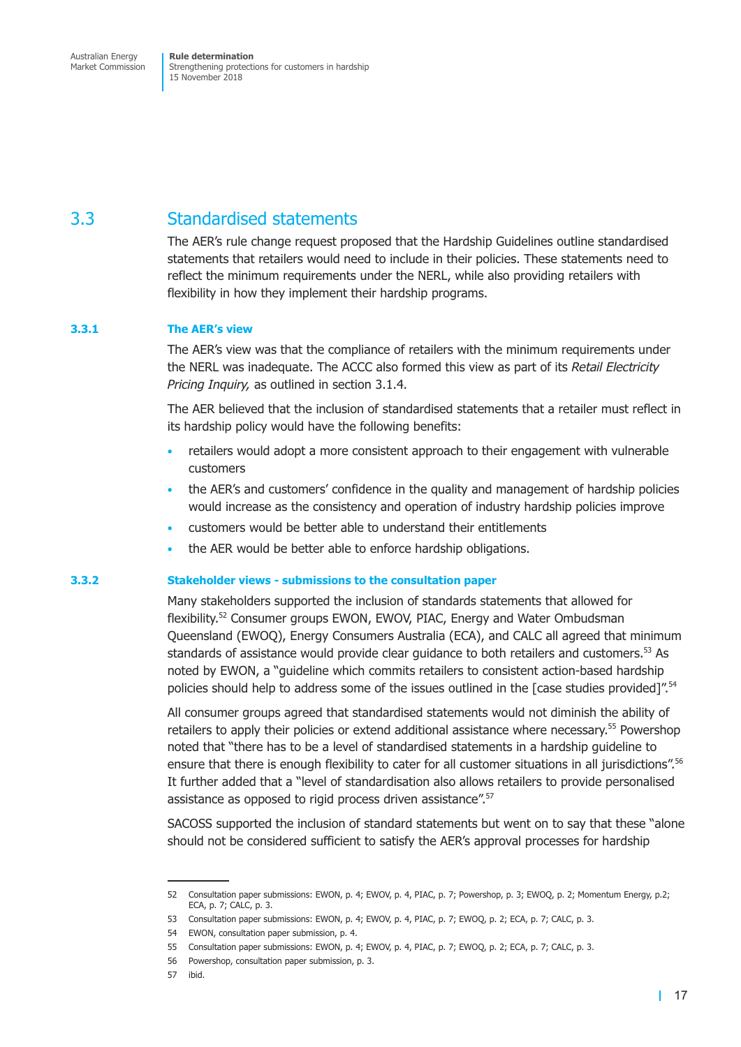## 3.3 Standardised statements

The AER's rule change request proposed that the Hardship Guidelines outline standardised statements that retailers would need to include in their policies. These statements need to reflect the minimum requirements under the NERL, while also providing retailers with flexibility in how they implement their hardship programs.

### 3.3.1 The AER's view

The AER's view was that the compliance of retailers with the minimum requirements under the NERL was inadequate. The ACCC also formed this view as part of its *Retail Electricity Pricing Inquiry,* as outlined in section 3.1.4.

The AER believed that the inclusion of standardised statements that a retailer must reflect in its hardship policy would have the following benefits:

- retailers would adopt a more consistent approach to their engagement with vulnerable customers
- the AER's and customers' confidence in the quality and management of hardship policies would increase as the consistency and operation of industry hardship policies improve
- customers would be better able to understand their entitlements
- the AER would be better able to enforce hardship obligations.

### 3.3.2 Stakeholder views - submissions to the consultation paper

Many stakeholders supported the inclusion of standards statements that allowed for flexibility.[52] Consumer groups EWON, EWOV, PIAC, Energy and Water Ombudsman Queensland (EWOQ), Energy Consumers Australia (ECA), and CALC all agreed that minimum standards of assistance would provide clear guidance to both retailers and customers.[53] As noted by EWON, a "guideline which commits retailers to consistent action-based hardship policies should help to address some of the issues outlined in the [case studies provided]".[54]

All consumer groups agreed that standardised statements would not diminish the ability of retailers to apply their policies or extend additional assistance where necessary.[55] Powershop noted that "there has to be a level of standardised statements in a hardship guideline to ensure that there is enough flexibility to cater for all customer situations in all jurisdictions".[56] It further added that a "level of standardisation also allows retailers to provide personalised assistance as opposed to rigid process driven assistance".[57]

SACOSS supported the inclusion of standard statements but went on to say that these "alone should not be considered sufficient to satisfy the AER's approval processes for hardship

---

52 Consultation paper submissions: EWON, p. 4; EWOV, p. 4, PIAC, p. 7; Powershop, p. 3; EWOQ, p. 2; Momentum Energy, p.2; ECA, p. 7; CALC, p. 3.

53 Consultation paper submissions: EWON, p. 4; EWOV, p. 4, PIAC, p. 7; EWOQ, p. 2; ECA, p. 7; CALC, p. 3.

54 EWON, consultation paper submission, p. 4.

55 Consultation paper submissions: EWON, p. 4; EWOV, p. 4, PIAC, p. 7; EWOQ, p. 2; ECA, p. 7; CALC, p. 3.

56 Powershop, consultation paper submission, p. 3.

57 ibid.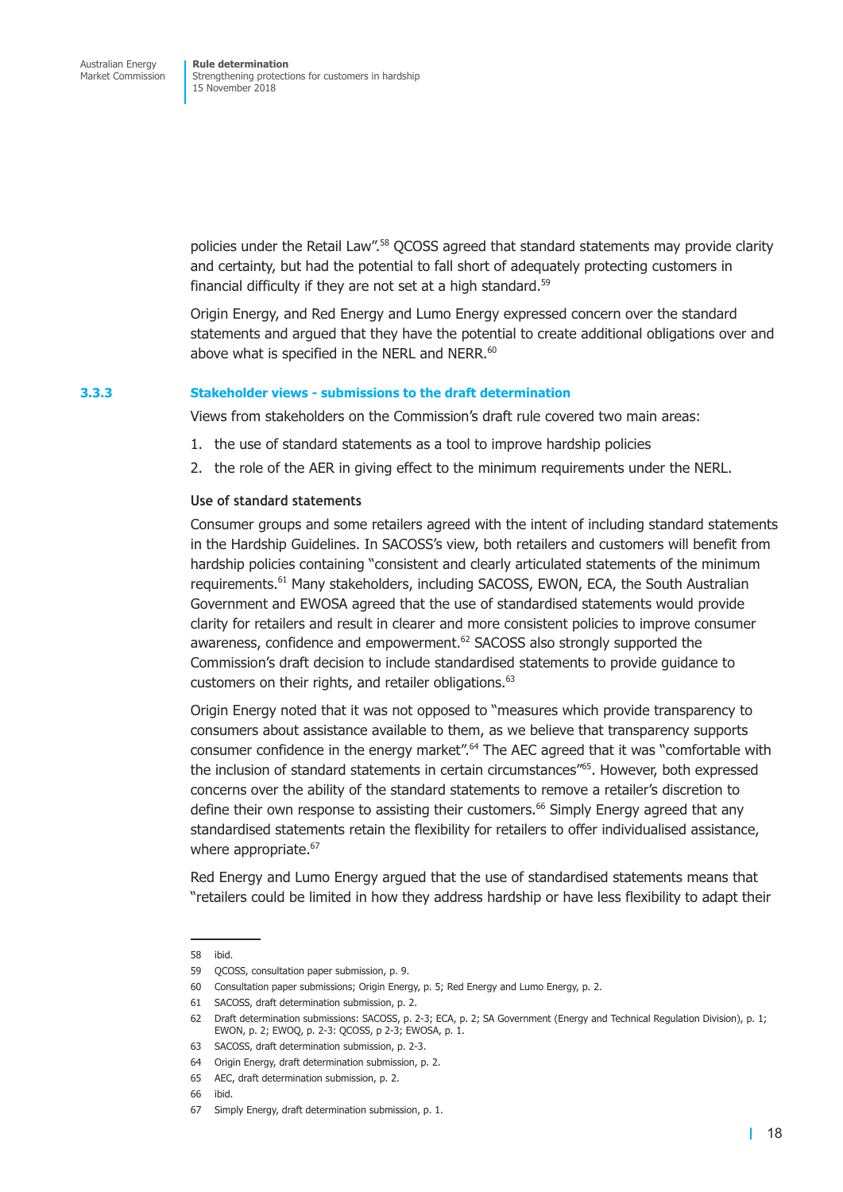policies under the Retail Law".[58] QCOSS agreed that standard statements may provide clarity and certainty, but had the potential to fall short of adequately protecting customers in financial difficulty if they are not set at a high standard.[59]

Origin Energy, and Red Energy and Lumo Energy expressed concern over the standard statements and argued that they have the potential to create additional obligations over and above what is specified in the NERL and NERR.[60]

### 3.3.3 Stakeholder views - submissions to the draft determination

Views from stakeholders on the Commission's draft rule covered two main areas:

1. the use of standard statements as a tool to improve hardship policies
2. the role of the AER in giving effect to the minimum requirements under the NERL.

#### Use of standard statements

Consumer groups and some retailers agreed with the intent of including standard statements in the Hardship Guidelines. In SACOSS's view, both retailers and customers will benefit from hardship policies containing "consistent and clearly articulated statements of the minimum requirements.[61] Many stakeholders, including SACOSS, EWON, ECA, the South Australian Government and EWOSA agreed that the use of standardised statements would provide clarity for retailers and result in clearer and more consistent policies to improve consumer awareness, confidence and empowerment.[62] SACOSS also strongly supported the Commission's draft decision to include standardised statements to provide guidance to customers on their rights, and retailer obligations.[63]

Origin Energy noted that it was not opposed to "measures which provide transparency to consumers about assistance available to them, as we believe that transparency supports consumer confidence in the energy market".[64] The AEC agreed that it was "comfortable with the inclusion of standard statements in certain circumstances"[65]. However, both expressed concerns over the ability of the standard statements to remove a retailer's discretion to define their own response to assisting their customers.[66] Simply Energy agreed that any standardised statements retain the flexibility for retailers to offer individualised assistance, where appropriate.[67]

Red Energy and Lumo Energy argued that the use of standardised statements means that "retailers could be limited in how they address hardship or have less flexibility to adapt their

---

58 ibid.

59 QCOSS, consultation paper submission, p. 9.

60 Consultation paper submissions; Origin Energy, p. 5; Red Energy and Lumo Energy, p. 2.

61 SACOSS, draft determination submission, p. 2.

62 Draft determination submissions: SACOSS, p. 2-3; ECA, p. 2; SA Government (Energy and Technical Regulation Division), p. 1; EWON, p. 2; EWOQ, p. 2-3: QCOSS, p 2-3; EWOSA, p. 1.

63 SACOSS, draft determination submission, p. 2-3.

64 Origin Energy, draft determination submission, p. 2.

65 AEC, draft determination submission, p. 2.

66 ibid.

67 Simply Energy, draft determination submission, p. 1.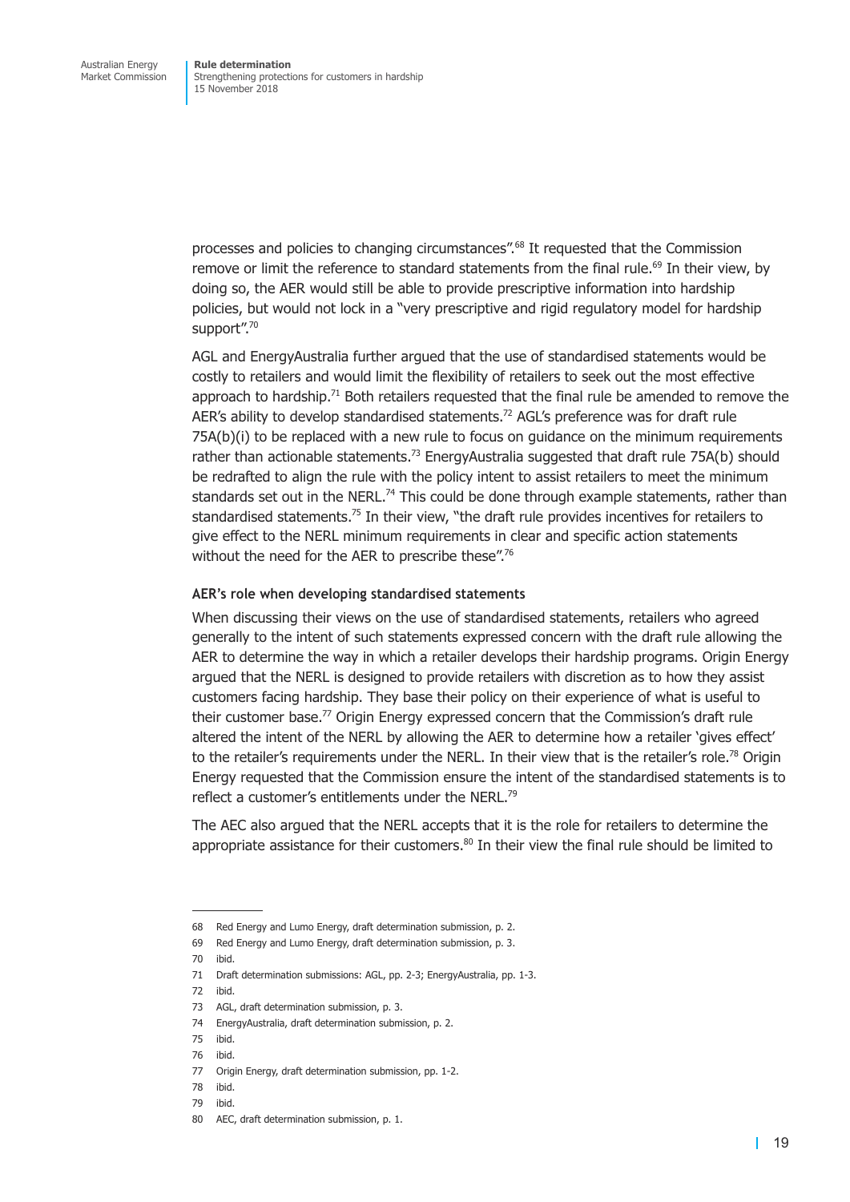processes and policies to changing circumstances".[68] It requested that the Commission remove or limit the reference to standard statements from the final rule.[69] In their view, by doing so, the AER would still be able to provide prescriptive information into hardship policies, but would not lock in a "very prescriptive and rigid regulatory model for hardship support".[70]

AGL and EnergyAustralia further argued that the use of standardised statements would be costly to retailers and would limit the flexibility of retailers to seek out the most effective approach to hardship.[71] Both retailers requested that the final rule be amended to remove the AER's ability to develop standardised statements.[72] AGL's preference was for draft rule 75A(b)(i) to be replaced with a new rule to focus on guidance on the minimum requirements rather than actionable statements.[73] EnergyAustralia suggested that draft rule 75A(b) should be redrafted to align the rule with the policy intent to assist retailers to meet the minimum standards set out in the NERL.[74] This could be done through example statements, rather than standardised statements.[75] In their view, "the draft rule provides incentives for retailers to give effect to the NERL minimum requirements in clear and specific action statements without the need for the AER to prescribe these".[76]

#### AER's role when developing standardised statements

When discussing their views on the use of standardised statements, retailers who agreed generally to the intent of such statements expressed concern with the draft rule allowing the AER to determine the way in which a retailer develops their hardship programs. Origin Energy argued that the NERL is designed to provide retailers with discretion as to how they assist customers facing hardship. They base their policy on their experience of what is useful to their customer base.[77] Origin Energy expressed concern that the Commission's draft rule altered the intent of the NERL by allowing the AER to determine how a retailer 'gives effect' to the retailer's requirements under the NERL. In their view that is the retailer's role.[78] Origin Energy requested that the Commission ensure the intent of the standardised statements is to reflect a customer's entitlements under the NERL.[79]

The AEC also argued that the NERL accepts that it is the role for retailers to determine the appropriate assistance for their customers.[80] In their view the final rule should be limited to

---

68 Red Energy and Lumo Energy, draft determination submission, p. 2.

69 Red Energy and Lumo Energy, draft determination submission, p. 3.

70 ibid.

71 Draft determination submissions: AGL, pp. 2-3; EnergyAustralia, pp. 1-3.

72 ibid.

73 AGL, draft determination submission, p. 3.

74 EnergyAustralia, draft determination submission, p. 2.

75 ibid.

76 ibid.

77 Origin Energy, draft determination submission, pp. 1-2.

78 ibid.

79 ibid.

80 AEC, draft determination submission, p. 1.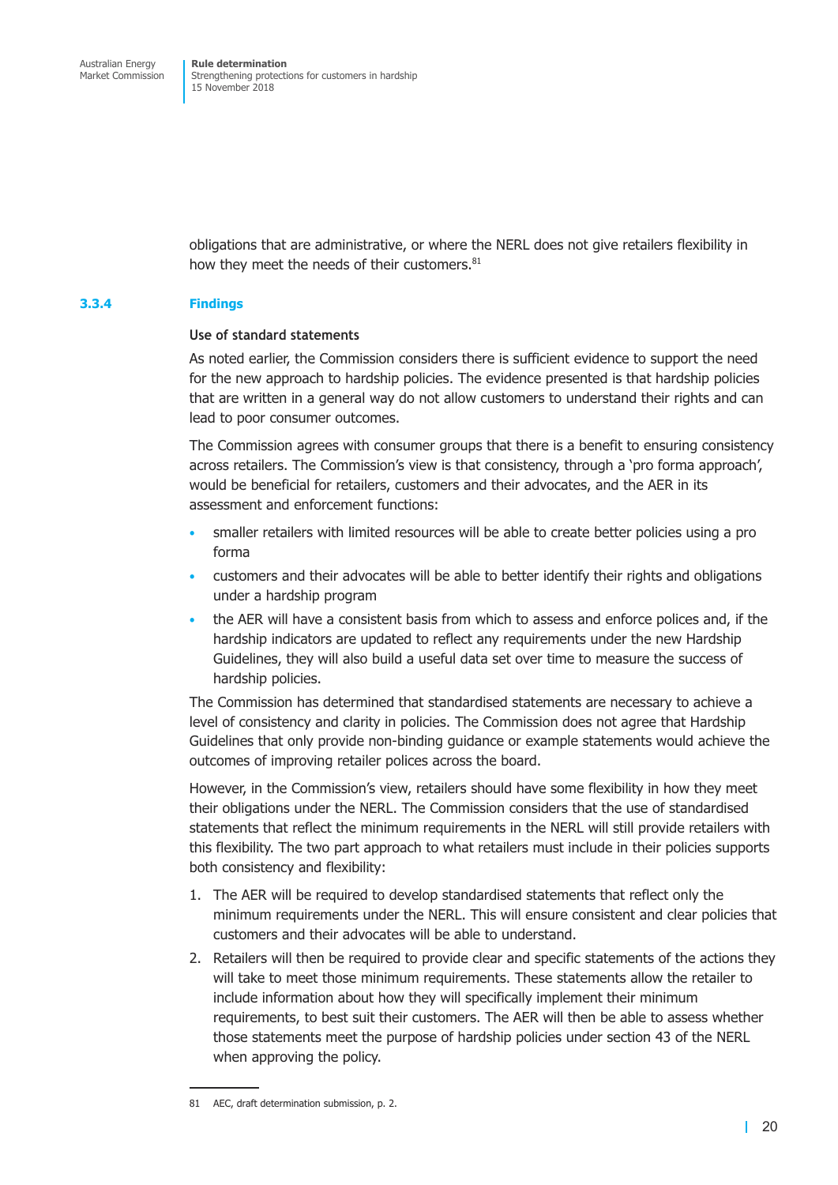obligations that are administrative, or where the NERL does not give retailers flexibility in how they meet the needs of their customers.[81]

### 3.3.4 Findings

**Use of standard statements**

As noted earlier, the Commission considers there is sufficient evidence to support the need for the new approach to hardship policies. The evidence presented is that hardship policies that are written in a general way do not allow customers to understand their rights and can lead to poor consumer outcomes.

The Commission agrees with consumer groups that there is a benefit to ensuring consistency across retailers. The Commission's view is that consistency, through a 'pro forma approach', would be beneficial for retailers, customers and their advocates, and the AER in its assessment and enforcement functions:

- smaller retailers with limited resources will be able to create better policies using a pro forma
- customers and their advocates will be able to better identify their rights and obligations under a hardship program
- the AER will have a consistent basis from which to assess and enforce polices and, if the hardship indicators are updated to reflect any requirements under the new Hardship Guidelines, they will also build a useful data set over time to measure the success of hardship policies.

The Commission has determined that standardised statements are necessary to achieve a level of consistency and clarity in policies. The Commission does not agree that Hardship Guidelines that only provide non-binding guidance or example statements would achieve the outcomes of improving retailer polices across the board.

However, in the Commission's view, retailers should have some flexibility in how they meet their obligations under the NERL. The Commission considers that the use of standardised statements that reflect the minimum requirements in the NERL will still provide retailers with this flexibility. The two part approach to what retailers must include in their policies supports both consistency and flexibility:

1. The AER will be required to develop standardised statements that reflect only the minimum requirements under the NERL. This will ensure consistent and clear policies that customers and their advocates will be able to understand.
2. Retailers will then be required to provide clear and specific statements of the actions they will take to meet those minimum requirements. These statements allow the retailer to include information about how they will specifically implement their minimum requirements, to best suit their customers. The AER will then be able to assess whether those statements meet the purpose of hardship policies under section 43 of the NERL when approving the policy.

---

81 AEC, draft determination submission, p. 2.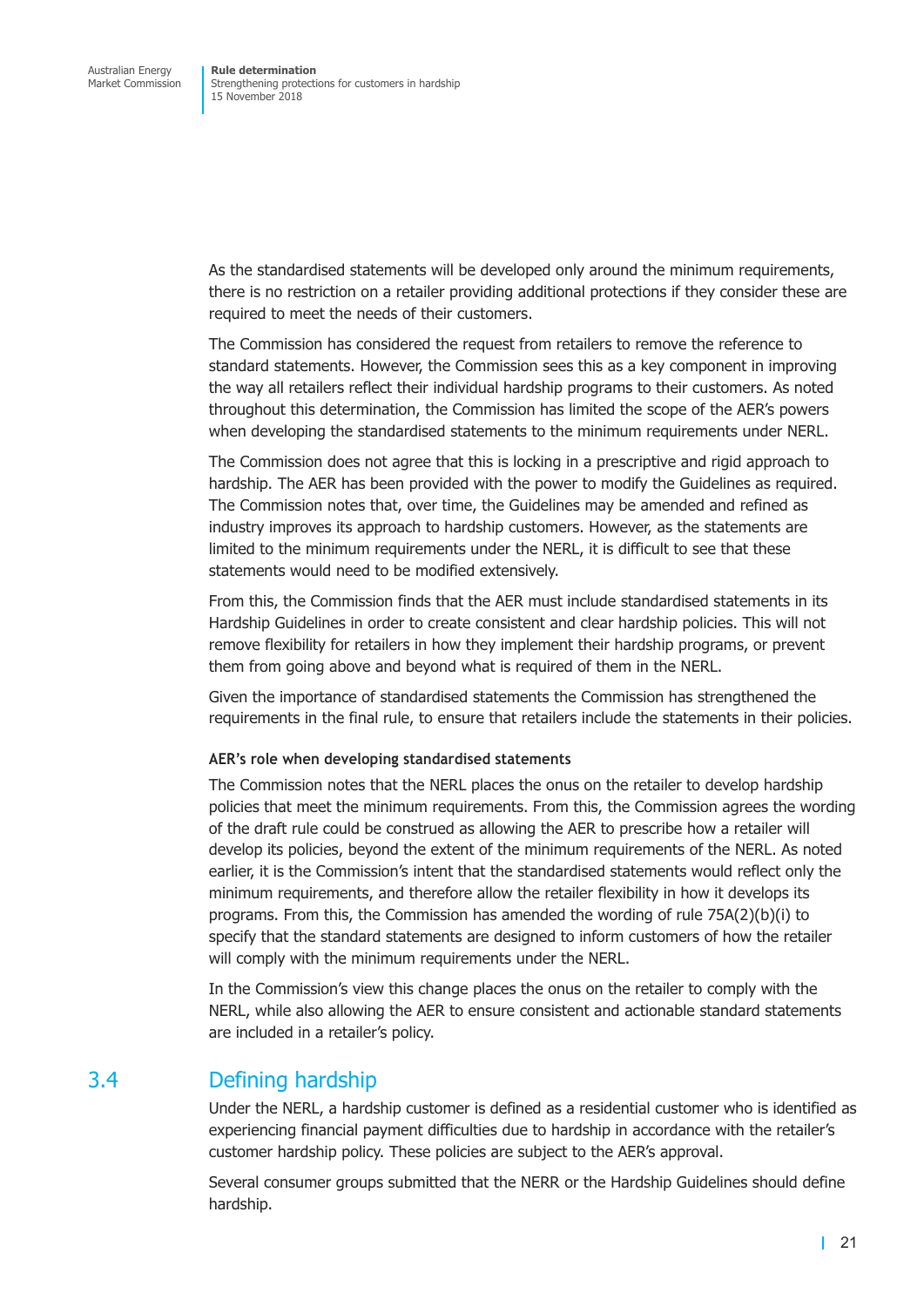As the standardised statements will be developed only around the minimum requirements, there is no restriction on a retailer providing additional protections if they consider these are required to meet the needs of their customers.

The Commission has considered the request from retailers to remove the reference to standard statements. However, the Commission sees this as a key component in improving the way all retailers reflect their individual hardship programs to their customers. As noted throughout this determination, the Commission has limited the scope of the AER's powers when developing the standardised statements to the minimum requirements under NERL.

The Commission does not agree that this is locking in a prescriptive and rigid approach to hardship. The AER has been provided with the power to modify the Guidelines as required. The Commission notes that, over time, the Guidelines may be amended and refined as industry improves its approach to hardship customers. However, as the statements are limited to the minimum requirements under the NERL, it is difficult to see that these statements would need to be modified extensively.

From this, the Commission finds that the AER must include standardised statements in its Hardship Guidelines in order to create consistent and clear hardship policies. This will not remove flexibility for retailers in how they implement their hardship programs, or prevent them from going above and beyond what is required of them in the NERL.

Given the importance of standardised statements the Commission has strengthened the requirements in the final rule, to ensure that retailers include the statements in their policies.

#### AER's role when developing standardised statements

The Commission notes that the NERL places the onus on the retailer to develop hardship policies that meet the minimum requirements. From this, the Commission agrees the wording of the draft rule could be construed as allowing the AER to prescribe how a retailer will develop its policies, beyond the extent of the minimum requirements of the NERL. As noted earlier, it is the Commission's intent that the standardised statements would reflect only the minimum requirements, and therefore allow the retailer flexibility in how it develops its programs. From this, the Commission has amended the wording of rule 75A(2)(b)(i) to specify that the standard statements are designed to inform customers of how the retailer will comply with the minimum requirements under the NERL.

In the Commission's view this change places the onus on the retailer to comply with the NERL, while also allowing the AER to ensure consistent and actionable standard statements are included in a retailer's policy.

## 3.4 Defining hardship

Under the NERL, a hardship customer is defined as a residential customer who is identified as experiencing financial payment difficulties due to hardship in accordance with the retailer's customer hardship policy. These policies are subject to the AER's approval.

Several consumer groups submitted that the NERR or the Hardship Guidelines should define hardship.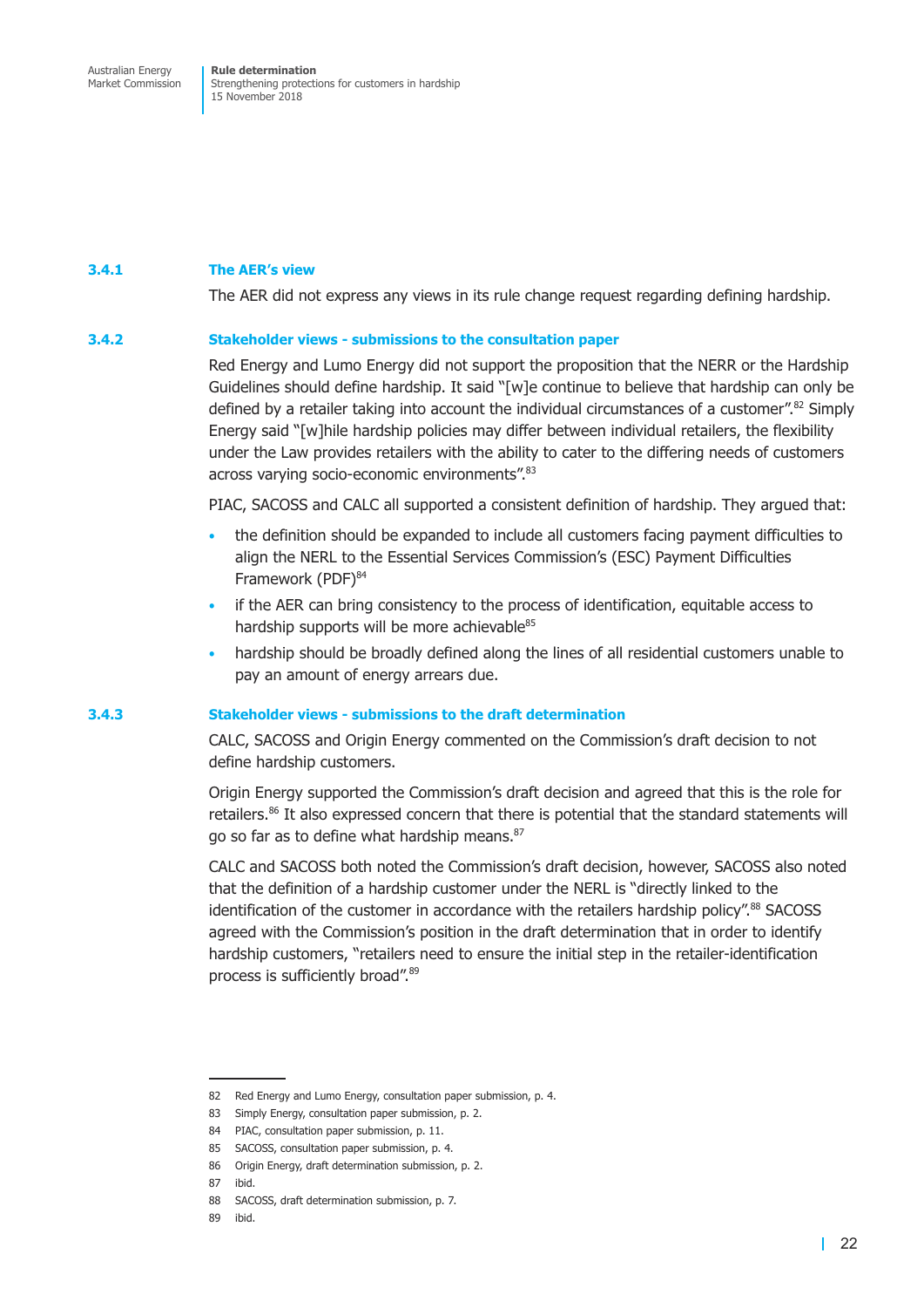### 3.4.1 The AER's view

The AER did not express any views in its rule change request regarding defining hardship.

### 3.4.2 Stakeholder views - submissions to the consultation paper

Red Energy and Lumo Energy did not support the proposition that the NERR or the Hardship Guidelines should define hardship. It said "[w]e continue to believe that hardship can only be defined by a retailer taking into account the individual circumstances of a customer".[82] Simply Energy said "[w]hile hardship policies may differ between individual retailers, the flexibility under the Law provides retailers with the ability to cater to the differing needs of customers across varying socio-economic environments".[83]

PIAC, SACOSS and CALC all supported a consistent definition of hardship. They argued that:

- the definition should be expanded to include all customers facing payment difficulties to align the NERL to the Essential Services Commission's (ESC) Payment Difficulties Framework (PDF)[84]
- if the AER can bring consistency to the process of identification, equitable access to hardship supports will be more achievable[85]
- hardship should be broadly defined along the lines of all residential customers unable to pay an amount of energy arrears due.

### 3.4.3 Stakeholder views - submissions to the draft determination

CALC, SACOSS and Origin Energy commented on the Commission's draft decision to not define hardship customers.

Origin Energy supported the Commission's draft decision and agreed that this is the role for retailers.[86] It also expressed concern that there is potential that the standard statements will go so far as to define what hardship means.[87]

CALC and SACOSS both noted the Commission's draft decision, however, SACOSS also noted that the definition of a hardship customer under the NERL is "directly linked to the identification of the customer in accordance with the retailers hardship policy".[88] SACOSS agreed with the Commission's position in the draft determination that in order to identify hardship customers, "retailers need to ensure the initial step in the retailer-identification process is sufficiently broad".[89]

---

82 Red Energy and Lumo Energy, consultation paper submission, p. 4.

83 Simply Energy, consultation paper submission, p. 2.

84 PIAC, consultation paper submission, p. 11.

85 SACOSS, consultation paper submission, p. 4.

86 Origin Energy, draft determination submission, p. 2.

87 ibid.

88 SACOSS, draft determination submission, p. 7.

89 ibid.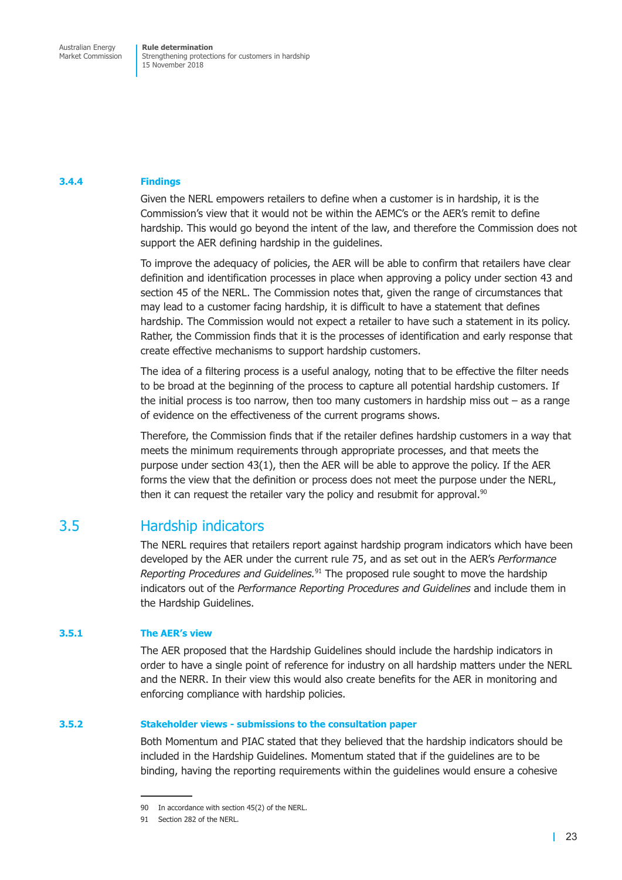### 3.4.4 Findings

Given the NERL empowers retailers to define when a customer is in hardship, it is the Commission's view that it would not be within the AEMC's or the AER's remit to define hardship. This would go beyond the intent of the law, and therefore the Commission does not support the AER defining hardship in the guidelines.

To improve the adequacy of policies, the AER will be able to confirm that retailers have clear definition and identification processes in place when approving a policy under section 43 and section 45 of the NERL. The Commission notes that, given the range of circumstances that may lead to a customer facing hardship, it is difficult to have a statement that defines hardship. The Commission would not expect a retailer to have such a statement in its policy. Rather, the Commission finds that it is the processes of identification and early response that create effective mechanisms to support hardship customers.

The idea of a filtering process is a useful analogy, noting that to be effective the filter needs to be broad at the beginning of the process to capture all potential hardship customers. If the initial process is too narrow, then too many customers in hardship miss out – as a range of evidence on the effectiveness of the current programs shows.

Therefore, the Commission finds that if the retailer defines hardship customers in a way that meets the minimum requirements through appropriate processes, and that meets the purpose under section 43(1), then the AER will be able to approve the policy. If the AER forms the view that the definition or process does not meet the purpose under the NERL, then it can request the retailer vary the policy and resubmit for approval.[90]

## 3.5 Hardship indicators

The NERL requires that retailers report against hardship program indicators which have been developed by the AER under the current rule 75, and as set out in the AER's *Performance Reporting Procedures and Guidelines.*[91] The proposed rule sought to move the hardship indicators out of the *Performance Reporting Procedures and Guidelines* and include them in the Hardship Guidelines.

### 3.5.1 The AER's view

The AER proposed that the Hardship Guidelines should include the hardship indicators in order to have a single point of reference for industry on all hardship matters under the NERL and the NERR. In their view this would also create benefits for the AER in monitoring and enforcing compliance with hardship policies.

### 3.5.2 Stakeholder views - submissions to the consultation paper

Both Momentum and PIAC stated that they believed that the hardship indicators should be included in the Hardship Guidelines. Momentum stated that if the guidelines are to be binding, having the reporting requirements within the guidelines would ensure a cohesive

---

90 In accordance with section 45(2) of the NERL.

91 Section 282 of the NERL.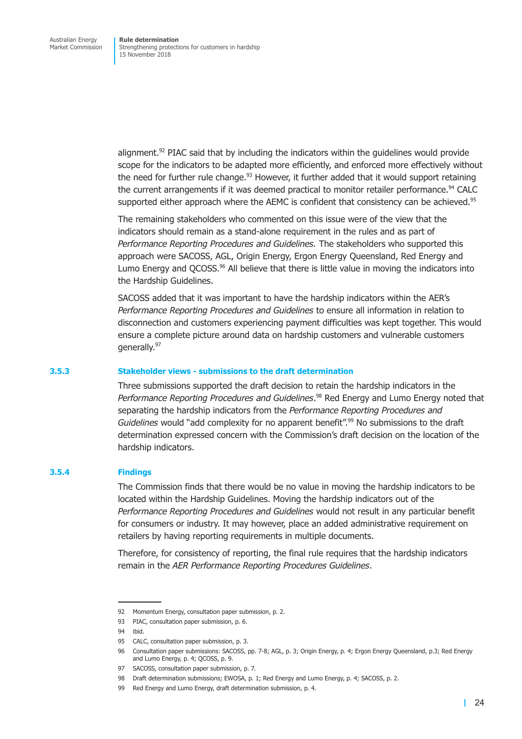alignment.[92] PIAC said that by including the indicators within the guidelines would provide scope for the indicators to be adapted more efficiently, and enforced more effectively without the need for further rule change.[93] However, it further added that it would support retaining the current arrangements if it was deemed practical to monitor retailer performance.[94] CALC supported either approach where the AEMC is confident that consistency can be achieved.[95]

The remaining stakeholders who commented on this issue were of the view that the indicators should remain as a stand-alone requirement in the rules and as part of *Performance Reporting Procedures and Guidelines.* The stakeholders who supported this approach were SACOSS, AGL, Origin Energy, Ergon Energy Queensland, Red Energy and Lumo Energy and QCOSS.[96] All believe that there is little value in moving the indicators into the Hardship Guidelines.

SACOSS added that it was important to have the hardship indicators within the AER's *Performance Reporting Procedures and Guidelines* to ensure all information in relation to disconnection and customers experiencing payment difficulties was kept together. This would ensure a complete picture around data on hardship customers and vulnerable customers generally.[97]

### 3.5.3 Stakeholder views - submissions to the draft determination

Three submissions supported the draft decision to retain the hardship indicators in the *Performance Reporting Procedures and Guidelines*.[98] Red Energy and Lumo Energy noted that separating the hardship indicators from the *Performance Reporting Procedures and Guidelines* would "add complexity for no apparent benefit".[99] No submissions to the draft determination expressed concern with the Commission's draft decision on the location of the hardship indicators.

### 3.5.4 Findings

The Commission finds that there would be no value in moving the hardship indicators to be located within the Hardship Guidelines. Moving the hardship indicators out of the *Performance Reporting Procedures and Guidelines* would not result in any particular benefit for consumers or industry. It may however, place an added administrative requirement on retailers by having reporting requirements in multiple documents.

Therefore, for consistency of reporting, the final rule requires that the hardship indicators remain in the *AER Performance Reporting Procedures Guidelines*.

---

92 Momentum Energy, consultation paper submission, p. 2.

93 PIAC, consultation paper submission, p. 6.

94 ibid.

95 CALC, consultation paper submission, p. 3.

96 Consultation paper submissions: SACOSS, pp. 7-8; AGL, p. 3; Origin Energy, p. 4; Ergon Energy Queensland, p.3; Red Energy and Lumo Energy, p. 4; QCOSS, p. 9.

97 SACOSS, consultation paper submission, p. 7.

98 Draft determination submissions; EWOSA, p. 1; Red Energy and Lumo Energy, p. 4; SACOSS, p. 2.

99 Red Energy and Lumo Energy, draft determination submission, p. 4.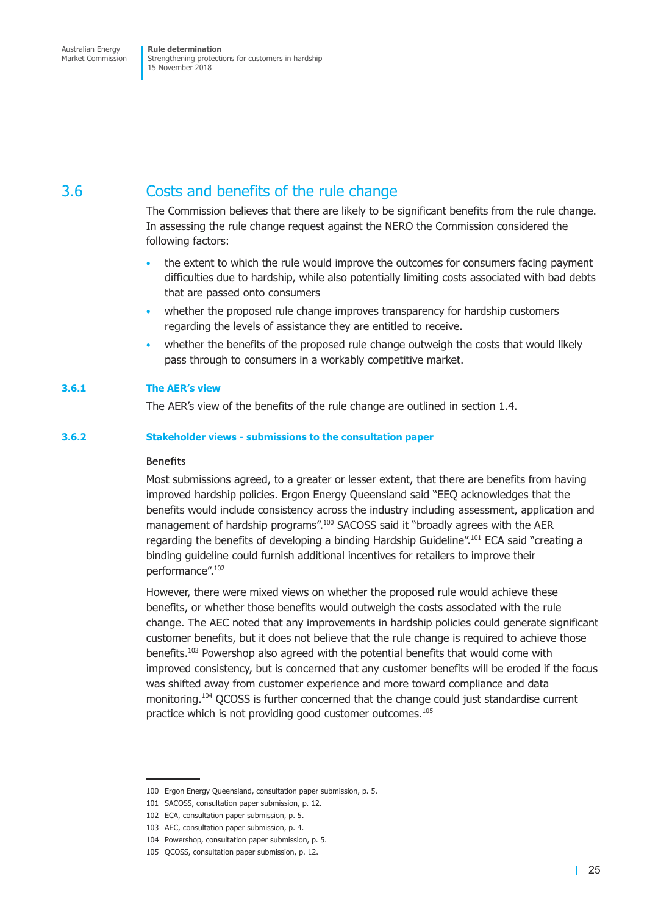## 3.6 Costs and benefits of the rule change

The Commission believes that there are likely to be significant benefits from the rule change. In assessing the rule change request against the NERO the Commission considered the following factors:

- the extent to which the rule would improve the outcomes for consumers facing payment difficulties due to hardship, while also potentially limiting costs associated with bad debts that are passed onto consumers
- whether the proposed rule change improves transparency for hardship customers regarding the levels of assistance they are entitled to receive.
- whether the benefits of the proposed rule change outweigh the costs that would likely pass through to consumers in a workably competitive market.

### 3.6.1 The AER's view

The AER's view of the benefits of the rule change are outlined in section 1.4.

### 3.6.2 Stakeholder views - submissions to the consultation paper

#### Benefits

Most submissions agreed, to a greater or lesser extent, that there are benefits from having improved hardship policies. Ergon Energy Queensland said "EEQ acknowledges that the benefits would include consistency across the industry including assessment, application and management of hardship programs".[100] SACOSS said it "broadly agrees with the AER regarding the benefits of developing a binding Hardship Guideline".[101] ECA said "creating a binding guideline could furnish additional incentives for retailers to improve their performance".[102]

However, there were mixed views on whether the proposed rule would achieve these benefits, or whether those benefits would outweigh the costs associated with the rule change. The AEC noted that any improvements in hardship policies could generate significant customer benefits, but it does not believe that the rule change is required to achieve those benefits.[103] Powershop also agreed with the potential benefits that would come with improved consistency, but is concerned that any customer benefits will be eroded if the focus was shifted away from customer experience and more toward compliance and data monitoring.[104] QCOSS is further concerned that the change could just standardise current practice which is not providing good customer outcomes.[105]

---

100 Ergon Energy Queensland, consultation paper submission, p. 5.

101 SACOSS, consultation paper submission, p. 12.

102 ECA, consultation paper submission, p. 5.

103 AEC, consultation paper submission, p. 4.

104 Powershop, consultation paper submission, p. 5.

105 QCOSS, consultation paper submission, p. 12.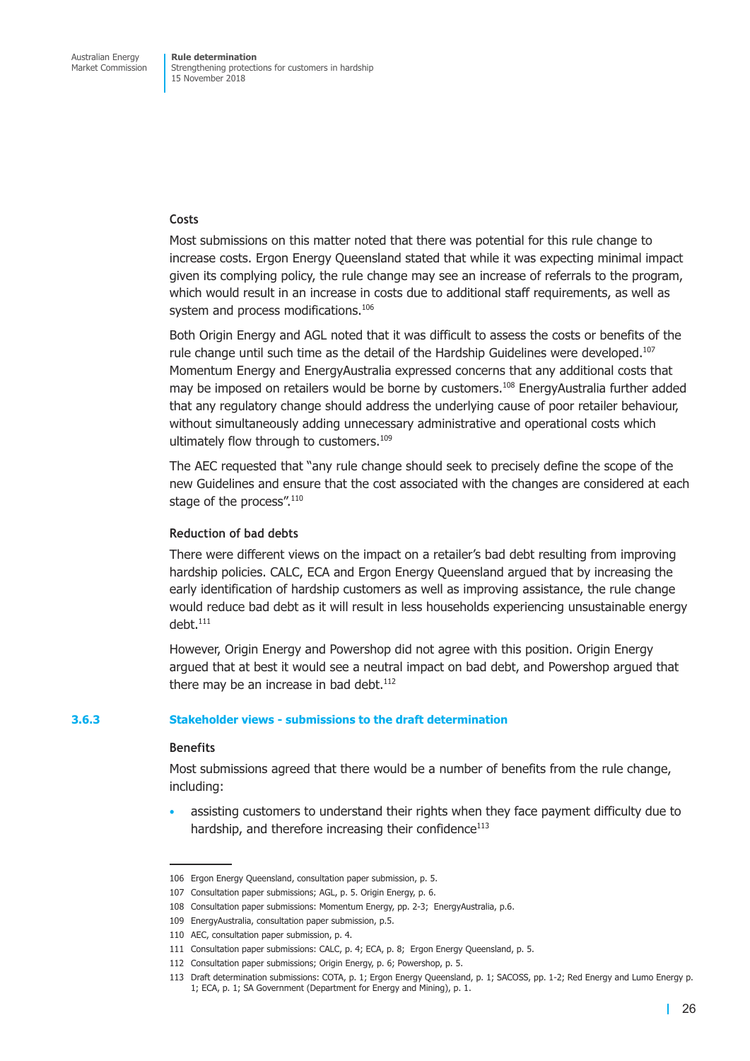#### Costs

Most submissions on this matter noted that there was potential for this rule change to increase costs. Ergon Energy Queensland stated that while it was expecting minimal impact given its complying policy, the rule change may see an increase of referrals to the program, which would result in an increase in costs due to additional staff requirements, as well as system and process modifications.[106]

Both Origin Energy and AGL noted that it was difficult to assess the costs or benefits of the rule change until such time as the detail of the Hardship Guidelines were developed.[107] Momentum Energy and EnergyAustralia expressed concerns that any additional costs that may be imposed on retailers would be borne by customers.[108] EnergyAustralia further added that any regulatory change should address the underlying cause of poor retailer behaviour, without simultaneously adding unnecessary administrative and operational costs which ultimately flow through to customers.[109]

The AEC requested that "any rule change should seek to precisely define the scope of the new Guidelines and ensure that the cost associated with the changes are considered at each stage of the process".[110]

#### Reduction of bad debts

There were different views on the impact on a retailer's bad debt resulting from improving hardship policies. CALC, ECA and Ergon Energy Queensland argued that by increasing the early identification of hardship customers as well as improving assistance, the rule change would reduce bad debt as it will result in less households experiencing unsustainable energy debt.[111]

However, Origin Energy and Powershop did not agree with this position. Origin Energy argued that at best it would see a neutral impact on bad debt, and Powershop argued that there may be an increase in bad debt.[112]

### 3.6.3 Stakeholder views - submissions to the draft determination

#### Benefits

Most submissions agreed that there would be a number of benefits from the rule change, including:

- assisting customers to understand their rights when they face payment difficulty due to hardship, and therefore increasing their confidence[113]

---

106 Ergon Energy Queensland, consultation paper submission, p. 5.

107 Consultation paper submissions; AGL, p. 5. Origin Energy, p. 6.

108 Consultation paper submissions: Momentum Energy, pp. 2-3; EnergyAustralia, p.6.

109 EnergyAustralia, consultation paper submission, p.5.

110 AEC, consultation paper submission, p. 4.

111 Consultation paper submissions: CALC, p. 4; ECA, p. 8; Ergon Energy Queensland, p. 5.

112 Consultation paper submissions; Origin Energy, p. 6; Powershop, p. 5.

113 Draft determination submissions: COTA, p. 1; Ergon Energy Queensland, p. 1; SACOSS, pp. 1-2; Red Energy and Lumo Energy p. 1; ECA, p. 1; SA Government (Department for Energy and Mining), p. 1.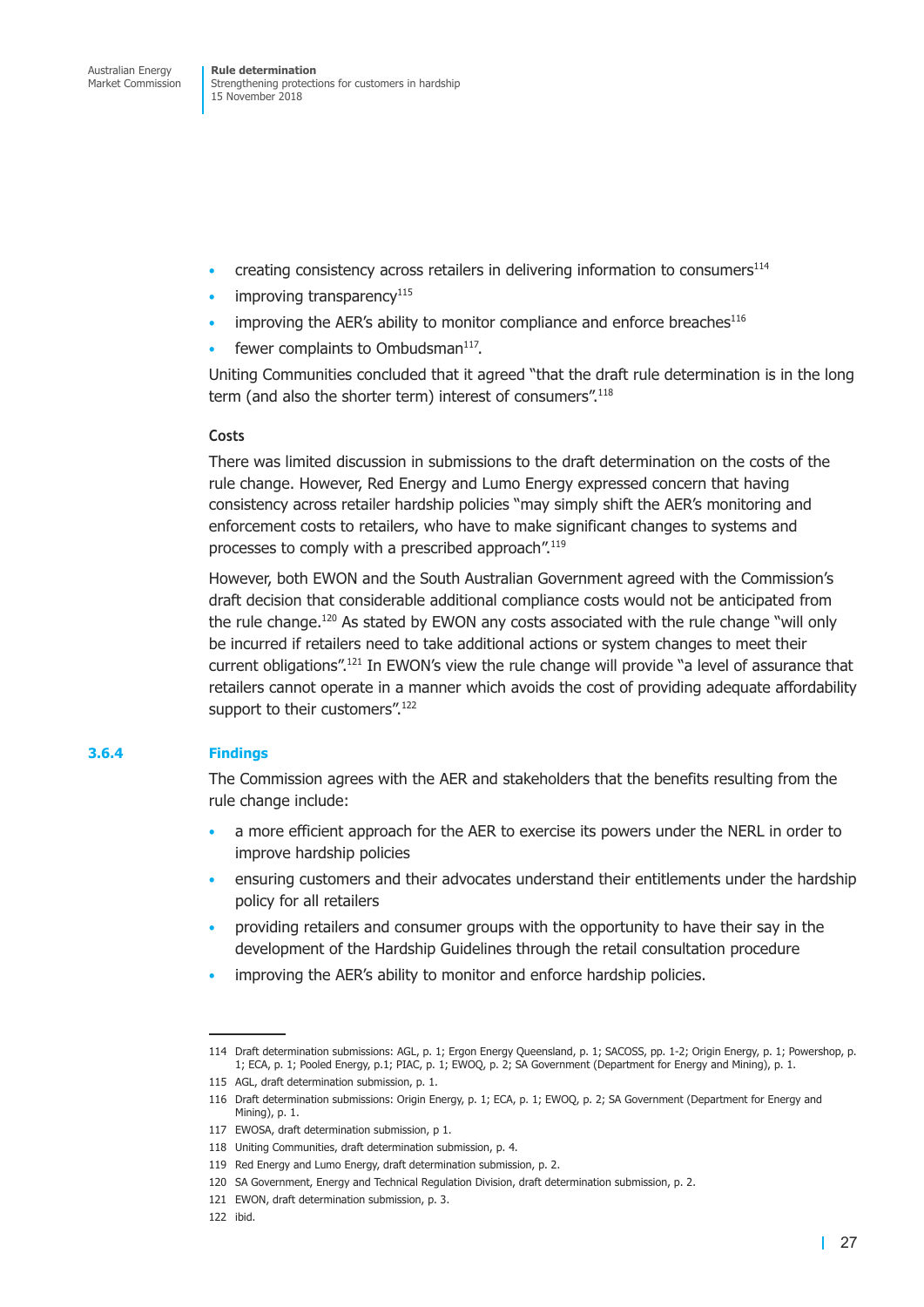- creating consistency across retailers in delivering information to consumers[114]
- improving transparency[115]
- improving the AER's ability to monitor compliance and enforce breaches[116]
- fewer complaints to Ombudsman[117].

Uniting Communities concluded that it agreed "that the draft rule determination is in the long term (and also the shorter term) interest of consumers".[118]

**Costs**

There was limited discussion in submissions to the draft determination on the costs of the rule change. However, Red Energy and Lumo Energy expressed concern that having consistency across retailer hardship policies "may simply shift the AER's monitoring and enforcement costs to retailers, who have to make significant changes to systems and processes to comply with a prescribed approach".[119]

However, both EWON and the South Australian Government agreed with the Commission's draft decision that considerable additional compliance costs would not be anticipated from the rule change.[120] As stated by EWON any costs associated with the rule change "will only be incurred if retailers need to take additional actions or system changes to meet their current obligations".[121] In EWON's view the rule change will provide "a level of assurance that retailers cannot operate in a manner which avoids the cost of providing adequate affordability support to their customers".[122]

### 3.6.4 Findings

The Commission agrees with the AER and stakeholders that the benefits resulting from the rule change include:

- a more efficient approach for the AER to exercise its powers under the NERL in order to improve hardship policies
- ensuring customers and their advocates understand their entitlements under the hardship policy for all retailers
- providing retailers and consumer groups with the opportunity to have their say in the development of the Hardship Guidelines through the retail consultation procedure
- improving the AER's ability to monitor and enforce hardship policies.

---

114 Draft determination submissions: AGL, p. 1; Ergon Energy Queensland, p. 1; SACOSS, pp. 1-2; Origin Energy, p. 1; Powershop, p. 1; ECA, p. 1; Pooled Energy, p.1; PIAC, p. 1; EWOQ, p. 2; SA Government (Department for Energy and Mining), p. 1.

115 AGL, draft determination submission, p. 1.

116 Draft determination submissions: Origin Energy, p. 1; ECA, p. 1; EWOQ, p. 2; SA Government (Department for Energy and Mining), p. 1.

117 EWOSA, draft determination submission, p 1.

118 Uniting Communities, draft determination submission, p. 4.

119 Red Energy and Lumo Energy, draft determination submission, p. 2.

120 SA Government, Energy and Technical Regulation Division, draft determination submission, p. 2.

121 EWON, draft determination submission, p. 3.

122 ibid.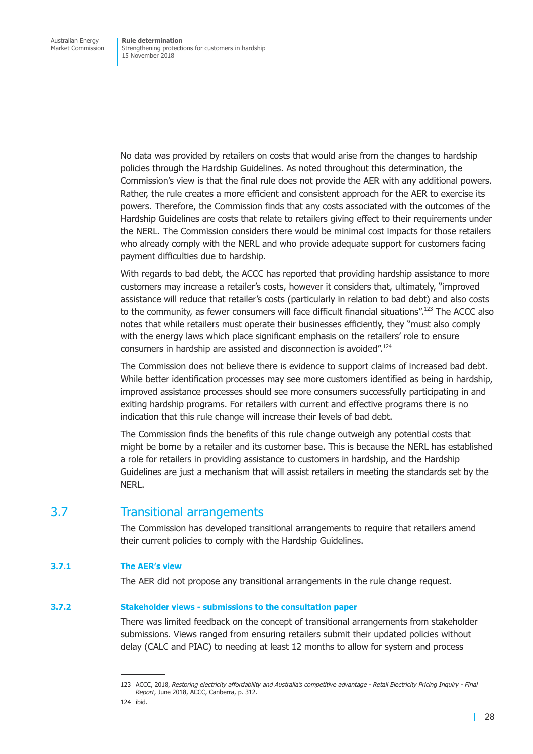No data was provided by retailers on costs that would arise from the changes to hardship policies through the Hardship Guidelines. As noted throughout this determination, the Commission's view is that the final rule does not provide the AER with any additional powers. Rather, the rule creates a more efficient and consistent approach for the AER to exercise its powers. Therefore, the Commission finds that any costs associated with the outcomes of the Hardship Guidelines are costs that relate to retailers giving effect to their requirements under the NERL. The Commission considers there would be minimal cost impacts for those retailers who already comply with the NERL and who provide adequate support for customers facing payment difficulties due to hardship.

With regards to bad debt, the ACCC has reported that providing hardship assistance to more customers may increase a retailer's costs, however it considers that, ultimately, "improved assistance will reduce that retailer's costs (particularly in relation to bad debt) and also costs to the community, as fewer consumers will face difficult financial situations".[123] The ACCC also notes that while retailers must operate their businesses efficiently, they "must also comply with the energy laws which place significant emphasis on the retailers' role to ensure consumers in hardship are assisted and disconnection is avoided".[124]

The Commission does not believe there is evidence to support claims of increased bad debt. While better identification processes may see more customers identified as being in hardship, improved assistance processes should see more consumers successfully participating in and exiting hardship programs. For retailers with current and effective programs there is no indication that this rule change will increase their levels of bad debt.

The Commission finds the benefits of this rule change outweigh any potential costs that might be borne by a retailer and its customer base. This is because the NERL has established a role for retailers in providing assistance to customers in hardship, and the Hardship Guidelines are just a mechanism that will assist retailers in meeting the standards set by the NERL.

## 3.7 Transitional arrangements

The Commission has developed transitional arrangements to require that retailers amend their current policies to comply with the Hardship Guidelines.

### 3.7.1 The AER's view

The AER did not propose any transitional arrangements in the rule change request.

### 3.7.2 Stakeholder views - submissions to the consultation paper

There was limited feedback on the concept of transitional arrangements from stakeholder submissions. Views ranged from ensuring retailers submit their updated policies without delay (CALC and PIAC) to needing at least 12 months to allow for system and process

---

123 ACCC, 2018, *Restoring electricity affordability and Australia's competitive advantage - Retail Electricity Pricing Inquiry - Final Report*, June 2018, ACCC, Canberra, p. 312.

124 ibid.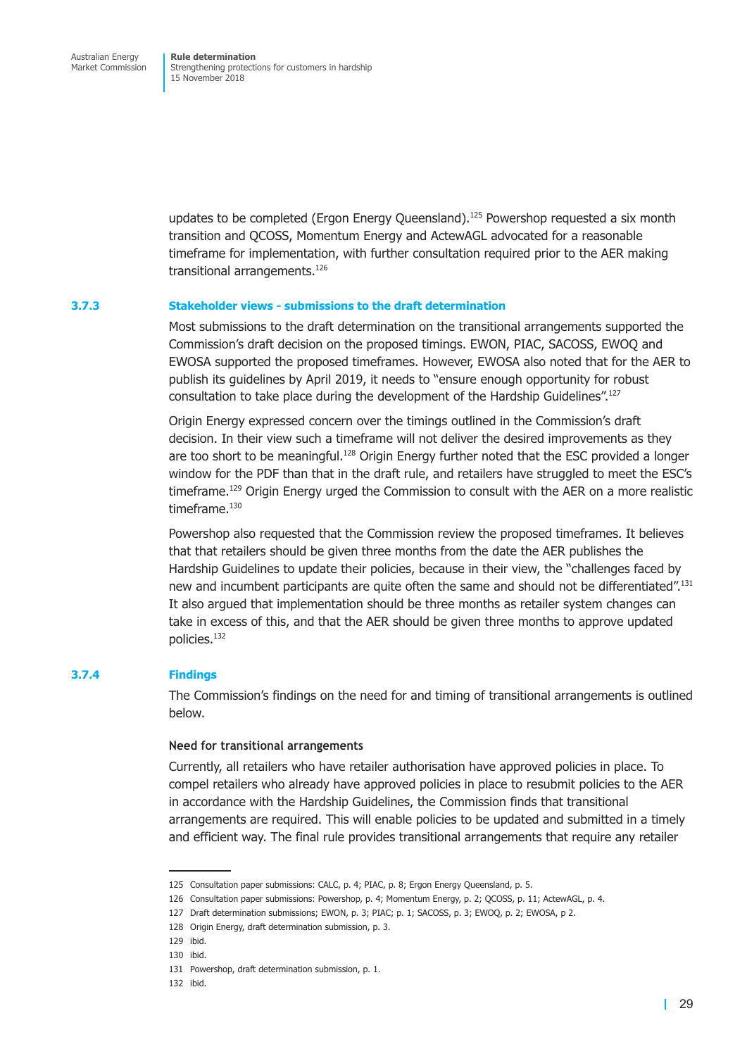updates to be completed (Ergon Energy Queensland).[125] Powershop requested a six month transition and QCOSS, Momentum Energy and ActewAGL advocated for a reasonable timeframe for implementation, with further consultation required prior to the AER making transitional arrangements.[126]

### 3.7.3 Stakeholder views - submissions to the draft determination

Most submissions to the draft determination on the transitional arrangements supported the Commission's draft decision on the proposed timings. EWON, PIAC, SACOSS, EWOQ and EWOSA supported the proposed timeframes. However, EWOSA also noted that for the AER to publish its guidelines by April 2019, it needs to "ensure enough opportunity for robust consultation to take place during the development of the Hardship Guidelines".[127]

Origin Energy expressed concern over the timings outlined in the Commission's draft decision. In their view such a timeframe will not deliver the desired improvements as they are too short to be meaningful.[128] Origin Energy further noted that the ESC provided a longer window for the PDF than that in the draft rule, and retailers have struggled to meet the ESC's timeframe.[129] Origin Energy urged the Commission to consult with the AER on a more realistic timeframe.[130]

Powershop also requested that the Commission review the proposed timeframes. It believes that that retailers should be given three months from the date the AER publishes the Hardship Guidelines to update their policies, because in their view, the "challenges faced by new and incumbent participants are quite often the same and should not be differentiated".[131] It also argued that implementation should be three months as retailer system changes can take in excess of this, and that the AER should be given three months to approve updated policies.[132]

### 3.7.4 Findings

The Commission's findings on the need for and timing of transitional arrangements is outlined below.

**Need for transitional arrangements**

Currently, all retailers who have retailer authorisation have approved policies in place. To compel retailers who already have approved policies in place to resubmit policies to the AER in accordance with the Hardship Guidelines, the Commission finds that transitional arrangements are required. This will enable policies to be updated and submitted in a timely and efficient way. The final rule provides transitional arrangements that require any retailer

---

125 Consultation paper submissions: CALC, p. 4; PIAC, p. 8; Ergon Energy Queensland, p. 5.

126 Consultation paper submissions: Powershop, p. 4; Momentum Energy, p. 2; QCOSS, p. 11; ActewAGL, p. 4.

127 Draft determination submissions; EWON, p. 3; PIAC; p. 1; SACOSS, p. 3; EWOQ, p. 2; EWOSA, p 2.

128 Origin Energy, draft determination submission, p. 3.

129 ibid.

130 ibid.

131 Powershop, draft determination submission, p. 1.

132 ibid.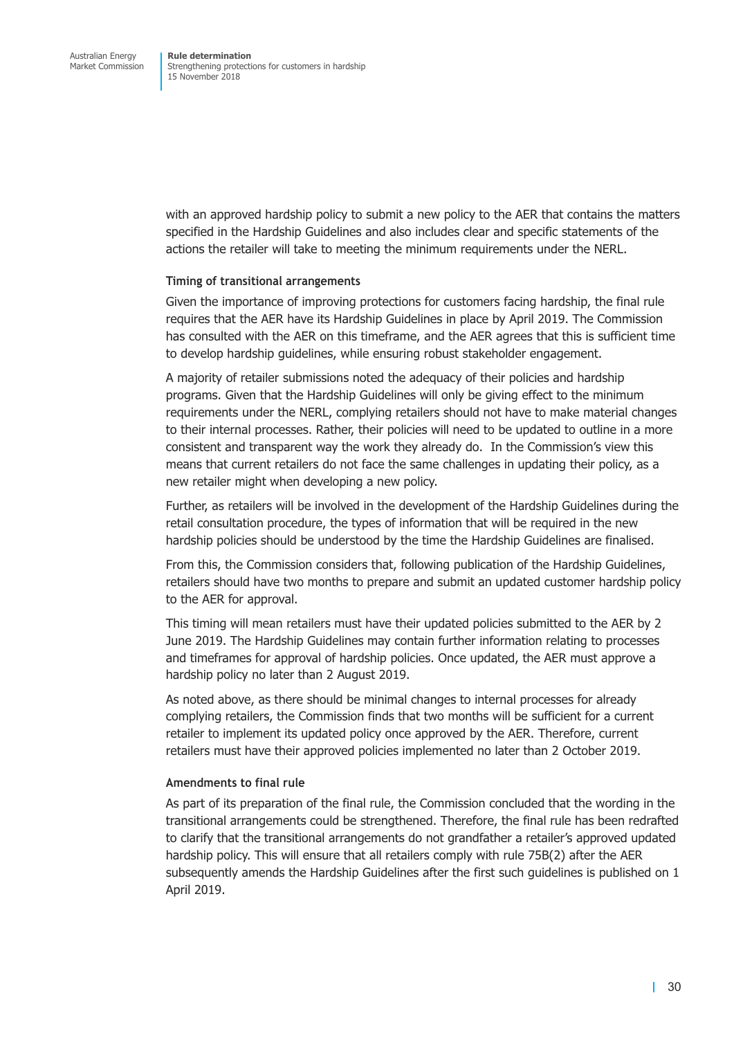with an approved hardship policy to submit a new policy to the AER that contains the matters specified in the Hardship Guidelines and also includes clear and specific statements of the actions the retailer will take to meeting the minimum requirements under the NERL.

**Timing of transitional arrangements**

Given the importance of improving protections for customers facing hardship, the final rule requires that the AER have its Hardship Guidelines in place by April 2019. The Commission has consulted with the AER on this timeframe, and the AER agrees that this is sufficient time to develop hardship guidelines, while ensuring robust stakeholder engagement.

A majority of retailer submissions noted the adequacy of their policies and hardship programs. Given that the Hardship Guidelines will only be giving effect to the minimum requirements under the NERL, complying retailers should not have to make material changes to their internal processes. Rather, their policies will need to be updated to outline in a more consistent and transparent way the work they already do. In the Commission's view this means that current retailers do not face the same challenges in updating their policy, as a new retailer might when developing a new policy.

Further, as retailers will be involved in the development of the Hardship Guidelines during the retail consultation procedure, the types of information that will be required in the new hardship policies should be understood by the time the Hardship Guidelines are finalised.

From this, the Commission considers that, following publication of the Hardship Guidelines, retailers should have two months to prepare and submit an updated customer hardship policy to the AER for approval.

This timing will mean retailers must have their updated policies submitted to the AER by 2 June 2019. The Hardship Guidelines may contain further information relating to processes and timeframes for approval of hardship policies. Once updated, the AER must approve a hardship policy no later than 2 August 2019.

As noted above, as there should be minimal changes to internal processes for already complying retailers, the Commission finds that two months will be sufficient for a current retailer to implement its updated policy once approved by the AER. Therefore, current retailers must have their approved policies implemented no later than 2 October 2019.

**Amendments to final rule**

As part of its preparation of the final rule, the Commission concluded that the wording in the transitional arrangements could be strengthened. Therefore, the final rule has been redrafted to clarify that the transitional arrangements do not grandfather a retailer's approved updated hardship policy. This will ensure that all retailers comply with rule 75B(2) after the AER subsequently amends the Hardship Guidelines after the first such guidelines is published on 1 April 2019.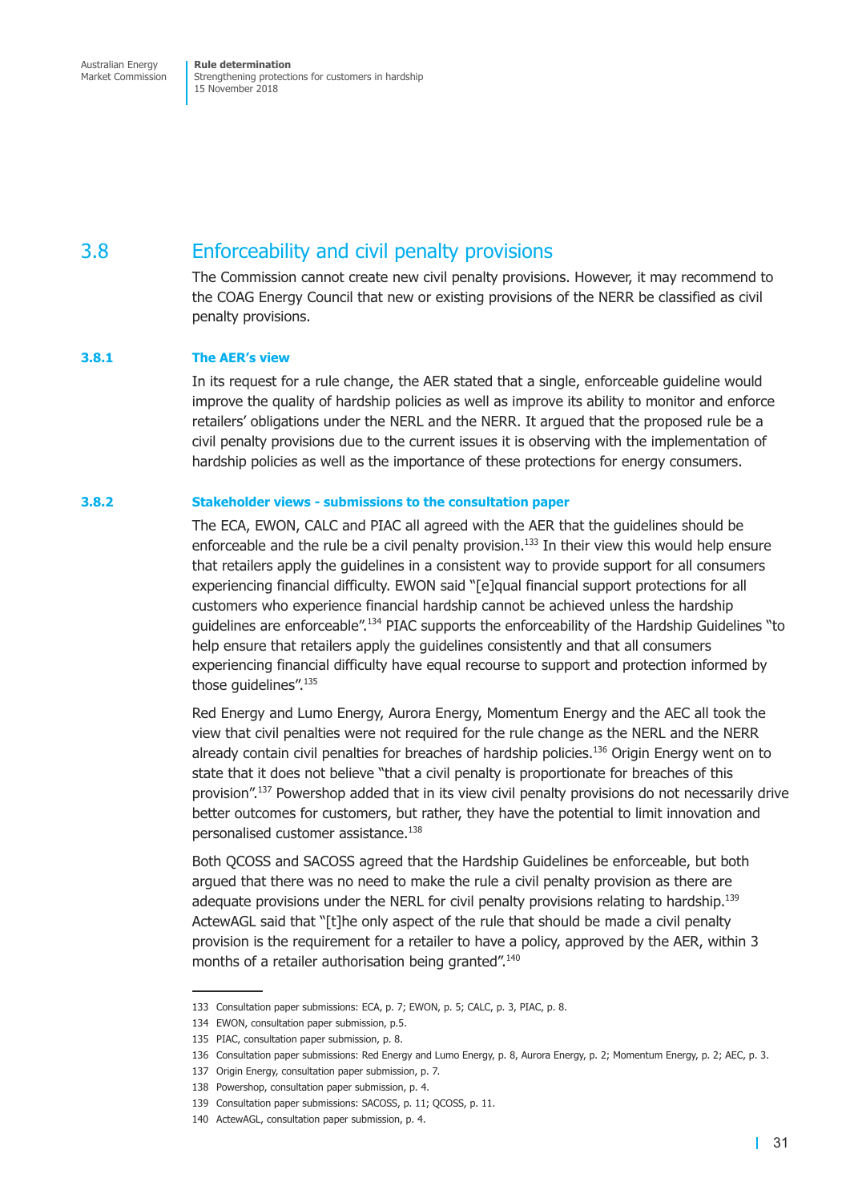## 3.8 Enforceability and civil penalty provisions

The Commission cannot create new civil penalty provisions. However, it may recommend to the COAG Energy Council that new or existing provisions of the NERR be classified as civil penalty provisions.

### 3.8.1 The AER's view

In its request for a rule change, the AER stated that a single, enforceable guideline would improve the quality of hardship policies as well as improve its ability to monitor and enforce retailers' obligations under the NERL and the NERR. It argued that the proposed rule be a civil penalty provisions due to the current issues it is observing with the implementation of hardship policies as well as the importance of these protections for energy consumers.

### 3.8.2 Stakeholder views - submissions to the consultation paper

The ECA, EWON, CALC and PIAC all agreed with the AER that the guidelines should be enforceable and the rule be a civil penalty provision.[133] In their view this would help ensure that retailers apply the guidelines in a consistent way to provide support for all consumers experiencing financial difficulty. EWON said "[e]qual financial support protections for all customers who experience financial hardship cannot be achieved unless the hardship guidelines are enforceable".[134] PIAC supports the enforceability of the Hardship Guidelines "to help ensure that retailers apply the guidelines consistently and that all consumers experiencing financial difficulty have equal recourse to support and protection informed by those guidelines".[135]

Red Energy and Lumo Energy, Aurora Energy, Momentum Energy and the AEC all took the view that civil penalties were not required for the rule change as the NERL and the NERR already contain civil penalties for breaches of hardship policies.[136] Origin Energy went on to state that it does not believe "that a civil penalty is proportionate for breaches of this provision".[137] Powershop added that in its view civil penalty provisions do not necessarily drive better outcomes for customers, but rather, they have the potential to limit innovation and personalised customer assistance.[138]

Both QCOSS and SACOSS agreed that the Hardship Guidelines be enforceable, but both argued that there was no need to make the rule a civil penalty provision as there are adequate provisions under the NERL for civil penalty provisions relating to hardship.[139] ActewAGL said that "[t]he only aspect of the rule that should be made a civil penalty provision is the requirement for a retailer to have a policy, approved by the AER, within 3 months of a retailer authorisation being granted".[140]

---

133 Consultation paper submissions: ECA, p. 7; EWON, p. 5; CALC, p. 3, PIAC, p. 8.

134 EWON, consultation paper submission, p.5.

135 PIAC, consultation paper submission, p. 8.

136 Consultation paper submissions: Red Energy and Lumo Energy, p. 8, Aurora Energy, p. 2; Momentum Energy, p. 2; AEC, p. 3.

137 Origin Energy, consultation paper submission, p. 7.

138 Powershop, consultation paper submission, p. 4.

139 Consultation paper submissions: SACOSS, p. 11; QCOSS, p. 11.

140 ActewAGL, consultation paper submission, p. 4.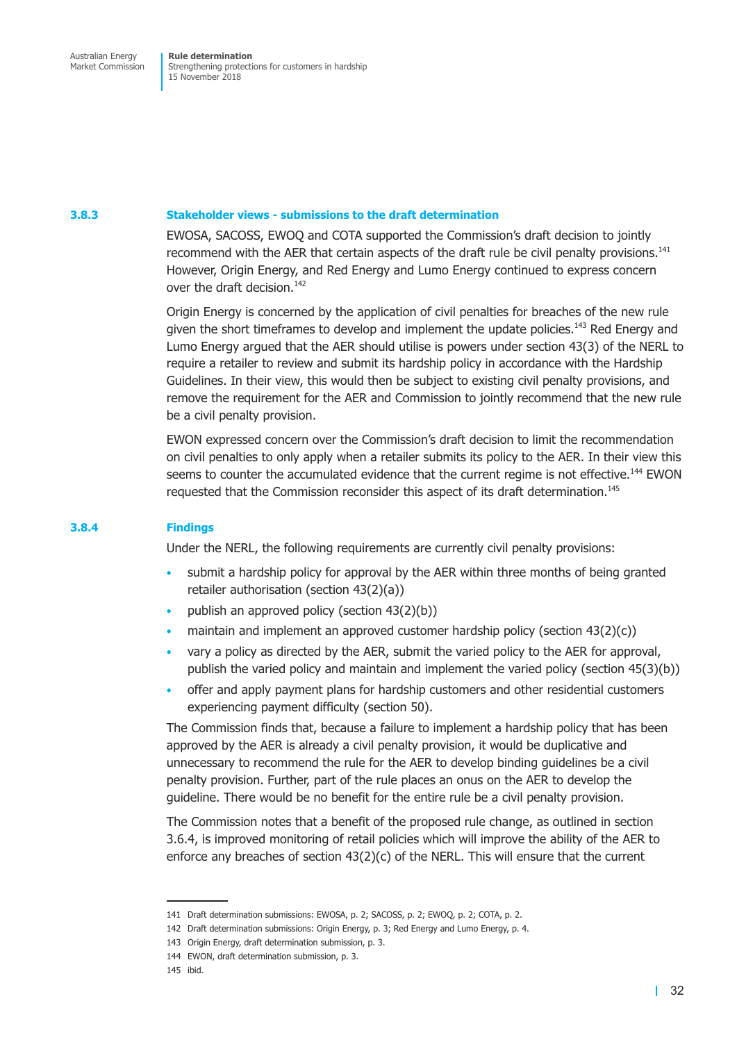### 3.8.3 Stakeholder views - submissions to the draft determination

EWOSA, SACOSS, EWOQ and COTA supported the Commission's draft decision to jointly recommend with the AER that certain aspects of the draft rule be civil penalty provisions.[141] However, Origin Energy, and Red Energy and Lumo Energy continued to express concern over the draft decision.[142]

Origin Energy is concerned by the application of civil penalties for breaches of the new rule given the short timeframes to develop and implement the update policies.[143] Red Energy and Lumo Energy argued that the AER should utilise is powers under section 43(3) of the NERL to require a retailer to review and submit its hardship policy in accordance with the Hardship Guidelines. In their view, this would then be subject to existing civil penalty provisions, and remove the requirement for the AER and Commission to jointly recommend that the new rule be a civil penalty provision.

EWON expressed concern over the Commission's draft decision to limit the recommendation on civil penalties to only apply when a retailer submits its policy to the AER. In their view this seems to counter the accumulated evidence that the current regime is not effective.[144] EWON requested that the Commission reconsider this aspect of its draft determination.[145]

### 3.8.4 Findings

Under the NERL, the following requirements are currently civil penalty provisions:

- submit a hardship policy for approval by the AER within three months of being granted retailer authorisation (section 43(2)(a))
- publish an approved policy (section 43(2)(b))
- maintain and implement an approved customer hardship policy (section 43(2)(c))
- vary a policy as directed by the AER, submit the varied policy to the AER for approval, publish the varied policy and maintain and implement the varied policy (section 45(3)(b))
- offer and apply payment plans for hardship customers and other residential customers experiencing payment difficulty (section 50).

The Commission finds that, because a failure to implement a hardship policy that has been approved by the AER is already a civil penalty provision, it would be duplicative and unnecessary to recommend the rule for the AER to develop binding guidelines be a civil penalty provision. Further, part of the rule places an onus on the AER to develop the guideline. There would be no benefit for the entire rule be a civil penalty provision.

The Commission notes that a benefit of the proposed rule change, as outlined in section 3.6.4, is improved monitoring of retail policies which will improve the ability of the AER to enforce any breaches of section 43(2)(c) of the NERL. This will ensure that the current

---

141 Draft determination submissions: EWOSA, p. 2; SACOSS, p. 2; EWOQ, p. 2; COTA, p. 2.

142 Draft determination submissions: Origin Energy, p. 3; Red Energy and Lumo Energy, p. 4.

143 Origin Energy, draft determination submission, p. 3.

144 EWON, draft determination submission, p. 3.

145 ibid.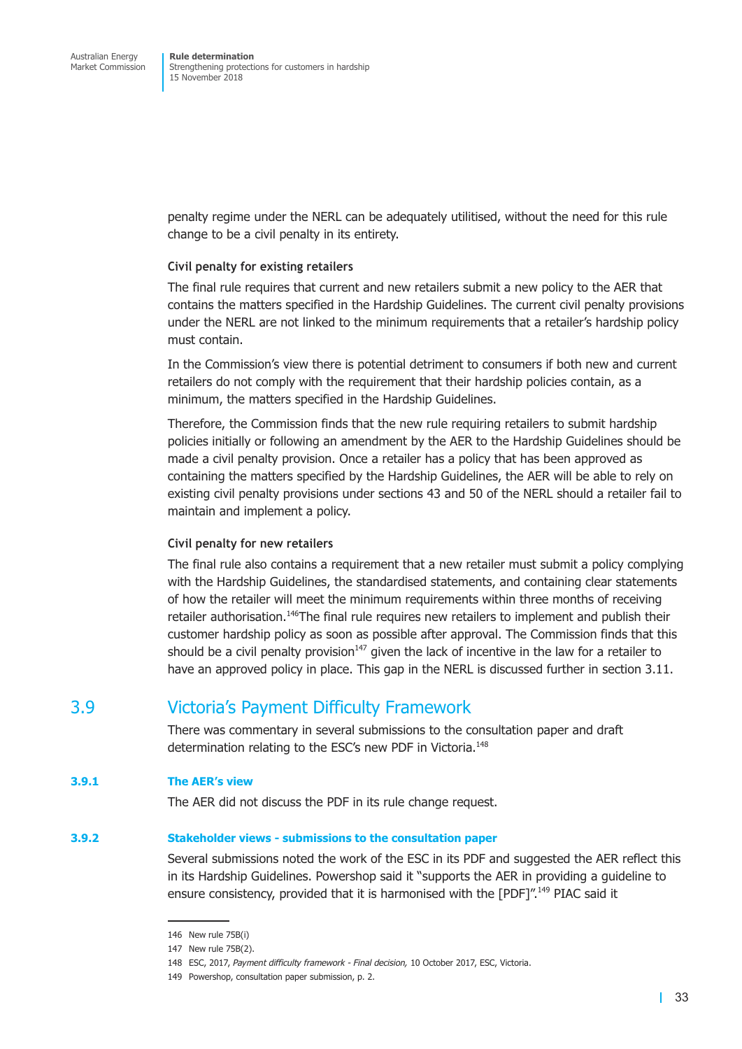penalty regime under the NERL can be adequately utilitised, without the need for this rule change to be a civil penalty in its entirety.

#### Civil penalty for existing retailers

The final rule requires that current and new retailers submit a new policy to the AER that contains the matters specified in the Hardship Guidelines. The current civil penalty provisions under the NERL are not linked to the minimum requirements that a retailer's hardship policy must contain.

In the Commission's view there is potential detriment to consumers if both new and current retailers do not comply with the requirement that their hardship policies contain, as a minimum, the matters specified in the Hardship Guidelines.

Therefore, the Commission finds that the new rule requiring retailers to submit hardship policies initially or following an amendment by the AER to the Hardship Guidelines should be made a civil penalty provision. Once a retailer has a policy that has been approved as containing the matters specified by the Hardship Guidelines, the AER will be able to rely on existing civil penalty provisions under sections 43 and 50 of the NERL should a retailer fail to maintain and implement a policy.

#### Civil penalty for new retailers

The final rule also contains a requirement that a new retailer must submit a policy complying with the Hardship Guidelines, the standardised statements, and containing clear statements of how the retailer will meet the minimum requirements within three months of receiving retailer authorisation.[146]The final rule requires new retailers to implement and publish their customer hardship policy as soon as possible after approval. The Commission finds that this should be a civil penalty provision[147] given the lack of incentive in the law for a retailer to have an approved policy in place. This gap in the NERL is discussed further in section 3.11.

## 3.9 Victoria's Payment Difficulty Framework

There was commentary in several submissions to the consultation paper and draft determination relating to the ESC's new PDF in Victoria.[148]

### 3.9.1 The AER's view

The AER did not discuss the PDF in its rule change request.

### 3.9.2 Stakeholder views - submissions to the consultation paper

Several submissions noted the work of the ESC in its PDF and suggested the AER reflect this in its Hardship Guidelines. Powershop said it "supports the AER in providing a guideline to ensure consistency, provided that it is harmonised with the [PDF]".[149] PIAC said it

---

146 New rule 75B(i)

147 New rule 75B(2).

148 ESC, 2017, *Payment difficulty framework - Final decision,* 10 October 2017, ESC, Victoria.

149 Powershop, consultation paper submission, p. 2.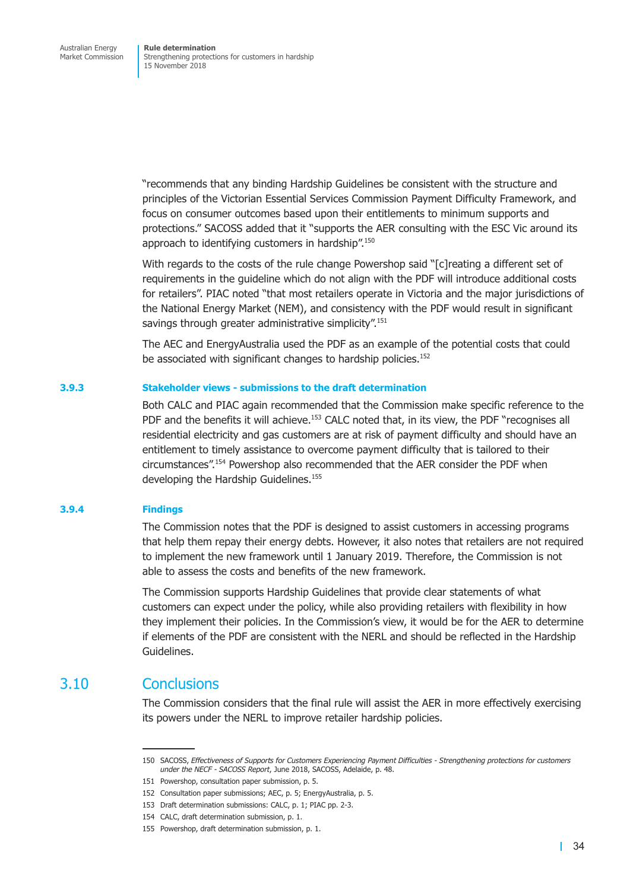"recommends that any binding Hardship Guidelines be consistent with the structure and principles of the Victorian Essential Services Commission Payment Difficulty Framework, and focus on consumer outcomes based upon their entitlements to minimum supports and protections." SACOSS added that it "supports the AER consulting with the ESC Vic around its approach to identifying customers in hardship".[150]

With regards to the costs of the rule change Powershop said "[c]reating a different set of requirements in the guideline which do not align with the PDF will introduce additional costs for retailers". PIAC noted "that most retailers operate in Victoria and the major jurisdictions of the National Energy Market (NEM), and consistency with the PDF would result in significant savings through greater administrative simplicity".[151]

The AEC and EnergyAustralia used the PDF as an example of the potential costs that could be associated with significant changes to hardship policies.[152]

### 3.9.3 Stakeholder views - submissions to the draft determination

Both CALC and PIAC again recommended that the Commission make specific reference to the PDF and the benefits it will achieve.[153] CALC noted that, in its view, the PDF "recognises all residential electricity and gas customers are at risk of payment difficulty and should have an entitlement to timely assistance to overcome payment difficulty that is tailored to their circumstances".[154] Powershop also recommended that the AER consider the PDF when developing the Hardship Guidelines.[155]

### 3.9.4 Findings

The Commission notes that the PDF is designed to assist customers in accessing programs that help them repay their energy debts. However, it also notes that retailers are not required to implement the new framework until 1 January 2019. Therefore, the Commission is not able to assess the costs and benefits of the new framework.

The Commission supports Hardship Guidelines that provide clear statements of what customers can expect under the policy, while also providing retailers with flexibility in how they implement their policies. In the Commission's view, it would be for the AER to determine if elements of the PDF are consistent with the NERL and should be reflected in the Hardship Guidelines.

## 3.10 Conclusions

The Commission considers that the final rule will assist the AER in more effectively exercising its powers under the NERL to improve retailer hardship policies.

---

150 SACOSS, *Effectiveness of Supports for Customers Experiencing Payment Difficulties - Strengthening protections for customers under the NECF - SACOSS Report*, June 2018, SACOSS, Adelaide, p. 48.

151 Powershop, consultation paper submission, p. 5.

152 Consultation paper submissions; AEC, p. 5; EnergyAustralia, p. 5.

153 Draft determination submissions: CALC, p. 1; PIAC pp. 2-3.

154 CALC, draft determination submission, p. 1.

155 Powershop, draft determination submission, p. 1.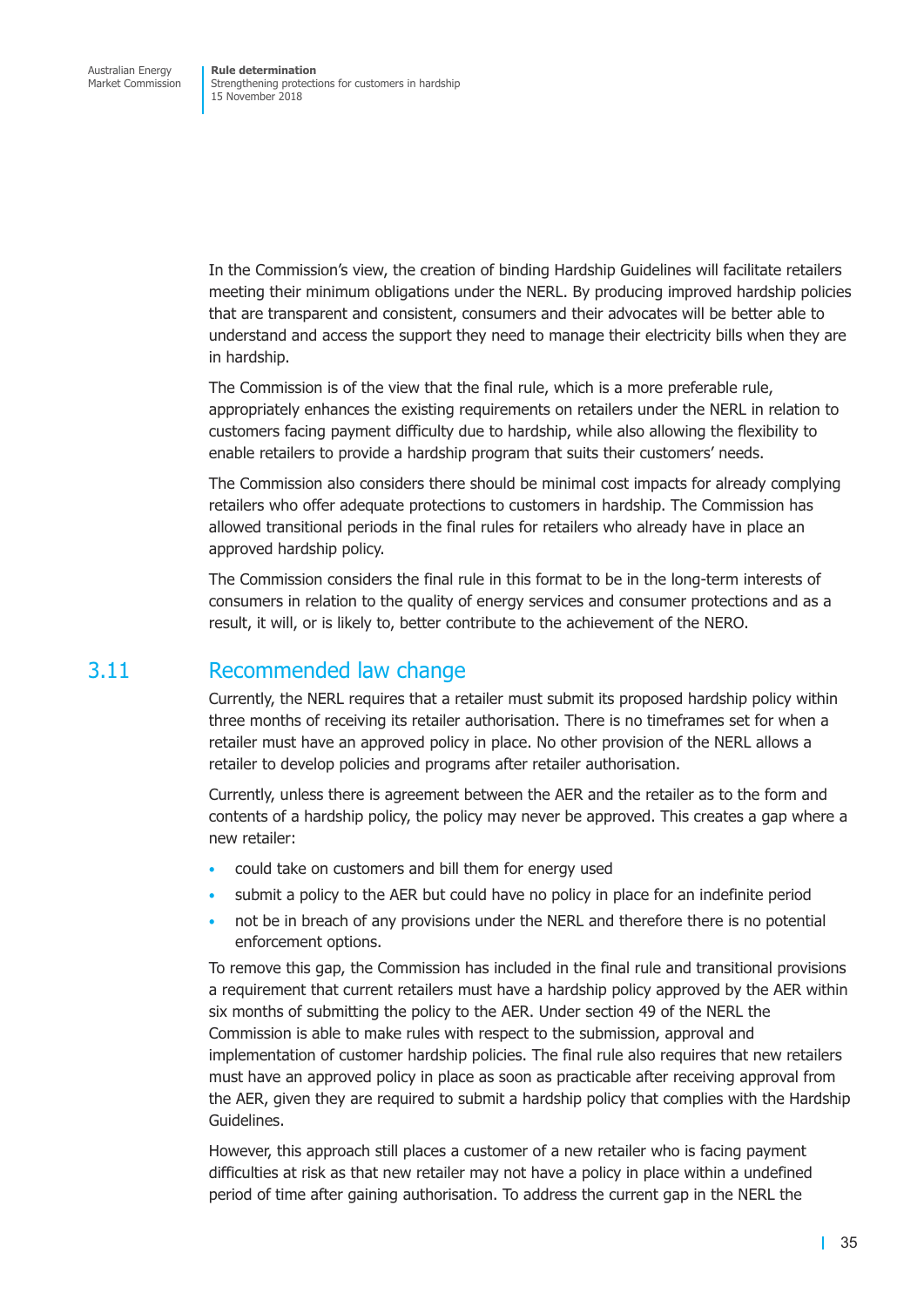In the Commission's view, the creation of binding Hardship Guidelines will facilitate retailers meeting their minimum obligations under the NERL. By producing improved hardship policies that are transparent and consistent, consumers and their advocates will be better able to understand and access the support they need to manage their electricity bills when they are in hardship.

The Commission is of the view that the final rule, which is a more preferable rule, appropriately enhances the existing requirements on retailers under the NERL in relation to customers facing payment difficulty due to hardship, while also allowing the flexibility to enable retailers to provide a hardship program that suits their customers' needs.

The Commission also considers there should be minimal cost impacts for already complying retailers who offer adequate protections to customers in hardship. The Commission has allowed transitional periods in the final rules for retailers who already have in place an approved hardship policy.

The Commission considers the final rule in this format to be in the long-term interests of consumers in relation to the quality of energy services and consumer protections and as a result, it will, or is likely to, better contribute to the achievement of the NERO.

## 3.11 Recommended law change

Currently, the NERL requires that a retailer must submit its proposed hardship policy within three months of receiving its retailer authorisation. There is no timeframes set for when a retailer must have an approved policy in place. No other provision of the NERL allows a retailer to develop policies and programs after retailer authorisation.

Currently, unless there is agreement between the AER and the retailer as to the form and contents of a hardship policy, the policy may never be approved. This creates a gap where a new retailer:

- could take on customers and bill them for energy used
- submit a policy to the AER but could have no policy in place for an indefinite period
- not be in breach of any provisions under the NERL and therefore there is no potential enforcement options.

To remove this gap, the Commission has included in the final rule and transitional provisions a requirement that current retailers must have a hardship policy approved by the AER within six months of submitting the policy to the AER. Under section 49 of the NERL the Commission is able to make rules with respect to the submission, approval and implementation of customer hardship policies. The final rule also requires that new retailers must have an approved policy in place as soon as practicable after receiving approval from the AER, given they are required to submit a hardship policy that complies with the Hardship Guidelines.

However, this approach still places a customer of a new retailer who is facing payment difficulties at risk as that new retailer may not have a policy in place within a undefined period of time after gaining authorisation. To address the current gap in the NERL the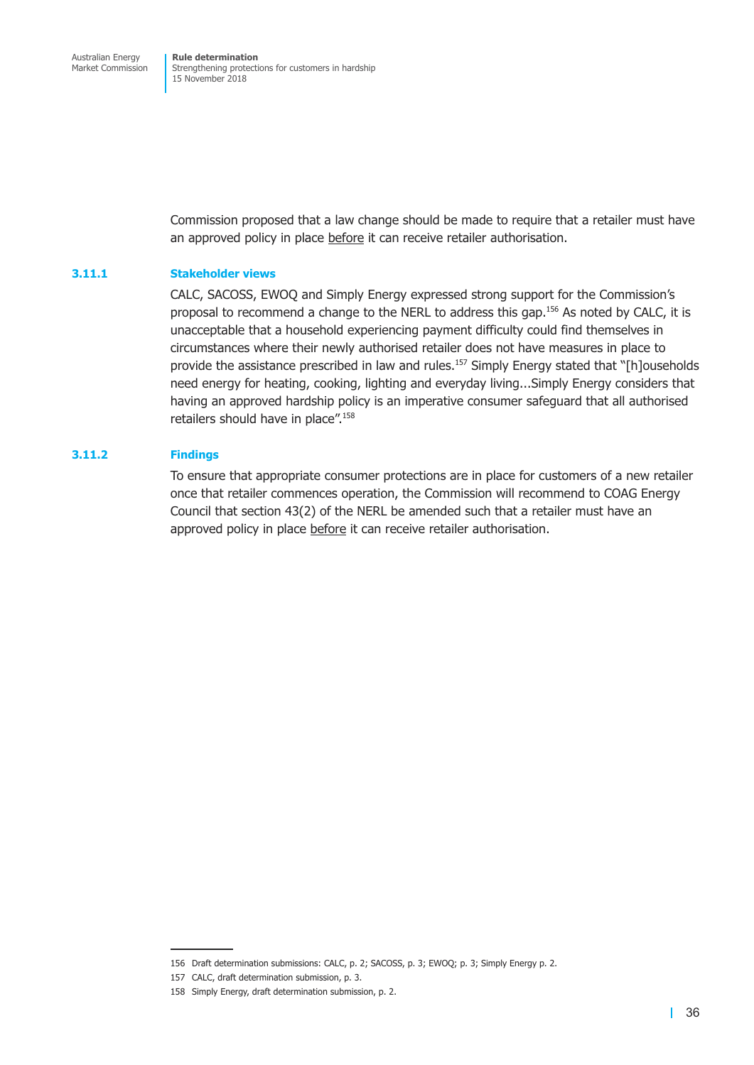Commission proposed that a law change should be made to require that a retailer must have an approved policy in place before it can receive retailer authorisation.

### 3.11.1 Stakeholder views

CALC, SACOSS, EWOQ and Simply Energy expressed strong support for the Commission's proposal to recommend a change to the NERL to address this gap.[156] As noted by CALC, it is unacceptable that a household experiencing payment difficulty could find themselves in circumstances where their newly authorised retailer does not have measures in place to provide the assistance prescribed in law and rules.[157] Simply Energy stated that "[h]ouseholds need energy for heating, cooking, lighting and everyday living...Simply Energy considers that having an approved hardship policy is an imperative consumer safeguard that all authorised retailers should have in place".[158]

### 3.11.2 Findings

To ensure that appropriate consumer protections are in place for customers of a new retailer once that retailer commences operation, the Commission will recommend to COAG Energy Council that section 43(2) of the NERL be amended such that a retailer must have an approved policy in place before it can receive retailer authorisation.

---

156 Draft determination submissions: CALC, p. 2; SACOSS, p. 3; EWOQ; p. 3; Simply Energy p. 2.

157 CALC, draft determination submission, p. 3.

158 Simply Energy, draft determination submission, p. 2.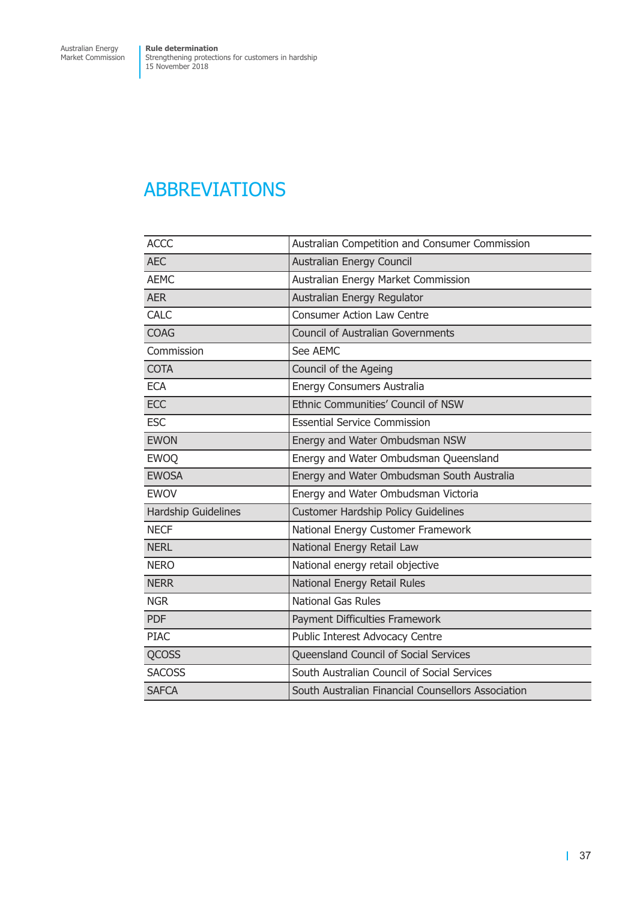# ABBREVIATIONS

| | |
|---|---|
| ACCC | Australian Competition and Consumer Commission |
| AEC | Australian Energy Council |
| AEMC | Australian Energy Market Commission |
| AER | Australian Energy Regulator |
| CALC | Consumer Action Law Centre |
| COAG | Council of Australian Governments |
| Commission | See AEMC |
| COTA | Council of the Ageing |
| ECA | Energy Consumers Australia |
| ECC | Ethnic Communities' Council of NSW |
| ESC | Essential Service Commission |
| EWON | Energy and Water Ombudsman NSW |
| EWOQ | Energy and Water Ombudsman Queensland |
| EWOSA | Energy and Water Ombudsman South Australia |
| EWOV | Energy and Water Ombudsman Victoria |
| Hardship Guidelines | Customer Hardship Policy Guidelines |
| NECF | National Energy Customer Framework |
| NERL | National Energy Retail Law |
| NERO | National energy retail objective |
| NERR | National Energy Retail Rules |
| NGR | National Gas Rules |
| PDF | Payment Difficulties Framework |
| PIAC | Public Interest Advocacy Centre |
| QCOSS | Queensland Council of Social Services |
| SACOSS | South Australian Council of Social Services |
| SAFCA | South Australian Financial Counsellors Association |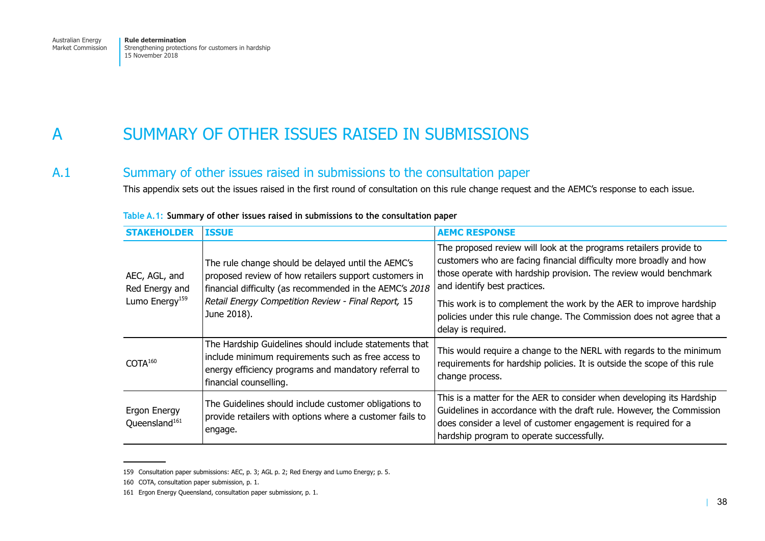# A SUMMARY OF OTHER ISSUES RAISED IN SUBMISSIONS

## A.1 Summary of other issues raised in submissions to the consultation paper

This appendix sets out the issues raised in the first round of consultation on this rule change request and the AEMC's response to each issue.

**Table A.1: Summary of other issues raised in submissions to the consultation paper**

| STAKEHOLDER | ISSUE | AEMC RESPONSE |
|---|---|---|
| AEC, AGL, and Red Energy and Lumo Energy[159] | The rule change should be delayed until the AEMC's proposed review of how retailers support customers in financial difficulty (as recommended in the AEMC's *2018 Retail Energy Competition Review - Final Report,* 15 June 2018). | The proposed review will look at the programs retailers provide to customers who are facing financial difficulty more broadly and how those operate with hardship provision. The review would benchmark and identify best practices.<br><br>This work is to complement the work by the AER to improve hardship policies under this rule change. The Commission does not agree that a delay is required. |
| COTA[160] | The Hardship Guidelines should include statements that include minimum requirements such as free access to energy efficiency programs and mandatory referral to financial counselling. | This would require a change to the NERL with regards to the minimum requirements for hardship policies. It is outside the scope of this rule change process. |
| Ergon Energy Queensland[161] | The Guidelines should include customer obligations to provide retailers with options where a customer fails to engage. | This is a matter for the AER to consider when developing its Hardship Guidelines in accordance with the draft rule. However, the Commission does consider a level of customer engagement is required for a hardship program to operate successfully. |

159 Consultation paper submissions: AEC, p. 3; AGL p. 2; Red Energy and Lumo Energy; p. 5.

160 COTA, consultation paper submission, p. 1.

161 Ergon Energy Queensland, consultation paper submissionr, p. 1.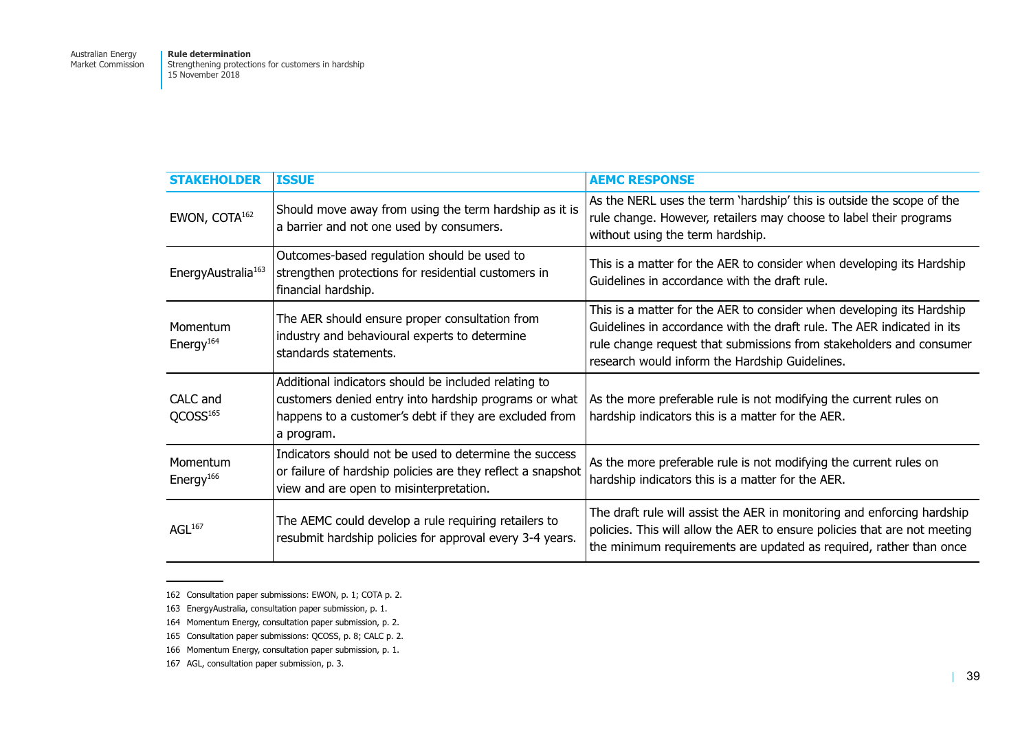| STAKEHOLDER | ISSUE | AEMC RESPONSE |
|---|---|---|
| EWON, COTA[162] | Should move away from using the term hardship as it is a barrier and not one used by consumers. | As the NERL uses the term 'hardship' this is outside the scope of the rule change. However, retailers may choose to label their programs without using the term hardship. |
| EnergyAustralia[163] | Outcomes-based regulation should be used to strengthen protections for residential customers in financial hardship. | This is a matter for the AER to consider when developing its Hardship Guidelines in accordance with the draft rule. |
| Momentum Energy[164] | The AER should ensure proper consultation from industry and behavioural experts to determine standards statements. | This is a matter for the AER to consider when developing its Hardship Guidelines in accordance with the draft rule. The AER indicated in its rule change request that submissions from stakeholders and consumer research would inform the Hardship Guidelines. |
| CALC and QCOSS[165] | Additional indicators should be included relating to customers denied entry into hardship programs or what happens to a customer's debt if they are excluded from a program. | As the more preferable rule is not modifying the current rules on hardship indicators this is a matter for the AER. |
| Momentum Energy[166] | Indicators should not be used to determine the success or failure of hardship policies are they reflect a snapshot view and are open to misinterpretation. | As the more preferable rule is not modifying the current rules on hardship indicators this is a matter for the AER. |
| AGL[167] | The AEMC could develop a rule requiring retailers to resubmit hardship policies for approval every 3-4 years. | The draft rule will assist the AER in monitoring and enforcing hardship policies. This will allow the AER to ensure policies that are not meeting the minimum requirements are updated as required, rather than once |

162 Consultation paper submissions: EWON, p. 1; COTA p. 2.

163 EnergyAustralia, consultation paper submission, p. 1.

164 Momentum Energy, consultation paper submission, p. 2.

165 Consultation paper submissions: QCOSS, p. 8; CALC p. 2.

166 Momentum Energy, consultation paper submission, p. 1.

167 AGL, consultation paper submission, p. 3.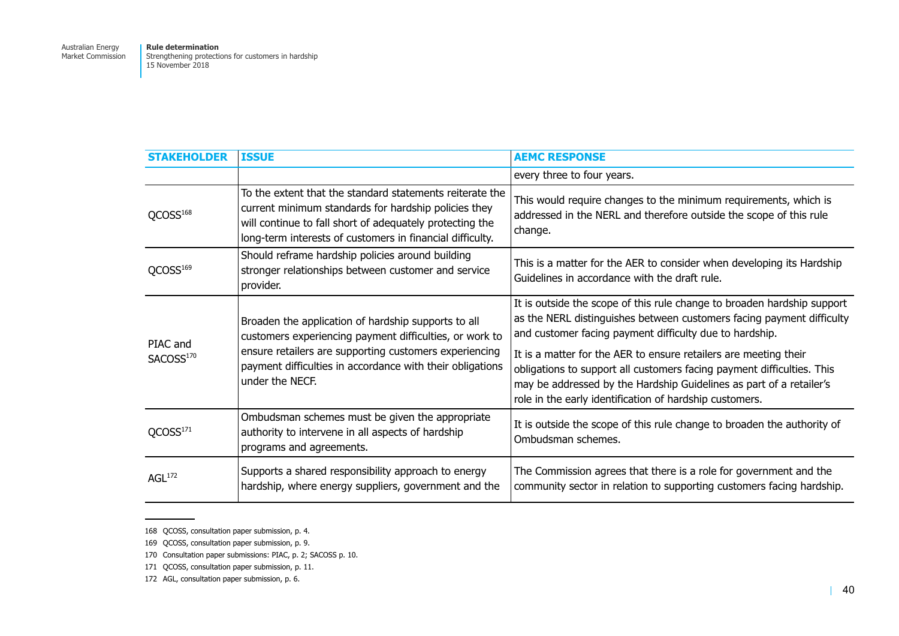| STAKEHOLDER | ISSUE | AEMC RESPONSE |
| --- | --- | --- |
| | | every three to four years. |
| QCOSS[168] | To the extent that the standard statements reiterate the current minimum standards for hardship policies they will continue to fall short of adequately protecting the long-term interests of customers in financial difficulty. | This would require changes to the minimum requirements, which is addressed in the NERL and therefore outside the scope of this rule change. |
| QCOSS[169] | Should reframe hardship policies around building stronger relationships between customer and service provider. | This is a matter for the AER to consider when developing its Hardship Guidelines in accordance with the draft rule. |
| PIAC and SACOSS[170] | Broaden the application of hardship supports to all customers experiencing payment difficulties, or work to ensure retailers are supporting customers experiencing payment difficulties in accordance with their obligations under the NECF. | It is outside the scope of this rule change to broaden hardship support as the NERL distinguishes between customers facing payment difficulty and customer facing payment difficulty due to hardship.<br><br>It is a matter for the AER to ensure retailers are meeting their obligations to support all customers facing payment difficulties. This may be addressed by the Hardship Guidelines as part of a retailer's role in the early identification of hardship customers. |
| QCOSS[171] | Ombudsman schemes must be given the appropriate authority to intervene in all aspects of hardship programs and agreements. | It is outside the scope of this rule change to broaden the authority of Ombudsman schemes. |
| AGL[172] | Supports a shared responsibility approach to energy hardship, where energy suppliers, government and the | The Commission agrees that there is a role for government and the community sector in relation to supporting customers facing hardship. |

168 QCOSS, consultation paper submission, p. 4.

169 QCOSS, consultation paper submission, p. 9.

170 Consultation paper submissions: PIAC, p. 2; SACOSS p. 10.

171 QCOSS, consultation paper submission, p. 11.

172 AGL, consultation paper submission, p. 6.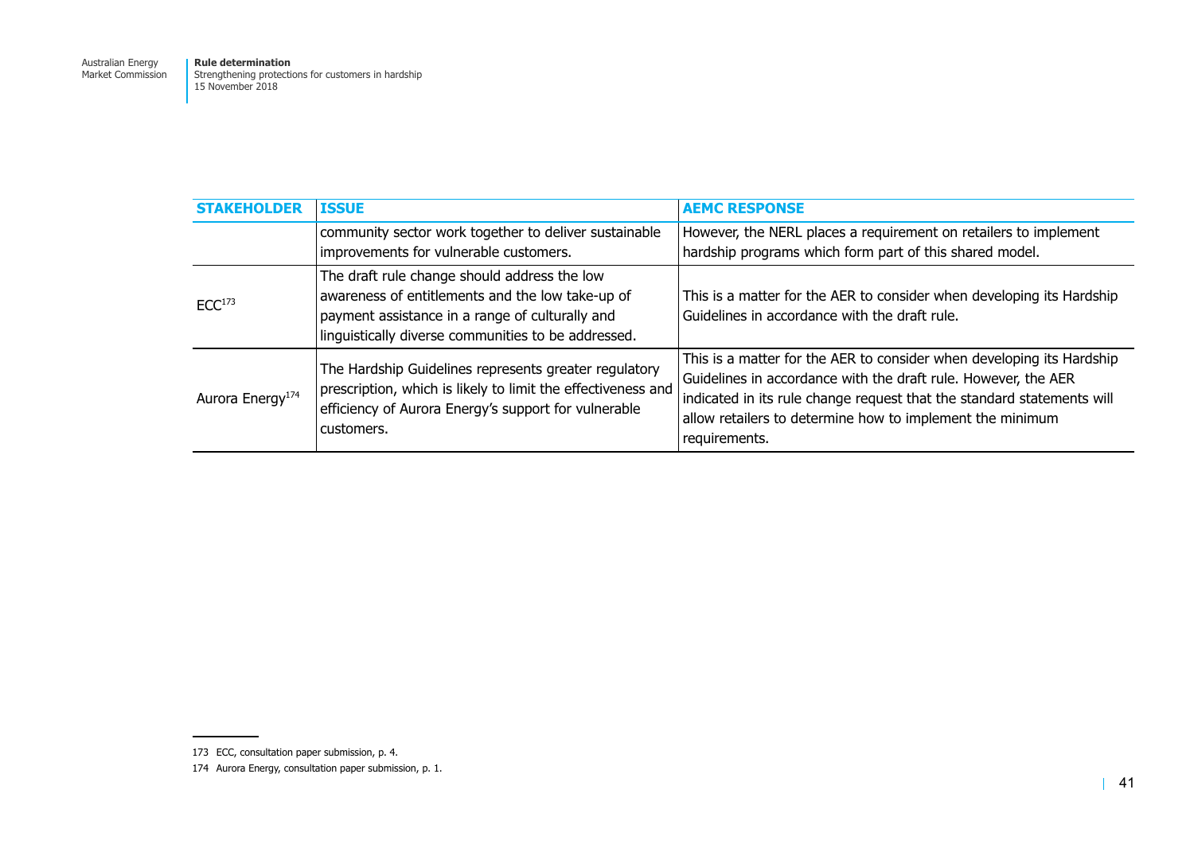| STAKEHOLDER | ISSUE | AEMC RESPONSE |
|---|---|---|
| | community sector work together to deliver sustainable improvements for vulnerable customers. | However, the NERL places a requirement on retailers to implement hardship programs which form part of this shared model. |
| ECC[173] | The draft rule change should address the low awareness of entitlements and the low take-up of payment assistance in a range of culturally and linguistically diverse communities to be addressed. | This is a matter for the AER to consider when developing its Hardship Guidelines in accordance with the draft rule. |
| Aurora Energy[174] | The Hardship Guidelines represents greater regulatory prescription, which is likely to limit the effectiveness and efficiency of Aurora Energy's support for vulnerable customers. | This is a matter for the AER to consider when developing its Hardship Guidelines in accordance with the draft rule. However, the AER indicated in its rule change request that the standard statements will allow retailers to determine how to implement the minimum requirements. |

173 ECC, consultation paper submission, p. 4.

174 Aurora Energy, consultation paper submission, p. 1.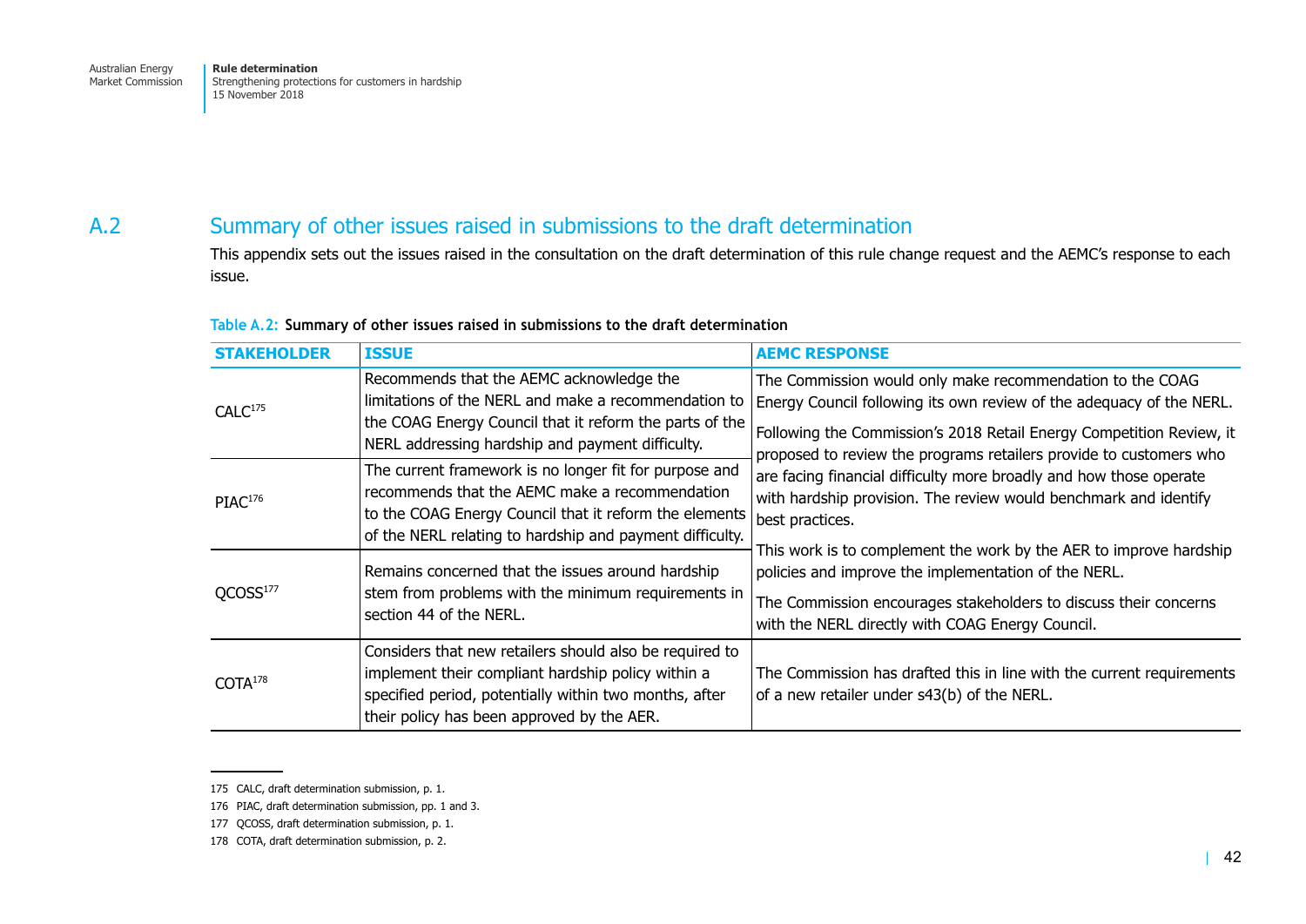## A.2 Summary of other issues raised in submissions to the draft determination

This appendix sets out the issues raised in the consultation on the draft determination of this rule change request and the AEMC's response to each issue.

Table A.2: **Summary of other issues raised in submissions to the draft determination**

| STAKEHOLDER | ISSUE | AEMC RESPONSE |
|---|---|---|
| CALC[175] | Recommends that the AEMC acknowledge the limitations of the NERL and make a recommendation to the COAG Energy Council that it reform the parts of the NERL addressing hardship and payment difficulty. | The Commission would only make recommendation to the COAG Energy Council following its own review of the adequacy of the NERL. Following the Commission's 2018 Retail Energy Competition Review, it proposed to review the programs retailers provide to customers who are facing financial difficulty more broadly and how those operate with hardship provision. The review would benchmark and identify best practices. This work is to complement the work by the AER to improve hardship policies and improve the implementation of the NERL. The Commission encourages stakeholders to discuss their concerns with the NERL directly with COAG Energy Council. |
| PIAC[176] | The current framework is no longer fit for purpose and recommends that the AEMC make a recommendation to the COAG Energy Council that it reform the elements of the NERL relating to hardship and payment difficulty. | |
| QCOSS[177] | Remains concerned that the issues around hardship stem from problems with the minimum requirements in section 44 of the NERL. | |
| COTA[178] | Considers that new retailers should also be required to implement their compliant hardship policy within a specified period, potentially within two months, after their policy has been approved by the AER. | The Commission has drafted this in line with the current requirements of a new retailer under s43(b) of the NERL. |

175 CALC, draft determination submission, p. 1.

176 PIAC, draft determination submission, pp. 1 and 3.

177 QCOSS, draft determination submission, p. 1.

178 COTA, draft determination submission, p. 2.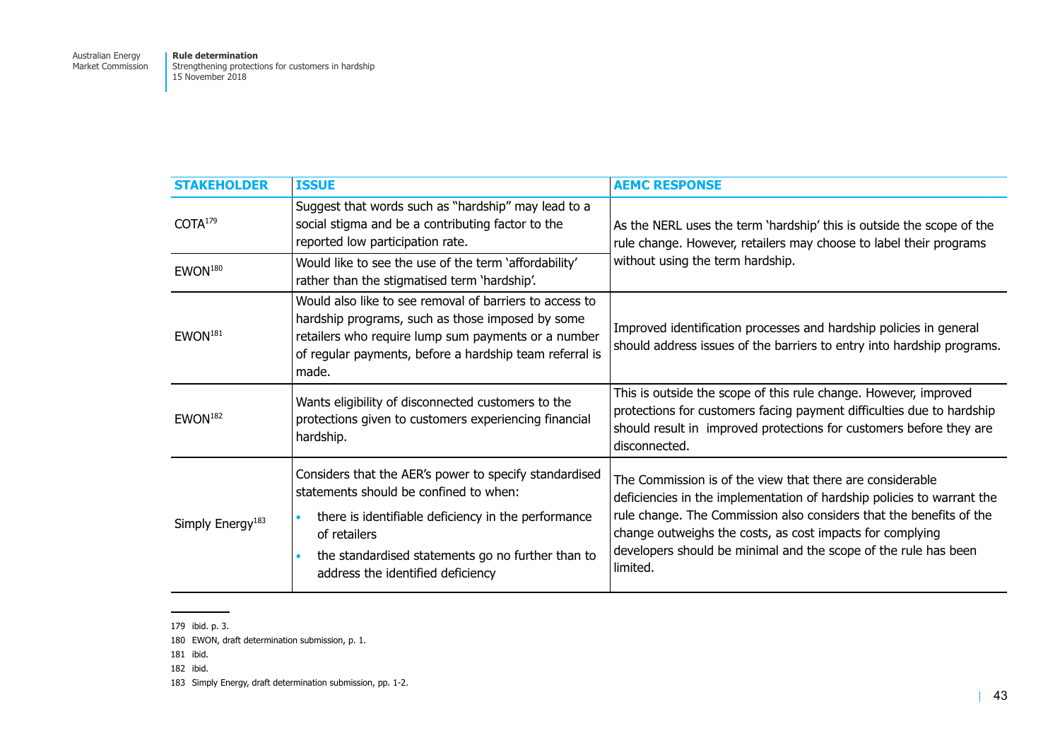| STAKEHOLDER | ISSUE | AEMC RESPONSE |
|---|---|---|
| COTA[179] | Suggest that words such as "hardship" may lead to a social stigma and be a contributing factor to the reported low participation rate. | As the NERL uses the term 'hardship' this is outside the scope of the rule change. However, retailers may choose to label their programs without using the term hardship. |
| EWON[180] | Would like to see the use of the term 'affordability' rather than the stigmatised term 'hardship'. | |
| EWON[181] | Would also like to see removal of barriers to access to hardship programs, such as those imposed by some retailers who require lump sum payments or a number of regular payments, before a hardship team referral is made. | Improved identification processes and hardship policies in general should address issues of the barriers to entry into hardship programs. |
| EWON[182] | Wants eligibility of disconnected customers to the protections given to customers experiencing financial hardship. | This is outside the scope of this rule change. However, improved protections for customers facing payment difficulties due to hardship should result in improved protections for customers before they are disconnected. |
| Simply Energy[183] | Considers that the AER's power to specify standardised statements should be confined to when:<br>• there is identifiable deficiency in the performance of retailers<br>• the standardised statements go no further than to address the identified deficiency | The Commission is of the view that there are considerable deficiencies in the implementation of hardship policies to warrant the rule change. The Commission also considers that the benefits of the change outweighs the costs, as cost impacts for complying developers should be minimal and the scope of the rule has been limited. |

179 ibid. p. 3.

180 EWON, draft determination submission, p. 1.

181 ibid.

182 ibid.

183 Simply Energy, draft determination submission, pp. 1-2.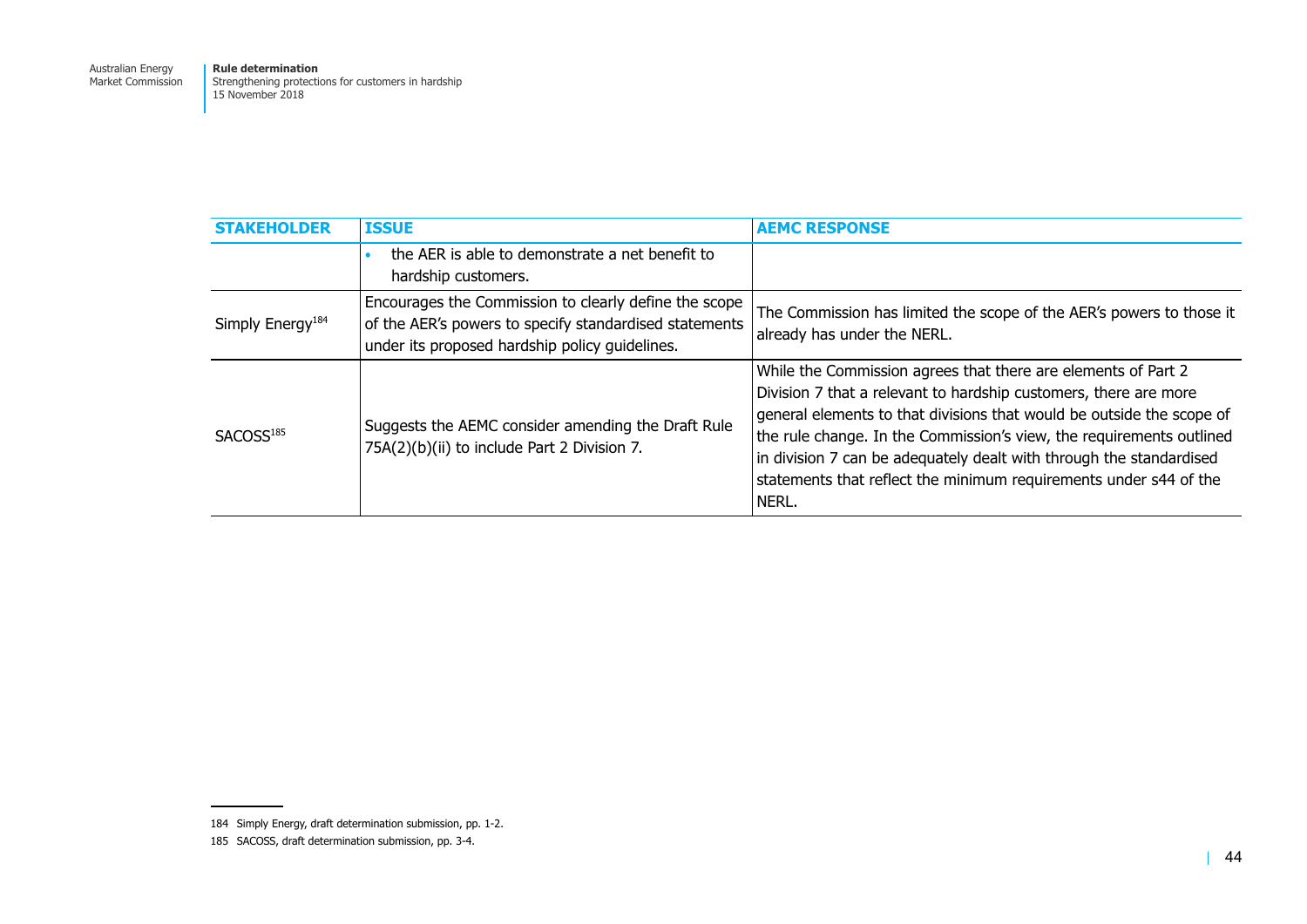| STAKEHOLDER | ISSUE | AEMC RESPONSE |
|---|---|---|
| | • the AER is able to demonstrate a net benefit to hardship customers. | |
| Simply Energy[184] | Encourages the Commission to clearly define the scope of the AER's powers to specify standardised statements under its proposed hardship policy guidelines. | The Commission has limited the scope of the AER's powers to those it already has under the NERL. |
| SACOSS[185] | Suggests the AEMC consider amending the Draft Rule 75A(2)(b)(ii) to include Part 2 Division 7. | While the Commission agrees that there are elements of Part 2 Division 7 that a relevant to hardship customers, there are more general elements to that divisions that would be outside the scope of the rule change. In the Commission's view, the requirements outlined in division 7 can be adequately dealt with through the standardised statements that reflect the minimum requirements under s44 of the NERL. |

184 Simply Energy, draft determination submission, pp. 1-2.

185 SACOSS, draft determination submission, pp. 3-4.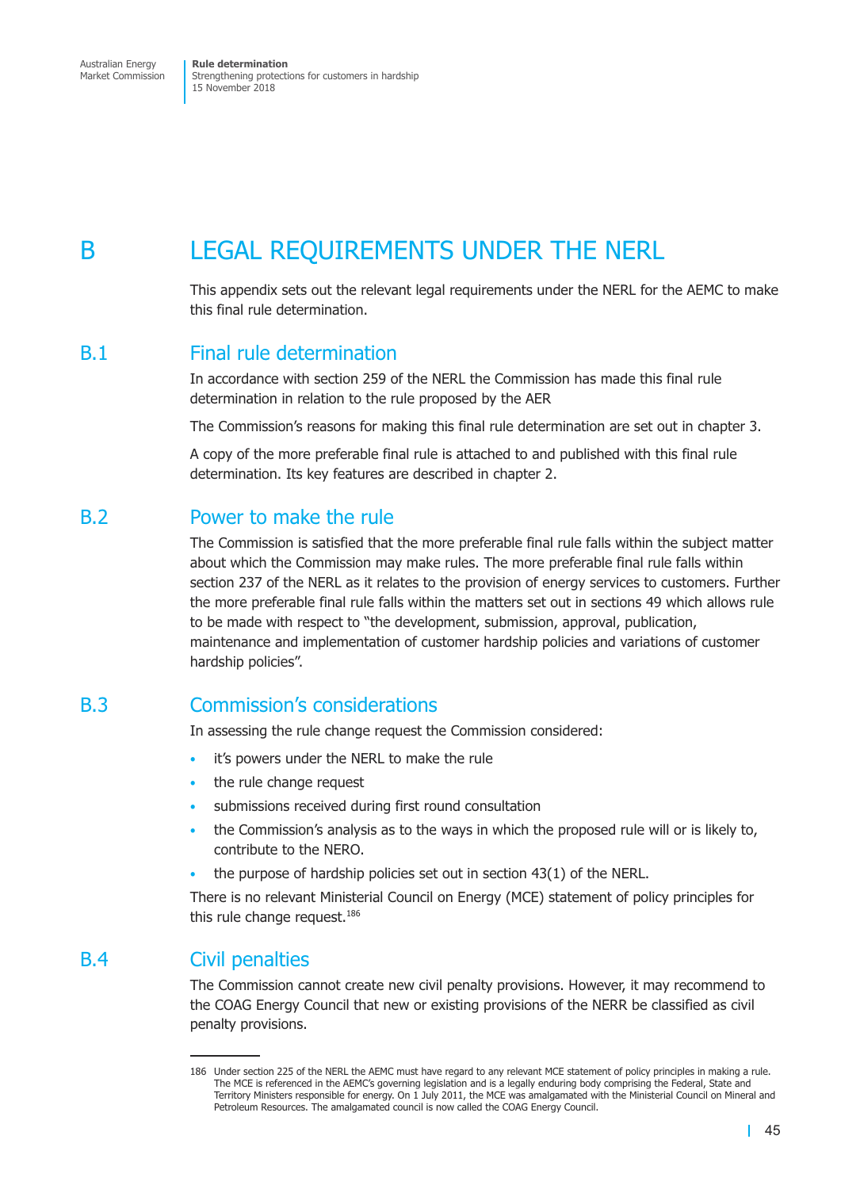# B LEGAL REQUIREMENTS UNDER THE NERL

This appendix sets out the relevant legal requirements under the NERL for the AEMC to make this final rule determination.

## B.1 Final rule determination

In accordance with section 259 of the NERL the Commission has made this final rule determination in relation to the rule proposed by the AER

The Commission's reasons for making this final rule determination are set out in chapter 3.

A copy of the more preferable final rule is attached to and published with this final rule determination. Its key features are described in chapter 2.

## B.2 Power to make the rule

The Commission is satisfied that the more preferable final rule falls within the subject matter about which the Commission may make rules. The more preferable final rule falls within section 237 of the NERL as it relates to the provision of energy services to customers. Further the more preferable final rule falls within the matters set out in sections 49 which allows rule to be made with respect to "the development, submission, approval, publication, maintenance and implementation of customer hardship policies and variations of customer hardship policies".

## B.3 Commission's considerations

In assessing the rule change request the Commission considered:

- it's powers under the NERL to make the rule
- the rule change request
- submissions received during first round consultation
- the Commission's analysis as to the ways in which the proposed rule will or is likely to, contribute to the NERO.
- the purpose of hardship policies set out in section 43(1) of the NERL.

There is no relevant Ministerial Council on Energy (MCE) statement of policy principles for this rule change request.[186]

## B.4 Civil penalties

The Commission cannot create new civil penalty provisions. However, it may recommend to the COAG Energy Council that new or existing provisions of the NERR be classified as civil penalty provisions.

---

186 Under section 225 of the NERL the AEMC must have regard to any relevant MCE statement of policy principles in making a rule. The MCE is referenced in the AEMC's governing legislation and is a legally enduring body comprising the Federal, State and Territory Ministers responsible for energy. On 1 July 2011, the MCE was amalgamated with the Ministerial Council on Mineral and Petroleum Resources. The amalgamated council is now called the COAG Energy Council.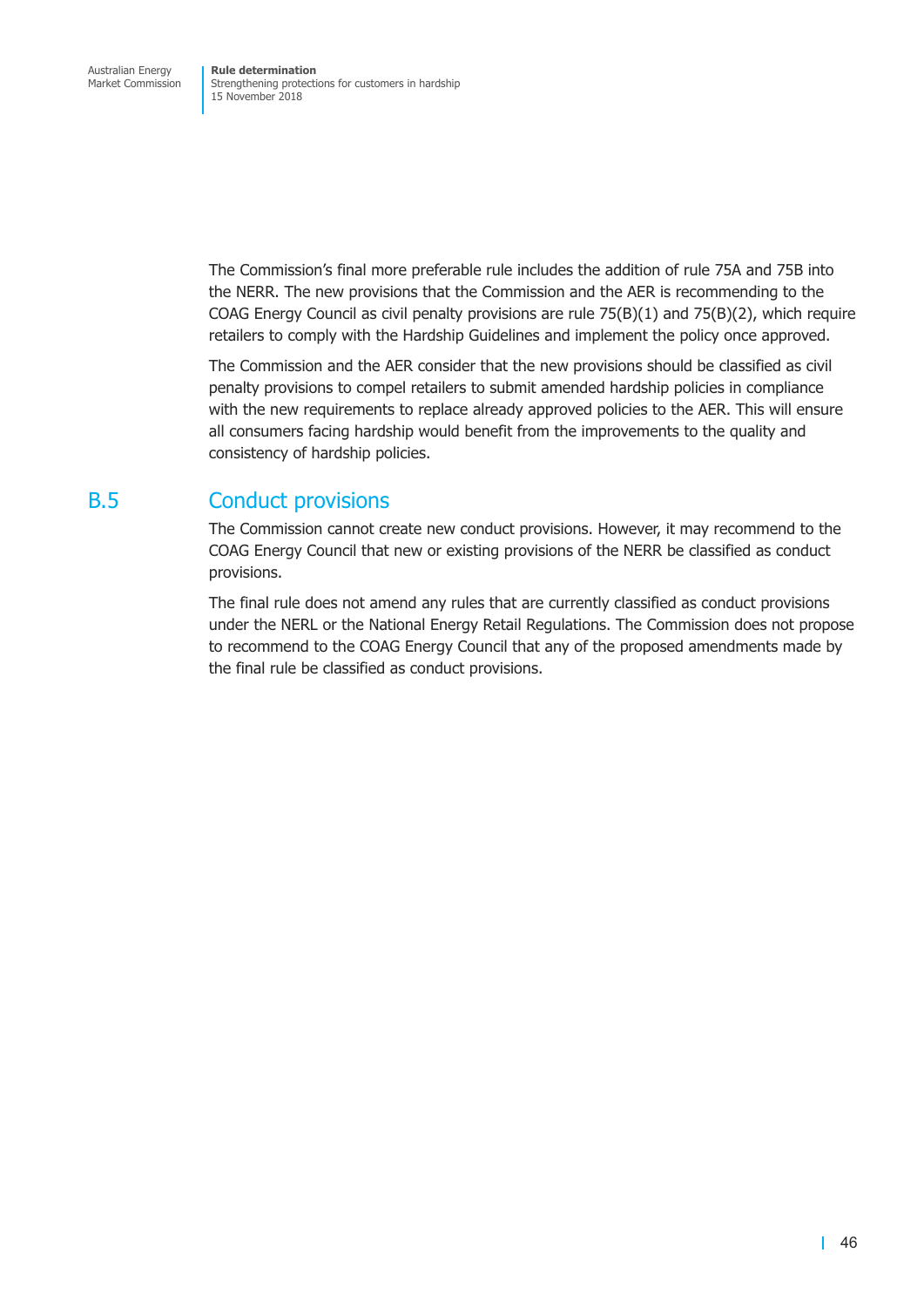The Commission's final more preferable rule includes the addition of rule 75A and 75B into the NERR. The new provisions that the Commission and the AER is recommending to the COAG Energy Council as civil penalty provisions are rule 75(B)(1) and 75(B)(2), which require retailers to comply with the Hardship Guidelines and implement the policy once approved.

The Commission and the AER consider that the new provisions should be classified as civil penalty provisions to compel retailers to submit amended hardship policies in compliance with the new requirements to replace already approved policies to the AER. This will ensure all consumers facing hardship would benefit from the improvements to the quality and consistency of hardship policies.

## B.5 Conduct provisions

The Commission cannot create new conduct provisions. However, it may recommend to the COAG Energy Council that new or existing provisions of the NERR be classified as conduct provisions.

The final rule does not amend any rules that are currently classified as conduct provisions under the NERL or the National Energy Retail Regulations. The Commission does not propose to recommend to the COAG Energy Council that any of the proposed amendments made by the final rule be classified as conduct provisions.